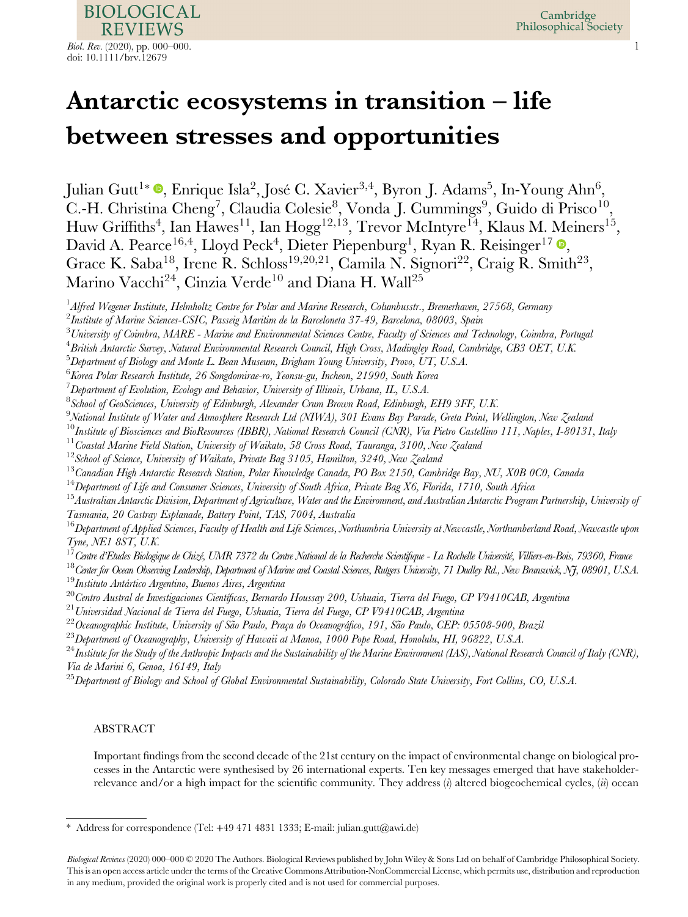# Antarctic ecosystems in transition – life between stresses and opportunities

Julian Gutt[1*], Enrique Isla[2], José C. Xavier[3,4], Byron J. Adams[5], In-Young Ahn[6], C.-H. Christina Cheng[7], Claudia Colesie[8], Vonda J. Cummings[9], Guido di Prisco[10], Huw Griffiths[4], Ian Hawes[11], Ian Hogg[12,13], Trevor McIntyre[14], Klaus M. Meiners[15], David A. Pearce[16,4], Lloyd Peck[4], Dieter Piepenburg[1], Ryan R. Reisinger[17], Grace K. Saba[18], Irene R. Schloss[19,20,21], Camila N. Signori[22], Craig R. Smith[23], Marino Vacchi[24], Cinzia Verde[10] and Diana H. Wall[25]

[1]*Alfred Wegener Institute, Helmholtz Centre for Polar and Marine Research, Columbusstr., Bremerhaven, 27568, Germany*
[2]*Institute of Marine Sciences-CSIC, Passeig Maritim de la Barceloneta 37-49, Barcelona, 08003, Spain*
[3]*University of Coimbra, MARE - Marine and Environmental Sciences Centre, Faculty of Sciences and Technology, Coimbra, Portugal*
[4]*British Antarctic Survey, Natural Environmental Research Council, High Cross, Madingley Road, Cambridge, CB3 OET, U.K.*
[5]*Department of Biology and Monte L. Bean Museum, Brigham Young University, Provo, UT, U.S.A.*
[6]*Korea Polar Research Institute, 26 Songdomirae-ro, Yeonsu-gu, Incheon, 21990, South Korea*
[7]*Department of Evolution, Ecology and Behavior, University of Illinois, Urbana, IL, U.S.A.*
[8]*School of GeoSciences, University of Edinburgh, Alexander Crum Brown Road, Edinburgh, EH9 3FF, U.K.*
[9]*National Institute of Water and Atmosphere Research Ltd (NIWA), 301 Evans Bay Parade, Greta Point, Wellington, New Zealand*
[10]*Institute of Biosciences and BioResources (IBBR), National Research Council (CNR), Via Pietro Castellino 111, Naples, I-80131, Italy*
[11]*Coastal Marine Field Station, University of Waikato, 58 Cross Road, Tauranga, 3100, New Zealand*
[12]*School of Science, University of Waikato, Private Bag 3105, Hamilton, 3240, New Zealand*
[13]*Canadian High Antarctic Research Station, Polar Knowledge Canada, PO Box 2150, Cambridge Bay, NU, X0B 0C0, Canada*
[14]*Department of Life and Consumer Sciences, University of South Africa, Private Bag X6, Florida, 1710, South Africa*
[15]*Australian Antarctic Division, Department of Agriculture, Water and the Environment, and Australian Antarctic Program Partnership, University of Tasmania, 20 Castray Esplanade, Battery Point, TAS, 7004, Australia*
[16]*Department of Applied Sciences, Faculty of Health and Life Sciences, Northumbria University at Newcastle, Northumberland Road, Newcastle upon Tyne, NE1 8ST, U.K.*
[17]*Centre d'Etudes Biologique de Chizé, UMR 7372 du Centre National de la Recherche Scientifique - La Rochelle Université, Villiers-en-Bois, 79360, France*
[18]*Center for Ocean Observing Leadership, Department of Marine and Coastal Sciences, Rutgers University, 71 Dudley Rd., New Brunswick, NJ, 08901, U.S.A.*
[19]*Instituto Antártico Argentino, Buenos Aires, Argentina*
[20]*Centro Austral de Investigaciones Científicas, Bernardo Houssay 200, Ushuaia, Tierra del Fuego, CP V9410CAB, Argentina*
[21]*Universidad Nacional de Tierra del Fuego, Ushuaia, Tierra del Fuego, CP V9410CAB, Argentina*
[22]*Oceanographic Institute, University of São Paulo, Praça do Oceanográfico, 191, São Paulo, CEP: 05508-900, Brazil*
[23]*Department of Oceanography, University of Hawaii at Manoa, 1000 Pope Road, Honolulu, HI, 96822, U.S.A.*
[24]*Institute for the Study of the Anthropic Impacts and the Sustainability of the Marine Environment (IAS), National Research Council of Italy (CNR), Via de Marini 6, Genoa, 16149, Italy*
[25]*Department of Biology and School of Global Environmental Sustainability, Colorado State University, Fort Collins, CO, U.S.A.*

## ABSTRACT

Important findings from the second decade of the 21st century on the impact of environmental change on biological processes in the Antarctic were synthesised by 26 international experts. Ten key messages emerged that have stakeholder-relevance and/or a high impact for the scientific community. They address (*i*) altered biogeochemical cycles, (*ii*) ocean

---

\* Address for correspondence (Tel: +49 471 4831 1333; E-mail: julian.gutt@awi.de)

*Biological Reviews* (2020) 000–000 © 2020 The Authors. Biological Reviews published by John Wiley & Sons Ltd on behalf of Cambridge Philosophical Society. This is an open access article under the terms of the Creative Commons Attribution-NonCommercial License, which permits use, distribution and reproduction in any medium, provided the original work is properly cited and is not used for commercial purposes.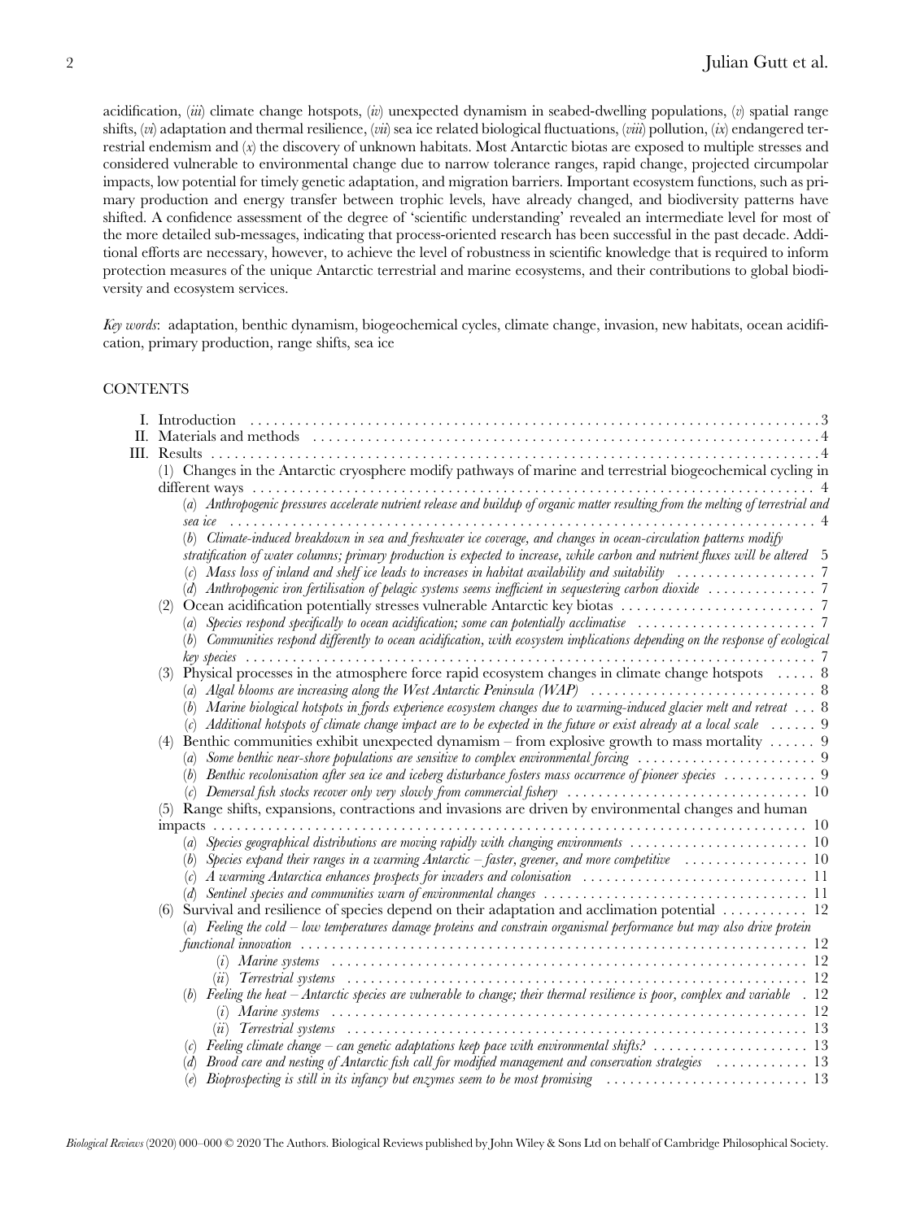acidification, (*iii*) climate change hotspots, (*iv*) unexpected dynamism in seabed-dwelling populations, (*v*) spatial range shifts, (*vi*) adaptation and thermal resilience, (*vii*) sea ice related biological fluctuations, (*viii*) pollution, (*ix*) endangered terrestrial endemism and (*x*) the discovery of unknown habitats. Most Antarctic biotas are exposed to multiple stresses and considered vulnerable to environmental change due to narrow tolerance ranges, rapid change, projected circumpolar impacts, low potential for timely genetic adaptation, and migration barriers. Important ecosystem functions, such as primary production and energy transfer between trophic levels, have already changed, and biodiversity patterns have shifted. A confidence assessment of the degree of 'scientific understanding' revealed an intermediate level for most of the more detailed sub-messages, indicating that process-oriented research has been successful in the past decade. Additional efforts are necessary, however, to achieve the level of robustness in scientific knowledge that is required to inform protection measures of the unique Antarctic terrestrial and marine ecosystems, and their contributions to global biodiversity and ecosystem services.

*Key words*: adaptation, benthic dynamism, biogeochemical cycles, climate change, invasion, new habitats, ocean acidification, primary production, range shifts, sea ice

## CONTENTS

- I. Introduction ... 3
- II. Materials and methods ... 4
- III. Results ... 4
  - (1) Changes in the Antarctic cryosphere modify pathways of marine and terrestrial biogeochemical cycling in different ways ... 4
    - (*a*) *Anthropogenic pressures accelerate nutrient release and buildup of organic matter resulting from the melting of terrestrial and sea ice* ... 4
    - (*b*) *Climate-induced breakdown in sea and freshwater ice coverage, and changes in ocean-circulation patterns modify stratification of water columns; primary production is expected to increase, while carbon and nutrient fluxes will be altered* ... 5
    - (*c*) *Mass loss of inland and shelf ice leads to increases in habitat availability and suitability* ... 7
    - (*d*) *Anthropogenic iron fertilisation of pelagic systems seems inefficient in sequestering carbon dioxide* ... 7
  - (2) Ocean acidification potentially stresses vulnerable Antarctic key biotas ... 7
    - (*a*) *Species respond specifically to ocean acidification; some can potentially acclimatise* ... 7
    - (*b*) *Communities respond differently to ocean acidification, with ecosystem implications depending on the response of ecological key species* ... 7
  - (3) Physical processes in the atmosphere force rapid ecosystem changes in climate change hotspots ... 8
    - (*a*) *Algal blooms are increasing along the West Antarctic Peninsula (WAP)* ... 8
    - (*b*) *Marine biological hotspots in fjords experience ecosystem changes due to warming-induced glacier melt and retreat* ... 8
    - (*c*) *Additional hotspots of climate change impact are to be expected in the future or exist already at a local scale* ... 9
  - (4) Benthic communities exhibit unexpected dynamism – from explosive growth to mass mortality ... 9
    - (*a*) *Some benthic near-shore populations are sensitive to complex environmental forcing* ... 9
    - (*b*) *Benthic recolonisation after sea ice and iceberg disturbance fosters mass occurrence of pioneer species* ... 9
    - (*c*) *Demersal fish stocks recover only very slowly from commercial fishery* ... 10
  - (5) Range shifts, expansions, contractions and invasions are driven by environmental changes and human impacts ... 10
    - (*a*) *Species geographical distributions are moving rapidly with changing environments* ... 10
    - (*b*) *Species expand their ranges in a warming Antarctic – faster, greener, and more competitive* ... 10
    - (*c*) *A warming Antarctica enhances prospects for invaders and colonisation* ... 11
    - (*d*) *Sentinel species and communities warn of environmental changes* ... 11
  - (6) Survival and resilience of species depend on their adaptation and acclimation potential ... 12
    - (*a*) *Feeling the cold – low temperatures damage proteins and constrain organismal performance but may also drive protein functional innovation* ... 12
      - (*i*) *Marine systems* ... 12
      - (*ii*) *Terrestrial systems* ... 12
    - (*b*) *Feeling the heat – Antarctic species are vulnerable to change; their thermal resilience is poor, complex and variable* . 12
      - (*i*) *Marine systems* ... 12
      - (*ii*) *Terrestrial systems* ... 13
    - (*c*) *Feeling climate change – can genetic adaptations keep pace with environmental shifts?* ... 13
    - (*d*) *Brood care and nesting of Antarctic fish call for modified management and conservation strategies* ... 13
    - (*e*) *Bioprospecting is still in its infancy but enzymes seem to be most promising* ... 13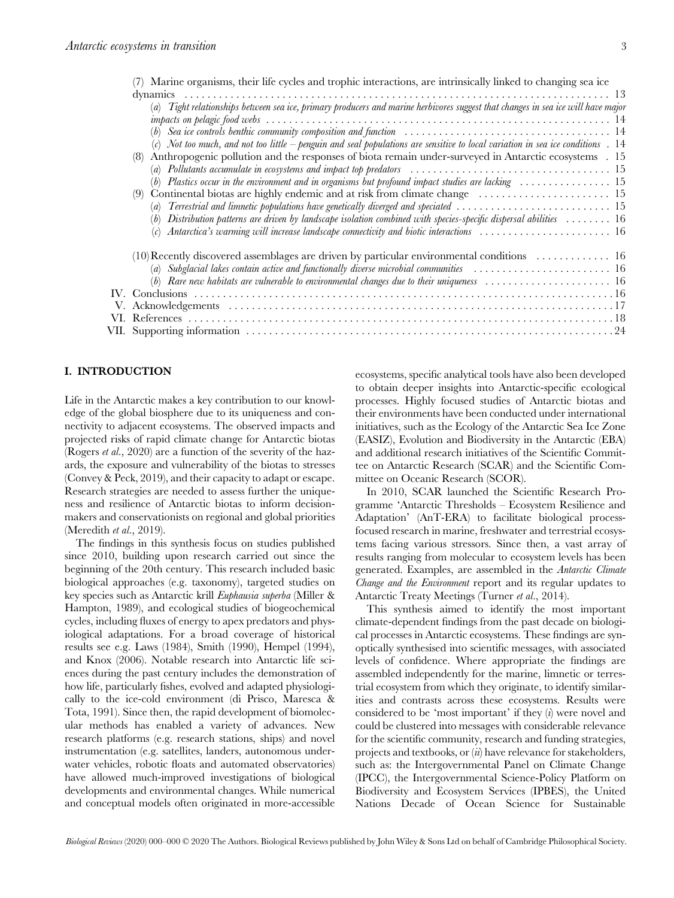(7) Marine organisms, their life cycles and trophic interactions, are intrinsically linked to changing sea ice dynamics ........ 13
 (a) *Tight relationships between sea ice, primary producers and marine herbivores suggest that changes in sea ice will have major impacts on pelagic food webs* ........ 14
 (b) *Sea ice controls benthic community composition and function* ........ 14
 (c) *Not too much, and not too little – penguin and seal populations are sensitive to local variation in sea ice conditions* . 14
(8) Anthropogenic pollution and the responses of biota remain under-surveyed in Antarctic ecosystems . 15
 (a) *Pollutants accumulate in ecosystems and impact top predators* ........ 15
 (b) *Plastics occur in the environment and in organisms but profound impact studies are lacking* ........ 15
(9) Continental biotas are highly endemic and at risk from climate change ........ 15
 (a) *Terrestrial and limnetic populations have genetically diverged and speciated* ........ 15
 (b) *Distribution patterns are driven by landscape isolation combined with species-specific dispersal abilities* ........ 16
 (c) *Antarctica's warming will increase landscape connectivity and biotic interactions* ........ 16
(10) Recently discovered assemblages are driven by particular environmental conditions ........ 16
 (a) *Subglacial lakes contain active and functionally diverse microbial communities* ........ 16
 (b) *Rare new habitats are vulnerable to environmental changes due to their uniqueness* ........ 16
IV. Conclusions ........ 16
V. Acknowledgements ........ 17
VI. References ........ 18
VII. Supporting information ........ 24

## I. INTRODUCTION

Life in the Antarctic makes a key contribution to our knowledge of the global biosphere due to its uniqueness and connectivity to adjacent ecosystems. The observed impacts and projected risks of rapid climate change for Antarctic biotas (Rogers *et al.*, 2020) are a function of the severity of the hazards, the exposure and vulnerability of the biotas to stresses (Convey & Peck, 2019), and their capacity to adapt or escape. Research strategies are needed to assess further the uniqueness and resilience of Antarctic biotas to inform decision-makers and conservationists on regional and global priorities (Meredith *et al.*, 2019).

The findings in this synthesis focus on studies published since 2010, building upon research carried out since the beginning of the 20th century. This research included basic biological approaches (e.g. taxonomy), targeted studies on key species such as Antarctic krill *Euphausia superba* (Miller & Hampton, 1989), and ecological studies of biogeochemical cycles, including fluxes of energy to apex predators and physiological adaptations. For a broad coverage of historical results see e.g. Laws (1984), Smith (1990), Hempel (1994), and Knox (2006). Notable research into Antarctic life sciences during the past century includes the demonstration of how life, particularly fishes, evolved and adapted physiologically to the ice-cold environment (di Prisco, Maresca & Tota, 1991). Since then, the rapid development of biomolecular methods has enabled a variety of advances. New research platforms (e.g. research stations, ships) and novel instrumentation (e.g. satellites, landers, autonomous underwater vehicles, robotic floats and automated observatories) have allowed much-improved investigations of biological developments and environmental changes. While numerical and conceptual models often originated in more-accessible ecosystems, specific analytical tools have also been developed to obtain deeper insights into Antarctic-specific ecological processes. Highly focused studies of Antarctic biotas and their environments have been conducted under international initiatives, such as the Ecology of the Antarctic Sea Ice Zone (EASIZ), Evolution and Biodiversity in the Antarctic (EBA) and additional research initiatives of the Scientific Committee on Antarctic Research (SCAR) and the Scientific Committee on Oceanic Research (SCOR).

In 2010, SCAR launched the Scientific Research Programme 'Antarctic Thresholds – Ecosystem Resilience and Adaptation' (AnT-ERA) to facilitate biological process-focused research in marine, freshwater and terrestrial ecosystems facing various stressors. Since then, a vast array of results ranging from molecular to ecosystem levels has been generated. Examples, are assembled in the *Antarctic Climate Change and the Environment* report and its regular updates to Antarctic Treaty Meetings (Turner *et al.*, 2014).

This synthesis aimed to identify the most important climate-dependent findings from the past decade on biological processes in Antarctic ecosystems. These findings are synoptically synthesised into scientific messages, with associated levels of confidence. Where appropriate the findings are assembled independently for the marine, limnetic or terrestrial ecosystem from which they originate, to identify similarities and contrasts across these ecosystems. Results were considered to be 'most important' if they (*i*) were novel and could be clustered into messages with considerable relevance for the scientific community, research and funding strategies, projects and textbooks, or (*ii*) have relevance for stakeholders, such as: the Intergovernmental Panel on Climate Change (IPCC), the Intergovernmental Science-Policy Platform on Biodiversity and Ecosystem Services (IPBES), the United Nations Decade of Ocean Science for Sustainable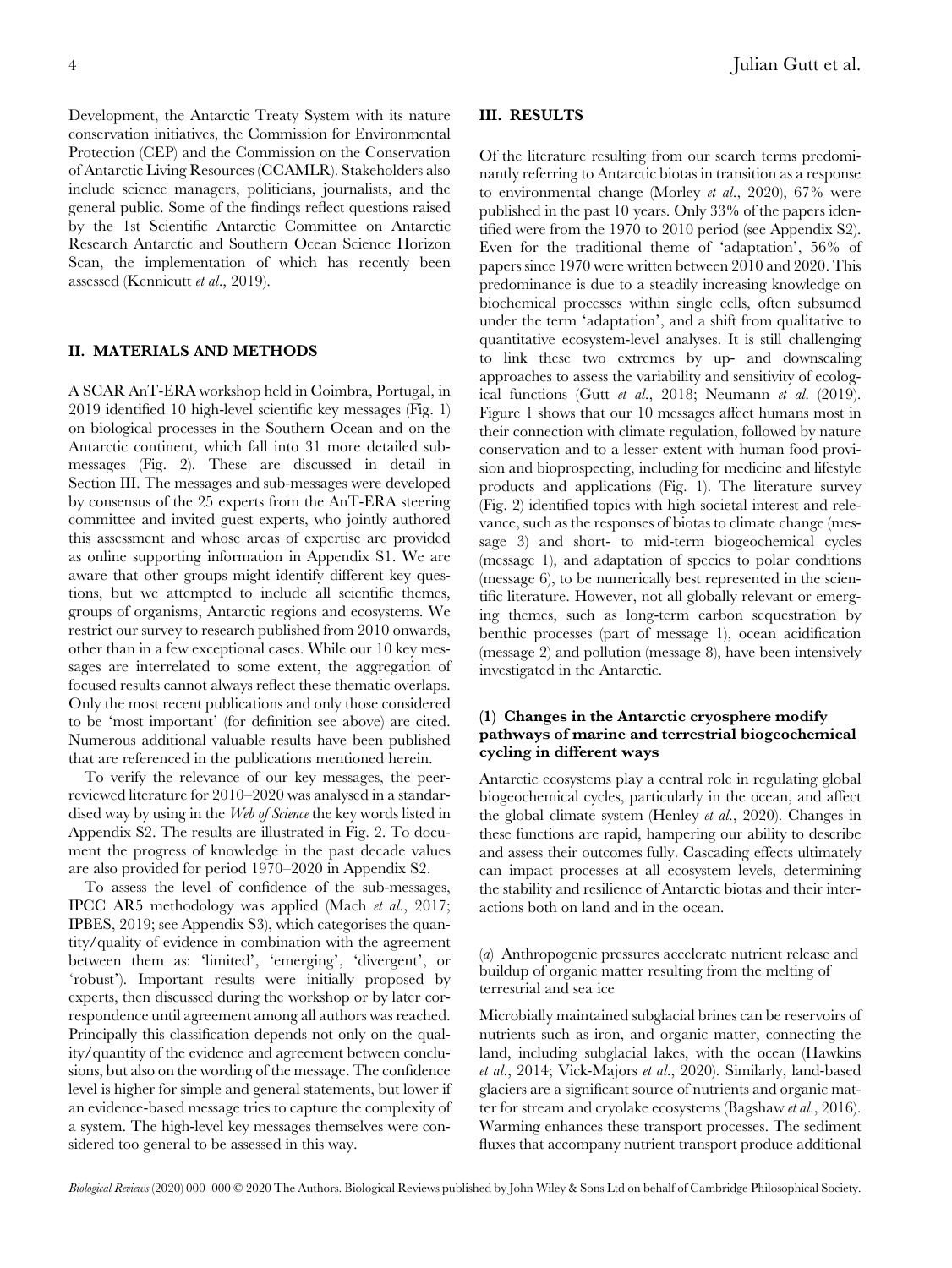Development, the Antarctic Treaty System with its nature conservation initiatives, the Commission for Environmental Protection (CEP) and the Commission on the Conservation of Antarctic Living Resources (CCAMLR). Stakeholders also include science managers, politicians, journalists, and the general public. Some of the findings reflect questions raised by the 1st Scientific Antarctic Committee on Antarctic Research Antarctic and Southern Ocean Science Horizon Scan, the implementation of which has recently been assessed (Kennicutt *et al*., 2019).

## II. MATERIALS AND METHODS

A SCAR AnT-ERA workshop held in Coimbra, Portugal, in 2019 identified 10 high-level scientific key messages (Fig. 1) on biological processes in the Southern Ocean and on the Antarctic continent, which fall into 31 more detailed sub-messages (Fig. 2). These are discussed in detail in Section III. The messages and sub-messages were developed by consensus of the 25 experts from the AnT-ERA steering committee and invited guest experts, who jointly authored this assessment and whose areas of expertise are provided as online supporting information in Appendix S1. We are aware that other groups might identify different key questions, but we attempted to include all scientific themes, groups of organisms, Antarctic regions and ecosystems. We restrict our survey to research published from 2010 onwards, other than in a few exceptional cases. While our 10 key messages are interrelated to some extent, the aggregation of focused results cannot always reflect these thematic overlaps. Only the most recent publications and only those considered to be 'most important' (for definition see above) are cited. Numerous additional valuable results have been published that are referenced in the publications mentioned herein.

To verify the relevance of our key messages, the peer-reviewed literature for 2010–2020 was analysed in a standardised way by using in the *Web of Science* the key words listed in Appendix S2. The results are illustrated in Fig. 2. To document the progress of knowledge in the past decade values are also provided for period 1970–2020 in Appendix S2.

To assess the level of confidence of the sub-messages, IPCC AR5 methodology was applied (Mach *et al*., 2017; IPBES, 2019; see Appendix S3), which categorises the quantity/quality of evidence in combination with the agreement between them as: 'limited', 'emerging', 'divergent', or 'robust'). Important results were initially proposed by experts, then discussed during the workshop or by later correspondence until agreement among all authors was reached. Principally this classification depends not only on the quality/quantity of the evidence and agreement between conclusions, but also on the wording of the message. The confidence level is higher for simple and general statements, but lower if an evidence-based message tries to capture the complexity of a system. The high-level key messages themselves were considered too general to be assessed in this way.

## III. RESULTS

Of the literature resulting from our search terms predominantly referring to Antarctic biotas in transition as a response to environmental change (Morley *et al*., 2020), 67% were published in the past 10 years. Only 33% of the papers identified were from the 1970 to 2010 period (see Appendix S2). Even for the traditional theme of 'adaptation', 56% of papers since 1970 were written between 2010 and 2020. This predominance is due to a steadily increasing knowledge on biochemical processes within single cells, often subsumed under the term 'adaptation', and a shift from qualitative to quantitative ecosystem-level analyses. It is still challenging to link these two extremes by up- and downscaling approaches to assess the variability and sensitivity of ecological functions (Gutt *et al*., 2018; Neumann *et al*. (2019). Figure 1 shows that our 10 messages affect humans most in their connection with climate regulation, followed by nature conservation and to a lesser extent with human food provision and bioprospecting, including for medicine and lifestyle products and applications (Fig. 1). The literature survey (Fig. 2) identified topics with high societal interest and relevance, such as the responses of biotas to climate change (message 3) and short- to mid-term biogeochemical cycles (message 1), and adaptation of species to polar conditions (message 6), to be numerically best represented in the scientific literature. However, not all globally relevant or emerging themes, such as long-term carbon sequestration by benthic processes (part of message 1), ocean acidification (message 2) and pollution (message 8), have been intensively investigated in the Antarctic.

### (1) Changes in the Antarctic cryosphere modify pathways of marine and terrestrial biogeochemical cycling in different ways

Antarctic ecosystems play a central role in regulating global biogeochemical cycles, particularly in the ocean, and affect the global climate system (Henley *et al*., 2020). Changes in these functions are rapid, hampering our ability to describe and assess their outcomes fully. Cascading effects ultimately can impact processes at all ecosystem levels, determining the stability and resilience of Antarctic biotas and their interactions both on land and in the ocean.

#### (*a*) Anthropogenic pressures accelerate nutrient release and buildup of organic matter resulting from the melting of terrestrial and sea ice

Microbially maintained subglacial brines can be reservoirs of nutrients such as iron, and organic matter, connecting the land, including subglacial lakes, with the ocean (Hawkins *et al*., 2014; Vick-Majors *et al*., 2020). Similarly, land-based glaciers are a significant source of nutrients and organic matter for stream and cryolake ecosystems (Bagshaw *et al*., 2016). Warming enhances these transport processes. The sediment fluxes that accompany nutrient transport produce additional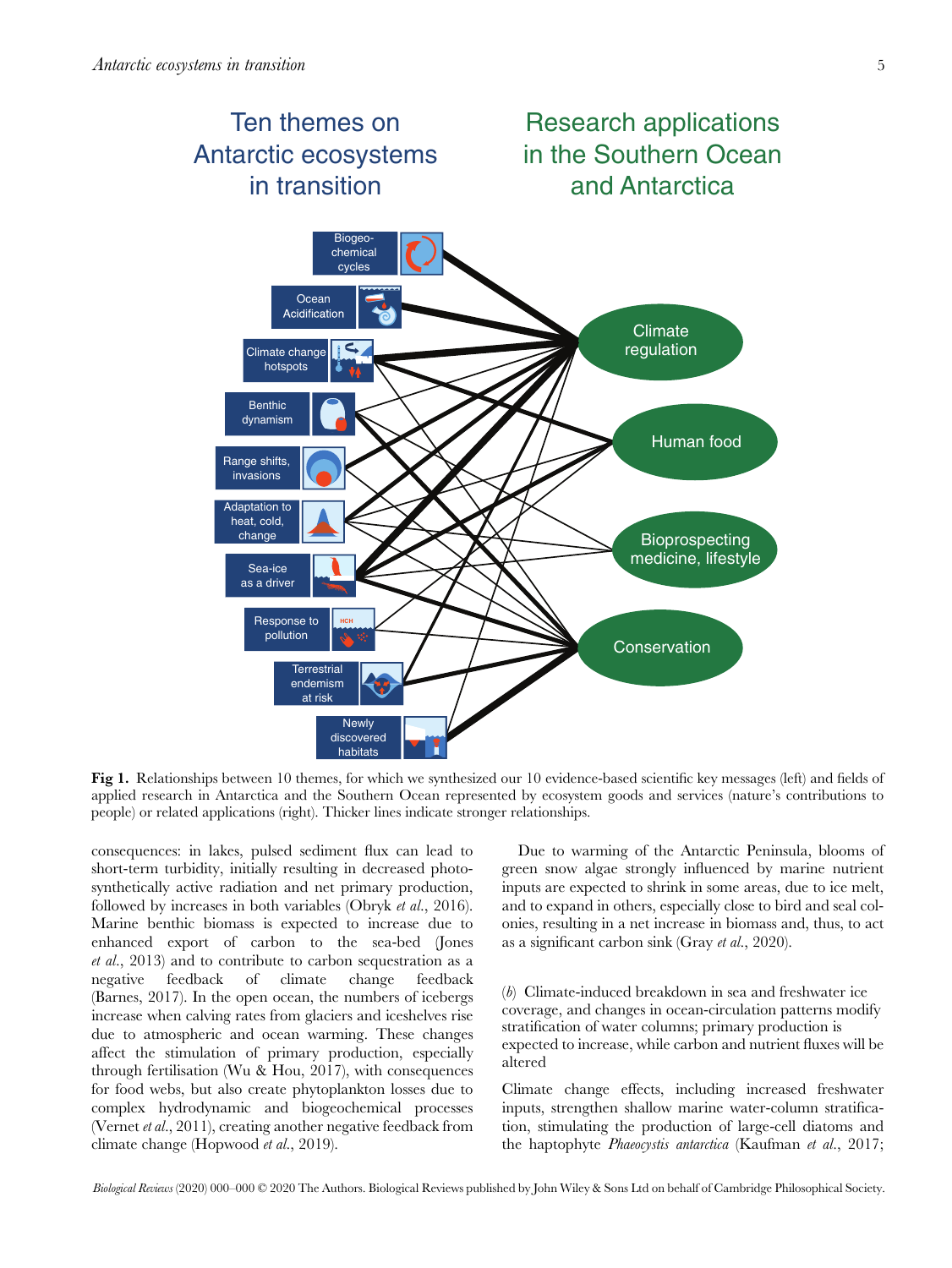Fig 1. Relationships between 10 themes, for which we synthesized our 10 evidence-based scientific key messages (left) and fields of applied research in Antarctica and the Southern Ocean represented by ecosystem goods and services (nature's contributions to people) or related applications (right). Thicker lines indicate stronger relationships.

consequences: in lakes, pulsed sediment flux can lead to short-term turbidity, initially resulting in decreased photosynthetically active radiation and net primary production, followed by increases in both variables (Obryk *et al.*, 2016). Marine benthic biomass is expected to increase due to enhanced export of carbon to the sea-bed (Jones *et al.*, 2013) and to contribute to carbon sequestration as a negative feedback of climate change feedback (Barnes, 2017). In the open ocean, the numbers of icebergs increase when calving rates from glaciers and iceshelves rise due to atmospheric and ocean warming. These changes affect the stimulation of primary production, especially through fertilisation (Wu & Hou, 2017), with consequences for food webs, but also create phytoplankton losses due to complex hydrodynamic and biogeochemical processes (Vernet *et al.*, 2011), creating another negative feedback from climate change (Hopwood *et al.*, 2019).

Due to warming of the Antarctic Peninsula, blooms of green snow algae strongly influenced by marine nutrient inputs are expected to shrink in some areas, due to ice melt, and to expand in others, especially close to bird and seal colonies, resulting in a net increase in biomass and, thus, to act as a significant carbon sink (Gray *et al.*, 2020).

### (*b*) Climate-induced breakdown in sea and freshwater ice coverage, and changes in ocean-circulation patterns modify stratification of water columns; primary production is expected to increase, while carbon and nutrient fluxes will be altered

Climate change effects, including increased freshwater inputs, strengthen shallow marine water-column stratification, stimulating the production of large-cell diatoms and the haptophyte *Phaeocystis antarctica* (Kaufman *et al.*, 2017;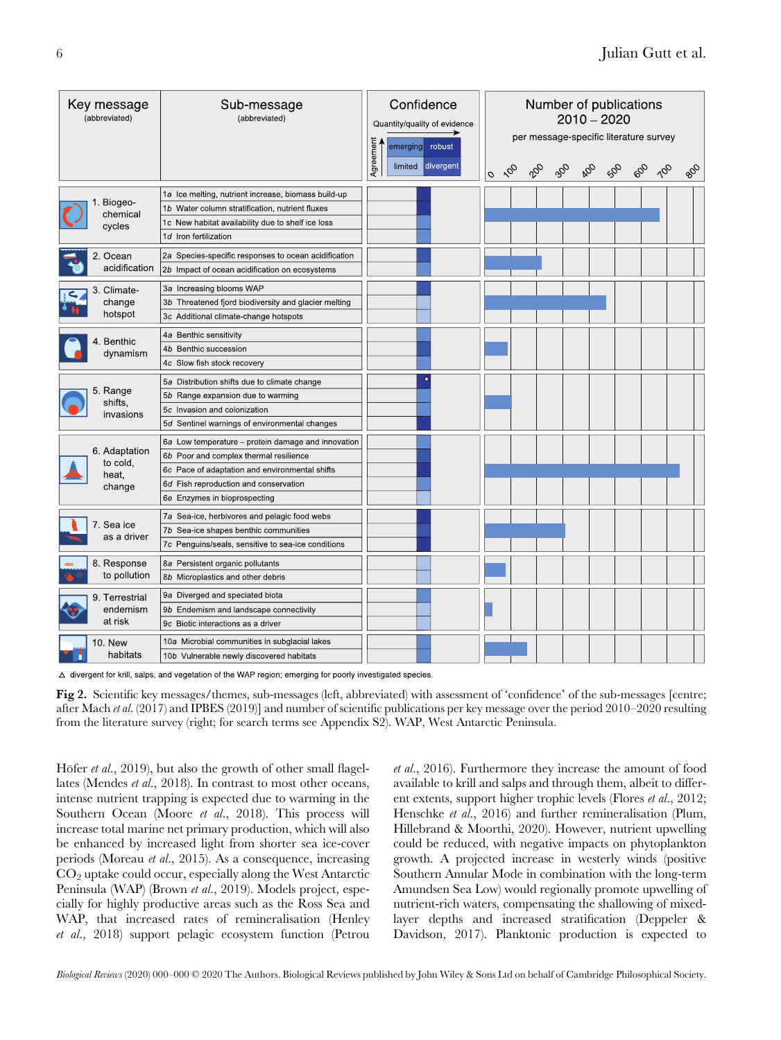| Key message (abbreviated) | Sub-message (abbreviated) |
|---|---|
| 1. Biogeo-chemical cycles | 1a Ice melting, nutrient increase, biomass build-up |
| | 1b Water column stratification, nutrient fluxes |
| | 1c New habitat availability due to shelf ice loss |
| | 1d Iron fertilization |
| 2. Ocean acidification | 2a Species-specific responses to ocean acidification |
| | 2b Impact of ocean acidification on ecosystems |
| 3. Climate-change hotspot | 3a Increasing blooms WAP |
| | 3b Threatened fjord biodiversity and glacier melting |
| | 3c Additional climate-change hotspots |
| 4. Benthic dynamism | 4a Benthic sensitivity |
| | 4b Benthic succession |
| | 4c Slow fish stock recovery |
| 5. Range shifts, invasions | 5a Distribution shifts due to climate change |
| | 5b Range expansion due to warming |
| | 5c Invasion and colonization |
| | 5d Sentinel warnings of environmental changes |
| 6. Adaptation to cold, heat, change | 6a Low temperature – protein damage and innovation |
| | 6b Poor and complex thermal resilience |
| | 6c Pace of adaptation and environmental shifts |
| | 6d Fish reproduction and conservation |
| | 6e Enzymes in bioprospecting |
| 7. Sea ice as a driver | 7a Sea-ice, herbivores and pelagic food webs |
| | 7b Sea-ice shapes benthic communities |
| | 7c Penguins/seals, sensitive to sea-ice conditions |
| 8. Response to pollution | 8a Persistent organic pollutants |
| | 8b Microplastics and other debris |
| 9. Terrestrial endemism at risk | 9a Diverged and speciated biota |
| | 9b Endemism and landscape connectivity |
| | 9c Biotic interactions as a driver |
| 10. New habitats | 10a Microbial communities in subglacial lakes |
| | 10b Vulnerable newly discovered habitats |

Confidence: Quantity/quality of evidence; Agreement — emerging, robust, limited, divergent. Number of publications 2010 – 2020 per message-specific literature survey (0–800).

△ divergent for krill, salps, and vegetation of the WAP region; emerging for poorly investigated species.

**Fig 2.** Scientific key messages/themes, sub-messages (left, abbreviated) with assessment of 'confidence' of the sub-messages [centre; after Mach *et al.* (2017) and IPBES (2019)] and number of scientific publications per key message over the period 2010–2020 resulting from the literature survey (right; for search terms see Appendix S2). WAP, West Antarctic Peninsula.

Höfer *et al.*, 2019), but also the growth of other small flagellates (Mendes *et al.*, 2018). In contrast to most other oceans, intense nutrient trapping is expected due to warming in the Southern Ocean (Moore *et al.*, 2018). This process will increase total marine net primary production, which will also be enhanced by increased light from shorter sea ice-cover periods (Moreau *et al.*, 2015). As a consequence, increasing $CO_2$ uptake could occur, especially along the West Antarctic Peninsula (WAP) (Brown *et al.*, 2019). Models project, especially for highly productive areas such as the Ross Sea and WAP, that increased rates of remineralisation (Henley *et al.*, 2018) support pelagic ecosystem function (Petrou *et al.*, 2016). Furthermore they increase the amount of food available to krill and salps and through them, albeit to different extents, support higher trophic levels (Flores *et al.*, 2012; Henschke *et al.*, 2016) and further remineralisation (Plum, Hillebrand & Moorthi, 2020). However, nutrient upwelling could be reduced, with negative impacts on phytoplankton growth. A projected increase in westerly winds (positive Southern Annular Mode in combination with the long-term Amundsen Sea Low) would regionally promote upwelling of nutrient-rich waters, compensating the shallowing of mixed-layer depths and increased stratification (Deppeler & Davidson, 2017). Planktonic production is expected to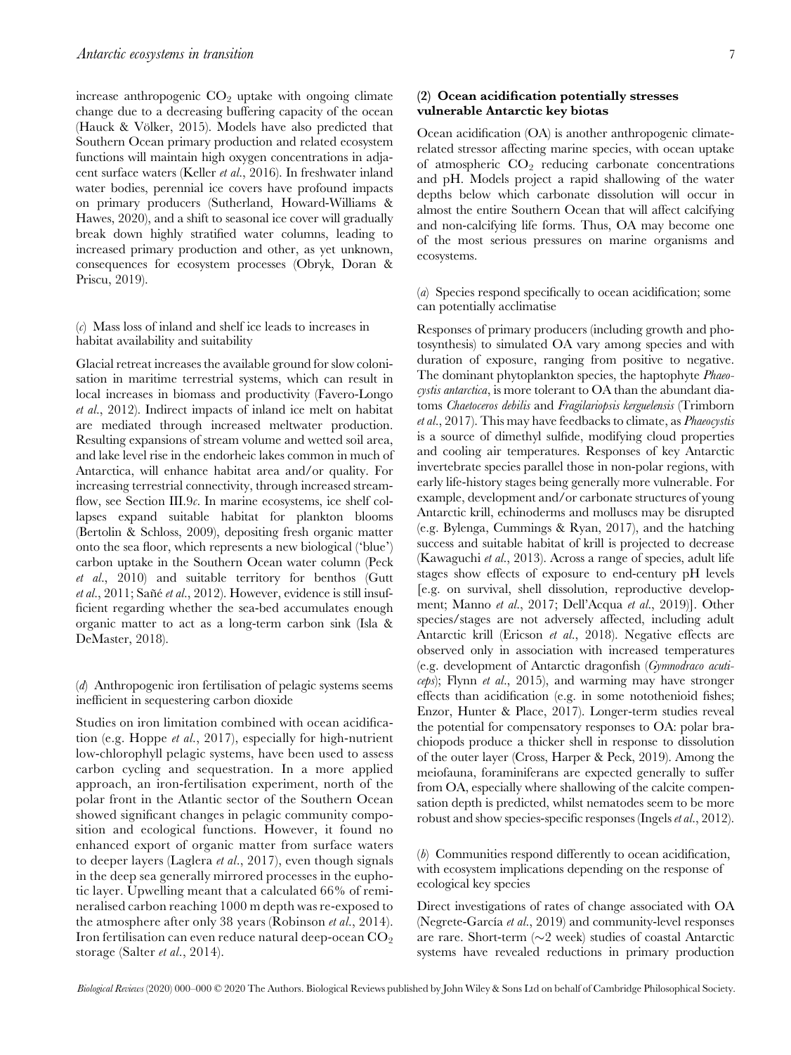increase anthropogenic $CO_2$ uptake with ongoing climate change due to a decreasing buffering capacity of the ocean (Hauck & Völker, 2015). Models have also predicted that Southern Ocean primary production and related ecosystem functions will maintain high oxygen concentrations in adjacent surface waters (Keller *et al.*, 2016). In freshwater inland water bodies, perennial ice covers have profound impacts on primary producers (Sutherland, Howard-Williams & Hawes, 2020), and a shift to seasonal ice cover will gradually break down highly stratified water columns, leading to increased primary production and other, as yet unknown, consequences for ecosystem processes (Obryk, Doran & Priscu, 2019).

#### (*c*) Mass loss of inland and shelf ice leads to increases in habitat availability and suitability

Glacial retreat increases the available ground for slow colonisation in maritime terrestrial systems, which can result in local increases in biomass and productivity (Favero-Longo *et al.*, 2012). Indirect impacts of inland ice melt on habitat are mediated through increased meltwater production. Resulting expansions of stream volume and wetted soil area, and lake level rise in the endorheic lakes common in much of Antarctica, will enhance habitat area and/or quality. For increasing terrestrial connectivity, through increased streamflow, see Section III.9*c*. In marine ecosystems, ice shelf collapses expand suitable habitat for plankton blooms (Bertolin & Schloss, 2009), depositing fresh organic matter onto the sea floor, which represents a new biological ('blue') carbon uptake in the Southern Ocean water column (Peck *et al.*, 2010) and suitable territory for benthos (Gutt *et al.*, 2011; Sañé *et al.*, 2012). However, evidence is still insufficient regarding whether the sea-bed accumulates enough organic matter to act as a long-term carbon sink (Isla & DeMaster, 2018).

#### (*d*) Anthropogenic iron fertilisation of pelagic systems seems inefficient in sequestering carbon dioxide

Studies on iron limitation combined with ocean acidification (e.g. Hoppe *et al.*, 2017), especially for high-nutrient low-chlorophyll pelagic systems, have been used to assess carbon cycling and sequestration. In a more applied approach, an iron-fertilisation experiment, north of the polar front in the Atlantic sector of the Southern Ocean showed significant changes in pelagic community composition and ecological functions. However, it found no enhanced export of organic matter from surface waters to deeper layers (Laglera *et al.*, 2017), even though signals in the deep sea generally mirrored processes in the euphotic layer. Upwelling meant that a calculated 66% of remineralised carbon reaching 1000 m depth was re-exposed to the atmosphere after only 38 years (Robinson *et al.*, 2014). Iron fertilisation can even reduce natural deep-ocean $CO_2$ storage (Salter *et al.*, 2014).

### (2) Ocean acidification potentially stresses vulnerable Antarctic key biotas

Ocean acidification (OA) is another anthropogenic climate-related stressor affecting marine species, with ocean uptake of atmospheric $CO_2$ reducing carbonate concentrations and pH. Models project a rapid shallowing of the water depths below which carbonate dissolution will occur in almost the entire Southern Ocean that will affect calcifying and non-calcifying life forms. Thus, OA may become one of the most serious pressures on marine organisms and ecosystems.

#### (*a*) Species respond specifically to ocean acidification; some can potentially acclimatise

Responses of primary producers (including growth and photosynthesis) to simulated OA vary among species and with duration of exposure, ranging from positive to negative. The dominant phytoplankton species, the haptophyte *Phaeocystis antarctica*, is more tolerant to OA than the abundant diatoms *Chaetoceros debilis* and *Fragilariopsis kerguelensis* (Trimborn *et al.*, 2017). This may have feedbacks to climate, as *Phaeocystis* is a source of dimethyl sulfide, modifying cloud properties and cooling air temperatures. Responses of key Antarctic invertebrate species parallel those in non-polar regions, with early life-history stages being generally more vulnerable. For example, development and/or carbonate structures of young Antarctic krill, echinoderms and molluscs may be disrupted (e.g. Bylenga, Cummings & Ryan, 2017), and the hatching success and suitable habitat of krill is projected to decrease (Kawaguchi *et al.*, 2013). Across a range of species, adult life stages show effects of exposure to end-century pH levels [e.g. on survival, shell dissolution, reproductive development; Manno *et al.*, 2017; Dell'Acqua *et al.*, 2019)]. Other species/stages are not adversely affected, including adult Antarctic krill (Ericson *et al.*, 2018). Negative effects are observed only in association with increased temperatures (e.g. development of Antarctic dragonfish (*Gymnodraco acuticeps*); Flynn *et al.*, 2015), and warming may have stronger effects than acidification (e.g. in some notothenioid fishes; Enzor, Hunter & Place, 2017). Longer-term studies reveal the potential for compensatory responses to OA: polar brachiopods produce a thicker shell in response to dissolution of the outer layer (Cross, Harper & Peck, 2019). Among the meiofauna, foraminiferans are expected generally to suffer from OA, especially where shallowing of the calcite compensation depth is predicted, whilst nematodes seem to be more robust and show species-specific responses (Ingels *et al.*, 2012).

#### (*b*) Communities respond differently to ocean acidification, with ecosystem implications depending on the response of ecological key species

Direct investigations of rates of change associated with OA (Negrete-García *et al.*, 2019) and community-level responses are rare. Short-term (~2 week) studies of coastal Antarctic systems have revealed reductions in primary production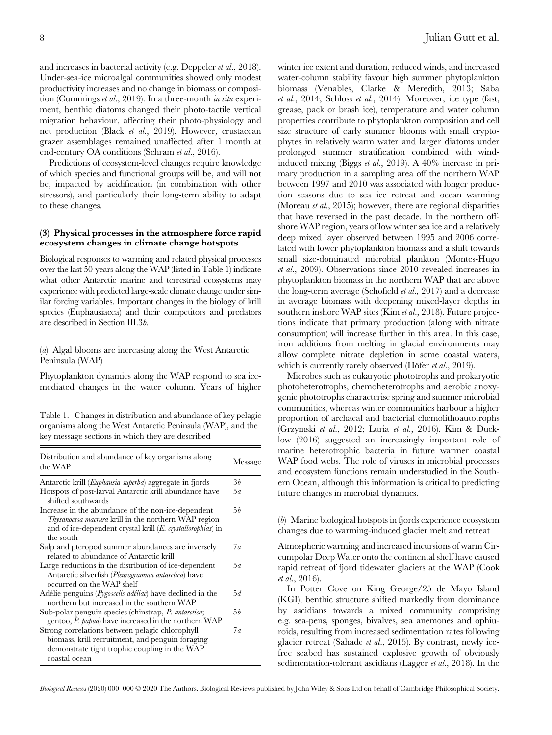and increases in bacterial activity (e.g. Deppeler *et al*., 2018). Under-sea-ice microalgal communities showed only modest productivity increases and no change in biomass or composition (Cummings *et al*., 2019). In a three-month *in situ* experiment, benthic diatoms changed their photo-tactile vertical migration behaviour, affecting their photo-physiology and net production (Black *et al*., 2019). However, crustacean grazer assemblages remained unaffected after 1 month at end-century OA conditions (Schram *et al*., 2016).

Predictions of ecosystem-level changes require knowledge of which species and functional groups will be, and will not be, impacted by acidification (in combination with other stressors), and particularly their long-term ability to adapt to these changes.

### (3) Physical processes in the atmosphere force rapid ecosystem changes in climate change hotspots

Biological responses to warming and related physical processes over the last 50 years along the WAP (listed in Table 1) indicate what other Antarctic marine and terrestrial ecosystems may experience with predicted large-scale climate change under similar forcing variables. Important changes in the biology of krill species (Euphausiacea) and their competitors and predators are described in Section III.3*b*.

#### (*a*) Algal blooms are increasing along the West Antarctic Peninsula (WAP)

Phytoplankton dynamics along the WAP respond to sea ice-mediated changes in the water column. Years of higher winter ice extent and duration, reduced winds, and increased water-column stability favour high summer phytoplankton biomass (Venables, Clarke & Meredith, 2013; Saba *et al*., 2014; Schloss *et al*., 2014). Moreover, ice type (fast, grease, pack or brash ice), temperature and water column properties contribute to phytoplankton composition and cell size structure of early summer blooms with small cryptophytes in relatively warm water and larger diatoms under prolonged summer stratification combined with wind-induced mixing (Biggs *et al*., 2019). A 40% increase in primary production in a sampling area off the northern WAP between 1997 and 2010 was associated with longer production seasons due to sea ice retreat and ocean warming (Moreau *et al*., 2015); however, there are regional disparities that have reversed in the past decade. In the northern offshore WAP region, years of low winter sea ice and a relatively deep mixed layer observed between 1995 and 2006 correlated with lower phytoplankton biomass and a shift towards small size-dominated microbial plankton (Montes-Hugo *et al*., 2009). Observations since 2010 revealed increases in phytoplankton biomass in the northern WAP that are above the long-term average (Schofield *et al*., 2017) and a decrease in average biomass with deepening mixed-layer depths in southern inshore WAP sites (Kim *et al*., 2018). Future projections indicate that primary production (along with nitrate consumption) will increase further in this area. In this case, iron additions from melting in glacial environments may allow complete nitrate depletion in some coastal waters, which is currently rarely observed (Höfer *et al*., 2019).

Microbes such as eukaryotic phototrophs and prokaryotic photoheterotrophs, chemoheterotrophs and aerobic anoxygenic phototrophs characterise spring and summer microbial communities, whereas winter communities harbour a higher proportion of archaeal and bacterial chemolithoautotrophs (Grzymski *et al*., 2012; Luria *et al*., 2016). Kim & Ducklow (2016) suggested an increasingly important role of marine heterotrophic bacteria in future warmer coastal WAP food webs. The role of viruses in microbial processes and ecosystem functions remain understudied in the Southern Ocean, although this information is critical to predicting future changes in microbial dynamics.

Table 1. Changes in distribution and abundance of key pelagic organisms along the West Antarctic Peninsula (WAP), and the key message sections in which they are described

| Distribution and abundance of key organisms along the WAP | Message |
|---|---|
| Antarctic krill (*Euphausia superba*) aggregate in fjords | 3*b* |
| Hotspots of post-larval Antarctic krill abundance have shifted southwards | 5*a* |
| Increase in the abundance of the non-ice-dependent *Thysanoessa macrura* krill in the northern WAP region and of ice-dependent crystal krill (*E. crystallorophias*) in the south | 5*b* |
| Salp and pteropod summer abundances are inversely related to abundance of Antarctic krill | 7*a* |
| Large reductions in the distribution of ice-dependent Antarctic silverfish (*Pleuragramma antarctica*) have occurred on the WAP shelf | 5*a* |
| Adélie penguins (*Pygoscelis adéliae*) have declined in the northern but increased in the southern WAP | 5*d* |
| Sub-polar penguin species (chinstrap, *P. antarctica*; gentoo, *P. papua*) have increased in the northern WAP | 5*b* |
| Strong correlations between pelagic chlorophyll biomass, krill recruitment, and penguin foraging demonstrate tight trophic coupling in the WAP coastal ocean | 7*a* |

#### (*b*) Marine biological hotspots in fjords experience ecosystem changes due to warming-induced glacier melt and retreat

Atmospheric warming and increased incursions of warm Circumpolar Deep Water onto the continental shelf have caused rapid retreat of fjord tidewater glaciers at the WAP (Cook *et al*., 2016).

In Potter Cove on King George/25 de Mayo Island (KGI), benthic structure shifted markedly from dominance by ascidians towards a mixed community comprising e.g. sea-pens, sponges, bivalves, sea anemones and ophiuroids, resulting from increased sedimentation rates following glacier retreat (Sahade *et al*., 2015). By contrast, newly ice-free seabed has sustained explosive growth of obviously sedimentation-tolerant ascidians (Lagger *et al*., 2018). In the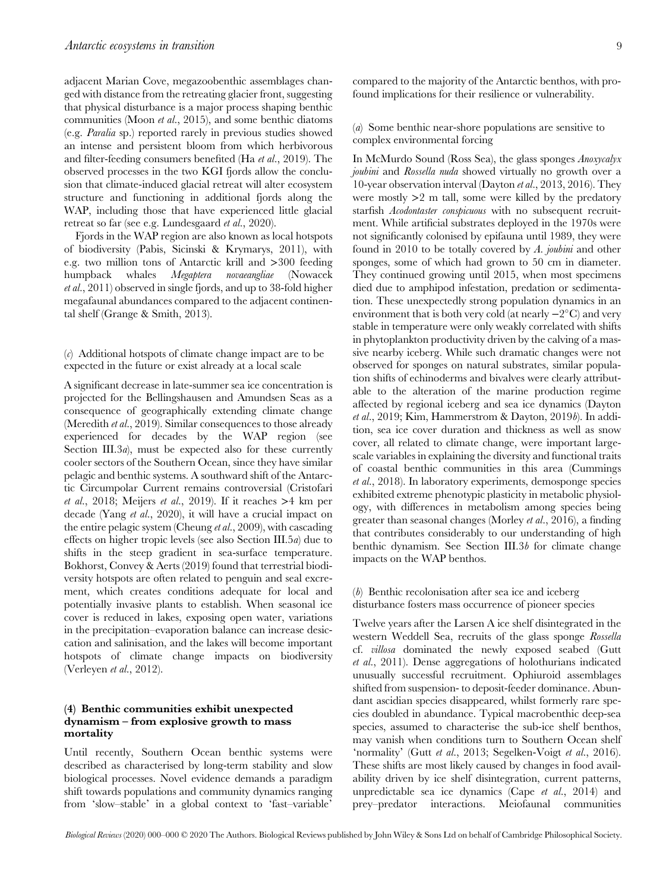adjacent Marian Cove, megazoobenthic assemblages changed with distance from the retreating glacier front, suggesting that physical disturbance is a major process shaping benthic communities (Moon *et al.*, 2015), and some benthic diatoms (e.g. *Paralia* sp.) reported rarely in previous studies showed an intense and persistent bloom from which herbivorous and filter-feeding consumers benefited (Ha *et al.*, 2019). The observed processes in the two KGI fjords allow the conclusion that climate-induced glacial retreat will alter ecosystem structure and functioning in additional fjords along the WAP, including those that have experienced little glacial retreat so far (see e.g. Lundesgaard *et al.*, 2020).

Fjords in the WAP region are also known as local hotspots of biodiversity (Pabis, Sicinski & Krymarys, 2011), with e.g. two million tons of Antarctic krill and >300 feeding humpback whales *Megaptera novaeangliae* (Nowacek *et al.*, 2011) observed in single fjords, and up to 38-fold higher megafaunal abundances compared to the adjacent continental shelf (Grange & Smith, 2013).

### (*c*) Additional hotspots of climate change impact are to be expected in the future or exist already at a local scale

A significant decrease in late-summer sea ice concentration is projected for the Bellingshausen and Amundsen Seas as a consequence of geographically extending climate change (Meredith *et al.*, 2019). Similar consequences to those already experienced for decades by the WAP region (see Section III.3*a*), must be expected also for these currently cooler sectors of the Southern Ocean, since they have similar pelagic and benthic systems. A southward shift of the Antarctic Circumpolar Current remains controversial (Cristofari *et al.*, 2018; Meijers *et al.*, 2019). If it reaches >4 km per decade (Yang *et al.*, 2020), it will have a crucial impact on the entire pelagic system (Cheung *et al.*, 2009), with cascading effects on higher tropic levels (see also Section III.5*a*) due to shifts in the steep gradient in sea-surface temperature. Bokhorst, Convey & Aerts (2019) found that terrestrial biodiversity hotspots are often related to penguin and seal excrement, which creates conditions adequate for local and potentially invasive plants to establish. When seasonal ice cover is reduced in lakes, exposing open water, variations in the precipitation–evaporation balance can increase desiccation and salinisation, and the lakes will become important hotspots of climate change impacts on biodiversity (Verleyen *et al.*, 2012).

## (4) Benthic communities exhibit unexpected dynamism – from explosive growth to mass mortality

Until recently, Southern Ocean benthic systems were described as characterised by long-term stability and slow biological processes. Novel evidence demands a paradigm shift towards populations and community dynamics ranging from 'slow–stable' in a global context to 'fast–variable' compared to the majority of the Antarctic benthos, with profound implications for their resilience or vulnerability.

### (*a*) Some benthic near-shore populations are sensitive to complex environmental forcing

In McMurdo Sound (Ross Sea), the glass sponges *Anoxycalyx joubini* and *Rossella nuda* showed virtually no growth over a 10-year observation interval (Dayton *et al.*, 2013, 2016). They were mostly >2 m tall, some were killed by the predatory starfish *Acodontaster conspicuous* with no subsequent recruitment. While artificial substrates deployed in the 1970s were not significantly colonised by epifauna until 1989, they were found in 2010 to be totally covered by *A. joubini* and other sponges, some of which had grown to 50 cm in diameter. They continued growing until 2015, when most specimens died due to amphipod infestation, predation or sedimentation. These unexpectedly strong population dynamics in an environment that is both very cold (at nearly −2°C) and very stable in temperature were only weakly correlated with shifts in phytoplankton productivity driven by the calving of a massive nearby iceberg. While such dramatic changes were not observed for sponges on natural substrates, similar population shifts of echinoderms and bivalves were clearly attributable to the alteration of the marine production regime affected by regional iceberg and sea ice dynamics (Dayton *et al.*, 2019; Kim, Hammerstrom & Dayton, 2019*b*). In addition, sea ice cover duration and thickness as well as snow cover, all related to climate change, were important large-scale variables in explaining the diversity and functional traits of coastal benthic communities in this area (Cummings *et al.*, 2018). In laboratory experiments, demosponge species exhibited extreme phenotypic plasticity in metabolic physiology, with differences in metabolism among species being greater than seasonal changes (Morley *et al.*, 2016), a finding that contributes considerably to our understanding of high benthic dynamism. See Section III.3*b* for climate change impacts on the WAP benthos.

### (*b*) Benthic recolonisation after sea ice and iceberg disturbance fosters mass occurrence of pioneer species

Twelve years after the Larsen A ice shelf disintegrated in the western Weddell Sea, recruits of the glass sponge *Rossella* cf. *villosa* dominated the newly exposed seabed (Gutt *et al.*, 2011). Dense aggregations of holothurians indicated unusually successful recruitment. Ophiuroid assemblages shifted from suspension- to deposit-feeder dominance. Abundant ascidian species disappeared, whilst formerly rare species doubled in abundance. Typical macrobenthic deep-sea species, assumed to characterise the sub-ice shelf benthos, may vanish when conditions turn to Southern Ocean shelf 'normality' (Gutt *et al.*, 2013; Segelken-Voigt *et al.*, 2016). These shifts are most likely caused by changes in food availability driven by ice shelf disintegration, current patterns, unpredictable sea ice dynamics (Cape *et al.*, 2014) and prey–predator interactions. Meiofaunal communities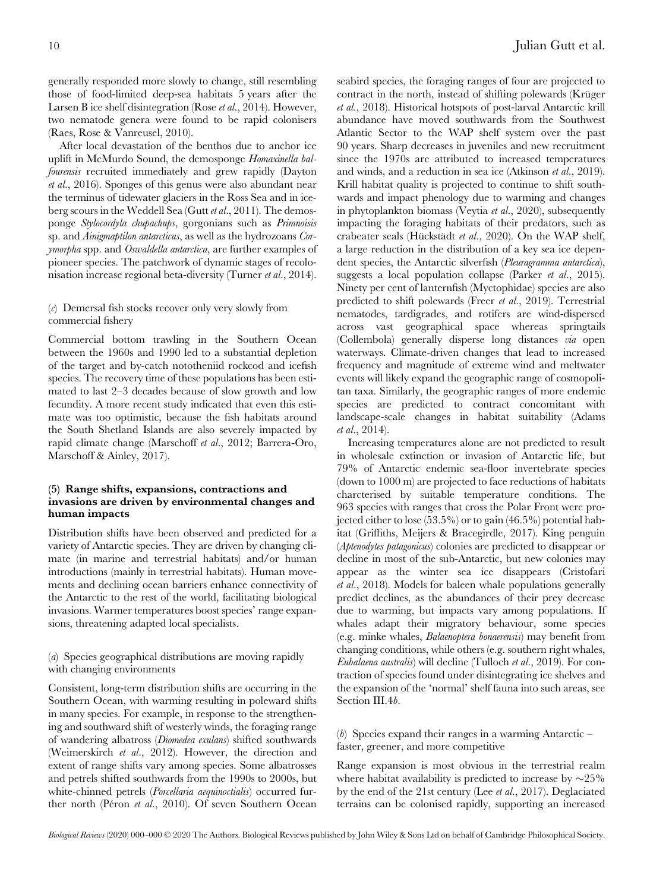generally responded more slowly to change, still resembling those of food-limited deep-sea habitats 5 years after the Larsen B ice shelf disintegration (Rose *et al.*, 2014). However, two nematode genera were found to be rapid colonisers (Raes, Rose & Vanreusel, 2010).

After local devastation of the benthos due to anchor ice uplift in McMurdo Sound, the demosponge *Homaxinella balfourensis* recruited immediately and grew rapidly (Dayton *et al.*, 2016). Sponges of this genus were also abundant near the terminus of tidewater glaciers in the Ross Sea and in iceberg scours in the Weddell Sea (Gutt *et al.*, 2011). The demosponge *Stylocordyla chupachups*, gorgonians such as *Primnoisis* sp. and *Ainigmaptilon antarcticus*, as well as the hydrozoans *Corymorpha* spp. and *Oswaldella antarctica*, are further examples of pioneer species. The patchwork of dynamic stages of recolonisation increase regional beta-diversity (Turner *et al.*, 2014).

#### (*c*) Demersal fish stocks recover only very slowly from commercial fishery

Commercial bottom trawling in the Southern Ocean between the 1960s and 1990 led to a substantial depletion of the target and by-catch nototheniid rockcod and icefish species. The recovery time of these populations has been estimated to last 2–3 decades because of slow growth and low fecundity. A more recent study indicated that even this estimate was too optimistic, because the fish habitats around the South Shetland Islands are also severely impacted by rapid climate change (Marschoff *et al.*, 2012; Barrera-Oro, Marschoff & Ainley, 2017).

### (5) Range shifts, expansions, contractions and invasions are driven by environmental changes and human impacts

Distribution shifts have been observed and predicted for a variety of Antarctic species. They are driven by changing climate (in marine and terrestrial habitats) and/or human introductions (mainly in terrestrial habitats). Human movements and declining ocean barriers enhance connectivity of the Antarctic to the rest of the world, facilitating biological invasions. Warmer temperatures boost species' range expansions, threatening adapted local specialists.

#### (*a*) Species geographical distributions are moving rapidly with changing environments

Consistent, long-term distribution shifts are occurring in the Southern Ocean, with warming resulting in poleward shifts in many species. For example, in response to the strengthening and southward shift of westerly winds, the foraging range of wandering albatross (*Diomedea exulans*) shifted southwards (Weimerskirch *et al.*, 2012). However, the direction and extent of range shifts vary among species. Some albatrosses and petrels shifted southwards from the 1990s to 2000s, but white-chinned petrels (*Porcellaria aequinoctialis*) occurred further north (Péron *et al.*, 2010). Of seven Southern Ocean seabird species, the foraging ranges of four are projected to contract in the north, instead of shifting polewards (Krüger *et al.*, 2018). Historical hotspots of post-larval Antarctic krill abundance have moved southwards from the Southwest Atlantic Sector to the WAP shelf system over the past 90 years. Sharp decreases in juveniles and new recruitment since the 1970s are attributed to increased temperatures and winds, and a reduction in sea ice (Atkinson *et al.*, 2019). Krill habitat quality is projected to continue to shift southwards and impact phenology due to warming and changes in phytoplankton biomass (Veytia *et al.*, 2020), subsequently impacting the foraging habitats of their predators, such as crabeater seals (Hückstädt *et al.*, 2020). On the WAP shelf, a large reduction in the distribution of a key sea ice dependent species, the Antarctic silverfish (*Pleuragramma antarctica*), suggests a local population collapse (Parker *et al.*, 2015). Ninety per cent of lanternfish (Myctophidae) species are also predicted to shift polewards (Freer *et al.*, 2019). Terrestrial nematodes, tardigrades, and rotifers are wind-dispersed across vast geographical space whereas springtails (Collembola) generally disperse long distances *via* open waterways. Climate-driven changes that lead to increased frequency and magnitude of extreme wind and meltwater events will likely expand the geographic range of cosmopolitan taxa. Similarly, the geographic ranges of more endemic species are predicted to contract concomitant with landscape-scale changes in habitat suitability (Adams *et al.*, 2014).

Increasing temperatures alone are not predicted to result in wholesale extinction or invasion of Antarctic life, but 79% of Antarctic endemic sea-floor invertebrate species (down to 1000 m) are projected to face reductions of habitats charcterised by suitable temperature conditions. The 963 species with ranges that cross the Polar Front were projected either to lose (53.5%) or to gain (46.5%) potential habitat (Griffiths, Meijers & Bracegirdle, 2017). King penguin (*Aptenodytes patagonicus*) colonies are predicted to disappear or decline in most of the sub-Antarctic, but new colonies may appear as the winter sea ice disappears (Cristofari *et al.*, 2018). Models for baleen whale populations generally predict declines, as the abundances of their prey decrease due to warming, but impacts vary among populations. If whales adapt their migratory behaviour, some species (e.g. minke whales, *Balaenoptera bonaerensis*) may benefit from changing conditions, while others (e.g. southern right whales, *Eubalaena australis*) will decline (Tulloch *et al.*, 2019). For contraction of species found under disintegrating ice shelves and the expansion of the 'normal' shelf fauna into such areas, see Section III.4*b*.

#### (*b*) Species expand their ranges in a warming Antarctic – faster, greener, and more competitive

Range expansion is most obvious in the terrestrial realm where habitat availability is predicted to increase by ~25% by the end of the 21st century (Lee *et al.*, 2017). Deglaciated terrains can be colonised rapidly, supporting an increased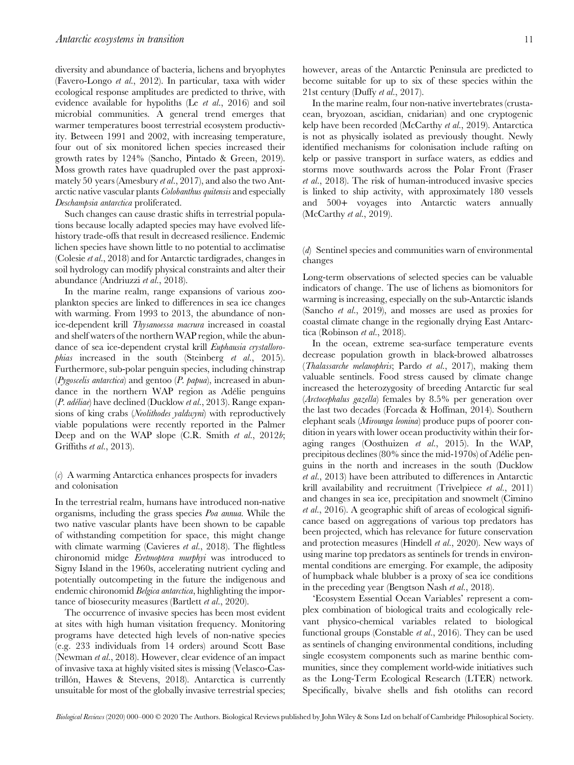diversity and abundance of bacteria, lichens and bryophytes (Favero-Longo *et al*., 2012). In particular, taxa with wider ecological response amplitudes are predicted to thrive, with evidence available for hypoliths (Le *et al*., 2016) and soil microbial communities. A general trend emerges that warmer temperatures boost terrestrial ecosystem productivity. Between 1991 and 2002, with increasing temperature, four out of six monitored lichen species increased their growth rates by 124% (Sancho, Pintado & Green, 2019). Moss growth rates have quadrupled over the past approximately 50 years (Amesbury *et al*., 2017), and also the two Antarctic native vascular plants *Colobanthus quitensis* and especially *Deschampsia antarctica* proliferated.

Such changes can cause drastic shifts in terrestrial populations because locally adapted species may have evolved life-history trade-offs that result in decreased resilience. Endemic lichen species have shown little to no potential to acclimatise (Colesie *et al*., 2018) and for Antarctic tardigrades, changes in soil hydrology can modify physical constraints and alter their abundance (Andriuzzi *et al*., 2018).

In the marine realm, range expansions of various zooplankton species are linked to differences in sea ice changes with warming. From 1993 to 2013, the abundance of non-ice-dependent krill *Thysanoessa macrura* increased in coastal and shelf waters of the northern WAP region, while the abundance of sea ice-dependent crystal krill *Euphausia crystallorophias* increased in the south (Steinberg *et al*., 2015). Furthermore, sub-polar penguin species, including chinstrap (*Pygoscelis antarctica*) and gentoo (*P. papua*), increased in abundance in the northern WAP region as Adélie penguins (*P. adéliae*) have declined (Ducklow *et al*., 2013). Range expansions of king crabs (*Neolithodes yaldwyni*) with reproductively viable populations were recently reported in the Palmer Deep and on the WAP slope (C.R. Smith *et al*., 2012*b*; Griffiths *et al*., 2013).

### (*c*) A warming Antarctica enhances prospects for invaders and colonisation

In the terrestrial realm, humans have introduced non-native organisms, including the grass species *Poa annua*. While the two native vascular plants have been shown to be capable of withstanding competition for space, this might change with climate warming (Cavieres *et al*., 2018). The flightless chironomid midge *Eretmoptera murphyi* was introduced to Signy Island in the 1960s, accelerating nutrient cycling and potentially outcompeting in the future the indigenous and endemic chironomid *Belgica antarctica*, highlighting the importance of biosecurity measures (Bartlett *et al*., 2020).

The occurrence of invasive species has been most evident at sites with high human visitation frequency. Monitoring programs have detected high levels of non-native species (e.g. 233 individuals from 14 orders) around Scott Base (Newman *et al*., 2018). However, clear evidence of an impact of invasive taxa at highly visited sites is missing (Velasco-Castrillón, Hawes & Stevens, 2018). Antarctica is currently unsuitable for most of the globally invasive terrestrial species; however, areas of the Antarctic Peninsula are predicted to become suitable for up to six of these species within the 21st century (Duffy *et al*., 2017).

In the marine realm, four non-native invertebrates (crustacean, bryozoan, ascidian, cnidarian) and one cryptogenic kelp have been recorded (McCarthy *et al*., 2019). Antarctica is not as physically isolated as previously thought. Newly identified mechanisms for colonisation include rafting on kelp or passive transport in surface waters, as eddies and storms move southwards across the Polar Front (Fraser *et al*., 2018). The risk of human-introduced invasive species is linked to ship activity, with approximately 180 vessels and 500+ voyages into Antarctic waters annually (McCarthy *et al*., 2019).

### (*d*) Sentinel species and communities warn of environmental changes

Long-term observations of selected species can be valuable indicators of change. The use of lichens as biomonitors for warming is increasing, especially on the sub-Antarctic islands (Sancho *et al*., 2019), and mosses are used as proxies for coastal climate change in the regionally drying East Antarctica (Robinson *et al*., 2018).

In the ocean, extreme sea-surface temperature events decrease population growth in black-browed albatrosses (*Thalassarche melanophris*; Pardo *et al*., 2017), making them valuable sentinels. Food stress caused by climate change increased the heterozygosity of breeding Antarctic fur seal (*Arctocephalus gazella*) females by 8.5% per generation over the last two decades (Forcada & Hoffman, 2014). Southern elephant seals (*Mirounga leonina*) produce pups of poorer condition in years with lower ocean productivity within their foraging ranges (Oosthuizen *et al*., 2015). In the WAP, precipitous declines (80% since the mid-1970s) of Adélie penguins in the north and increases in the south (Ducklow *et al*., 2013) have been attributed to differences in Antarctic krill availability and recruitment (Trivelpiece *et al*., 2011) and changes in sea ice, precipitation and snowmelt (Cimino *et al*., 2016). A geographic shift of areas of ecological significance based on aggregations of various top predators has been projected, which has relevance for future conservation and protection measures (Hindell *et al*., 2020). New ways of using marine top predators as sentinels for trends in environmental conditions are emerging. For example, the adiposity of humpback whale blubber is a proxy of sea ice conditions in the preceding year (Bengtson Nash *et al*., 2018).

'Ecosystem Essential Ocean Variables' represent a complex combination of biological traits and ecologically relevant physico-chemical variables related to biological functional groups (Constable *et al*., 2016). They can be used as sentinels of changing environmental conditions, including single ecosystem components such as marine benthic communities, since they complement world-wide initiatives such as the Long-Term Ecological Research (LTER) network. Specifically, bivalve shells and fish otoliths can record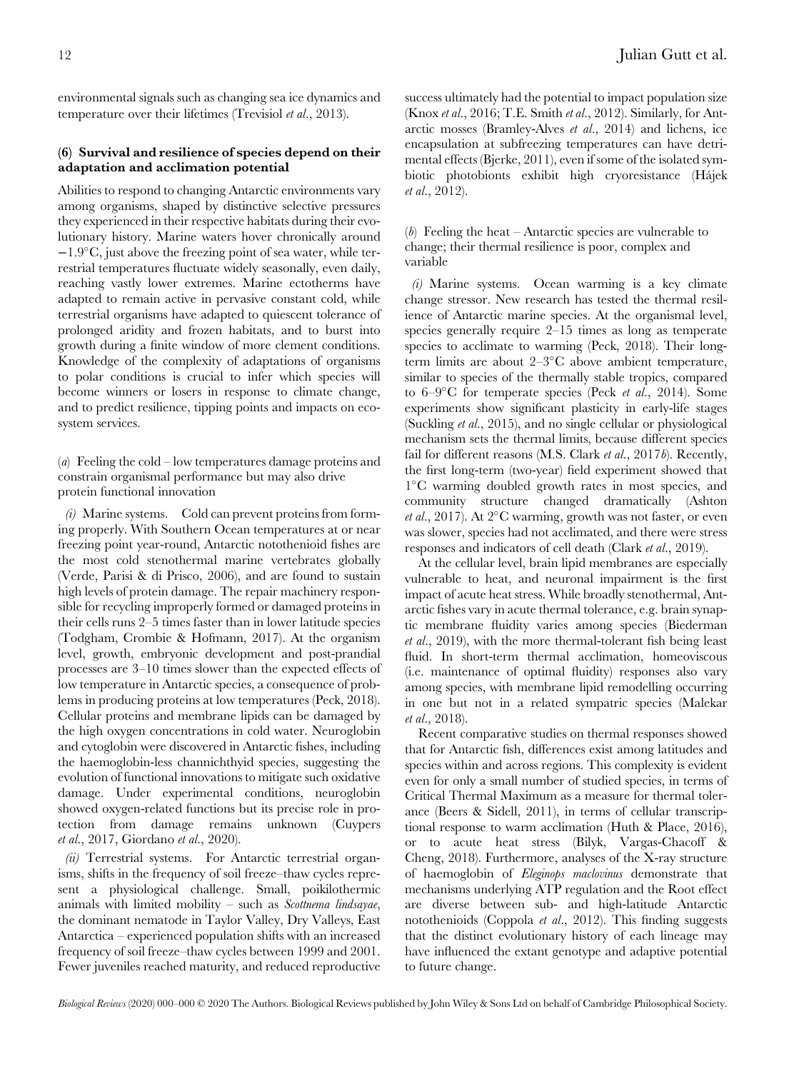environmental signals such as changing sea ice dynamics and temperature over their lifetimes (Trevisiol *et al.*, 2013).

### (6) Survival and resilience of species depend on their adaptation and acclimation potential

Abilities to respond to changing Antarctic environments vary among organisms, shaped by distinctive selective pressures they experienced in their respective habitats during their evolutionary history. Marine waters hover chronically around −1.9°C, just above the freezing point of sea water, while terrestrial temperatures fluctuate widely seasonally, even daily, reaching vastly lower extremes. Marine ectotherms have adapted to remain active in pervasive constant cold, while terrestrial organisms have adapted to quiescent tolerance of prolonged aridity and frozen habitats, and to burst into growth during a finite window of more clement conditions. Knowledge of the complexity of adaptations of organisms to polar conditions is crucial to infer which species will become winners or losers in response to climate change, and to predict resilience, tipping points and impacts on ecosystem services.

#### (*a*) Feeling the cold – low temperatures damage proteins and constrain organismal performance but may also drive protein functional innovation

*(i) Marine systems.* Cold can prevent proteins from forming properly. With Southern Ocean temperatures at or near freezing point year-round, Antarctic notothenioid fishes are the most cold stenothermal marine vertebrates globally (Verde, Parisi & di Prisco, 2006), and are found to sustain high levels of protein damage. The repair machinery responsible for recycling improperly formed or damaged proteins in their cells runs 2–5 times faster than in lower latitude species (Todgham, Crombie & Hofmann, 2017). At the organism level, growth, embryonic development and post-prandial processes are 3–10 times slower than the expected effects of low temperature in Antarctic species, a consequence of problems in producing proteins at low temperatures (Peck, 2018). Cellular proteins and membrane lipids can be damaged by the high oxygen concentrations in cold water. Neuroglobin and cytoglobin were discovered in Antarctic fishes, including the haemoglobin-less channichthyid species, suggesting the evolution of functional innovations to mitigate such oxidative damage. Under experimental conditions, neuroglobin showed oxygen-related functions but its precise role in protection from damage remains unknown (Cuypers *et al.*, 2017, Giordano *et al.*, 2020).

*(ii) Terrestrial systems.* For Antarctic terrestrial organisms, shifts in the frequency of soil freeze–thaw cycles represent a physiological challenge. Small, poikilothermic animals with limited mobility – such as *Scottnema lindsayae*, the dominant nematode in Taylor Valley, Dry Valleys, East Antarctica – experienced population shifts with an increased frequency of soil freeze–thaw cycles between 1999 and 2001. Fewer juveniles reached maturity, and reduced reproductive success ultimately had the potential to impact population size (Knox *et al.*, 2016; T.E. Smith *et al.*, 2012). Similarly, for Antarctic mosses (Bramley-Alves *et al.*, 2014) and lichens, ice encapsulation at subfreezing temperatures can have detrimental effects (Bjerke, 2011), even if some of the isolated symbiotic photobionts exhibit high cryoresistance (Hájek *et al.*, 2012).

#### (*b*) Feeling the heat – Antarctic species are vulnerable to change; their thermal resilience is poor, complex and variable

*(i) Marine systems.* Ocean warming is a key climate change stressor. New research has tested the thermal resilience of Antarctic marine species. At the organismal level, species generally require 2–15 times as long as temperate species to acclimate to warming (Peck, 2018). Their long-term limits are about 2–3°C above ambient temperature, similar to species of the thermally stable tropics, compared to 6–9°C for temperate species (Peck *et al.*, 2014). Some experiments show significant plasticity in early-life stages (Suckling *et al.*, 2015), and no single cellular or physiological mechanism sets the thermal limits, because different species fail for different reasons (M.S. Clark *et al.*, 2017*b*). Recently, the first long-term (two-year) field experiment showed that 1°C warming doubled growth rates in most species, and community structure changed dramatically (Ashton *et al.*, 2017). At 2°C warming, growth was not faster, or even was slower, species had not acclimated, and there were stress responses and indicators of cell death (Clark *et al.*, 2019).

At the cellular level, brain lipid membranes are especially vulnerable to heat, and neuronal impairment is the first impact of acute heat stress. While broadly stenothermal, Antarctic fishes vary in acute thermal tolerance, e.g. brain synaptic membrane fluidity varies among species (Biederman *et al.*, 2019), with the more thermal-tolerant fish being least fluid. In short-term thermal acclimation, homeoviscous (i.e. maintenance of optimal fluidity) responses also vary among species, with membrane lipid remodelling occurring in one but not in a related sympatric species (Malekar *et al.*, 2018).

Recent comparative studies on thermal responses showed that for Antarctic fish, differences exist among latitudes and species within and across regions. This complexity is evident even for only a small number of studied species, in terms of Critical Thermal Maximum as a measure for thermal tolerance (Beers & Sidell, 2011), in terms of cellular transcriptional response to warm acclimation (Huth & Place, 2016), or to acute heat stress (Bilyk, Vargas-Chacoff & Cheng, 2018). Furthermore, analyses of the X-ray structure of haemoglobin of *Eleginops maclovinus* demonstrate that mechanisms underlying ATP regulation and the Root effect are diverse between sub- and high-latitude Antarctic notothenioids (Coppola *et al.*, 2012). This finding suggests that the distinct evolutionary history of each lineage may have influenced the extant genotype and adaptive potential to future change.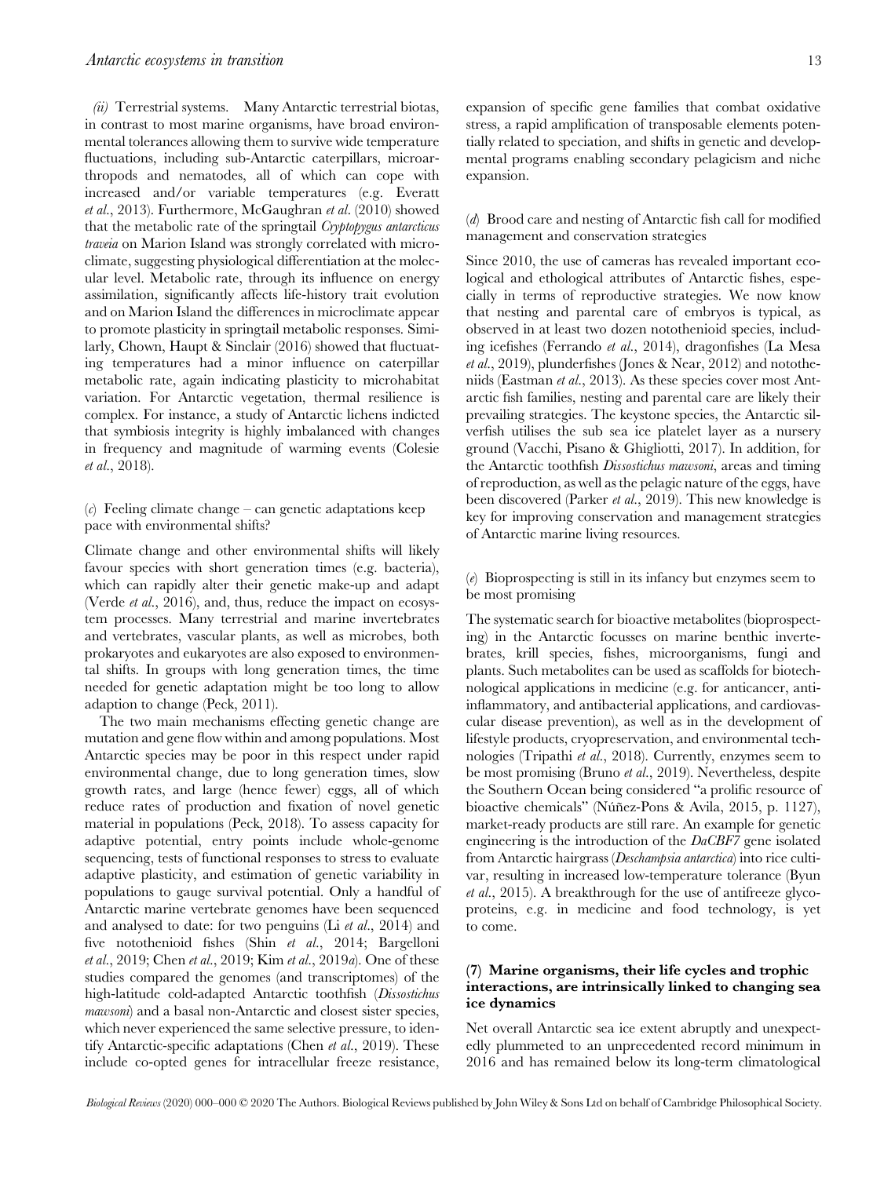*(ii) Terrestrial systems.* Many Antarctic terrestrial biotas, in contrast to most marine organisms, have broad environmental tolerances allowing them to survive wide temperature fluctuations, including sub-Antarctic caterpillars, microarthropods and nematodes, all of which can cope with increased and/or variable temperatures (e.g. Everatt *et al.*, 2013). Furthermore, McGaughran *et al.* (2010) showed that the metabolic rate of the springtail *Cryptopygus antarcticus traveia* on Marion Island was strongly correlated with microclimate, suggesting physiological differentiation at the molecular level. Metabolic rate, through its influence on energy assimilation, significantly affects life-history trait evolution and on Marion Island the differences in microclimate appear to promote plasticity in springtail metabolic responses. Similarly, Chown, Haupt & Sinclair (2016) showed that fluctuating temperatures had a minor influence on caterpillar metabolic rate, again indicating plasticity to microhabitat variation. For Antarctic vegetation, thermal resilience is complex. For instance, a study of Antarctic lichens indicted that symbiosis integrity is highly imbalanced with changes in frequency and magnitude of warming events (Colesie *et al.*, 2018).

### (*c*) Feeling climate change – can genetic adaptations keep pace with environmental shifts?

Climate change and other environmental shifts will likely favour species with short generation times (e.g. bacteria), which can rapidly alter their genetic make-up and adapt (Verde *et al.*, 2016), and, thus, reduce the impact on ecosystem processes. Many terrestrial and marine invertebrates and vertebrates, vascular plants, as well as microbes, both prokaryotes and eukaryotes are also exposed to environmental shifts. In groups with long generation times, the time needed for genetic adaptation might be too long to allow adaption to change (Peck, 2011).

The two main mechanisms effecting genetic change are mutation and gene flow within and among populations. Most Antarctic species may be poor in this respect under rapid environmental change, due to long generation times, slow growth rates, and large (hence fewer) eggs, all of which reduce rates of production and fixation of novel genetic material in populations (Peck, 2018). To assess capacity for adaptive potential, entry points include whole-genome sequencing, tests of functional responses to stress to evaluate adaptive plasticity, and estimation of genetic variability in populations to gauge survival potential. Only a handful of Antarctic marine vertebrate genomes have been sequenced and analysed to date: for two penguins (Li *et al.*, 2014) and five notothenioid fishes (Shin *et al.*, 2014; Bargelloni *et al.*, 2019; Chen *et al.*, 2019; Kim *et al.*, 2019*a*). One of these studies compared the genomes (and transcriptomes) of the high-latitude cold-adapted Antarctic toothfish (*Dissostichus mawsoni*) and a basal non-Antarctic and closest sister species, which never experienced the same selective pressure, to identify Antarctic-specific adaptations (Chen *et al.*, 2019). These include co-opted genes for intracellular freeze resistance, expansion of specific gene families that combat oxidative stress, a rapid amplification of transposable elements potentially related to speciation, and shifts in genetic and developmental programs enabling secondary pelagicism and niche expansion.

### (*d*) Brood care and nesting of Antarctic fish call for modified management and conservation strategies

Since 2010, the use of cameras has revealed important ecological and ethological attributes of Antarctic fishes, especially in terms of reproductive strategies. We now know that nesting and parental care of embryos is typical, as observed in at least two dozen notothenioid species, including icefishes (Ferrando *et al.*, 2014), dragonfishes (La Mesa *et al.*, 2019), plunderfishes (Jones & Near, 2012) and nototheniids (Eastman *et al.*, 2013). As these species cover most Antarctic fish families, nesting and parental care are likely their prevailing strategies. The keystone species, the Antarctic silverfish utilises the sub sea ice platelet layer as a nursery ground (Vacchi, Pisano & Ghigliotti, 2017). In addition, for the Antarctic toothfish *Dissostichus mawsoni*, areas and timing of reproduction, as well as the pelagic nature of the eggs, have been discovered (Parker *et al.*, 2019). This new knowledge is key for improving conservation and management strategies of Antarctic marine living resources.

### (*e*) Bioprospecting is still in its infancy but enzymes seem to be most promising

The systematic search for bioactive metabolites (bioprospecting) in the Antarctic focusses on marine benthic invertebrates, krill species, fishes, microorganisms, fungi and plants. Such metabolites can be used as scaffolds for biotechnological applications in medicine (e.g. for anticancer, anti-inflammatory, and antibacterial applications, and cardiovascular disease prevention), as well as in the development of lifestyle products, cryopreservation, and environmental technologies (Tripathi *et al.*, 2018). Currently, enzymes seem to be most promising (Bruno *et al.*, 2019). Nevertheless, despite the Southern Ocean being considered "a prolific resource of bioactive chemicals" (Núñez-Pons & Avila, 2015, p. 1127), market-ready products are still rare. An example for genetic engineering is the introduction of the *DaCBF7* gene isolated from Antarctic hairgrass (*Deschampsia antarctica*) into rice cultivar, resulting in increased low-temperature tolerance (Byun *et al.*, 2015). A breakthrough for the use of antifreeze glycoproteins, e.g. in medicine and food technology, is yet to come.

## (7) Marine organisms, their life cycles and trophic interactions, are intrinsically linked to changing sea ice dynamics

Net overall Antarctic sea ice extent abruptly and unexpectedly plummeted to an unprecedented record minimum in 2016 and has remained below its long-term climatological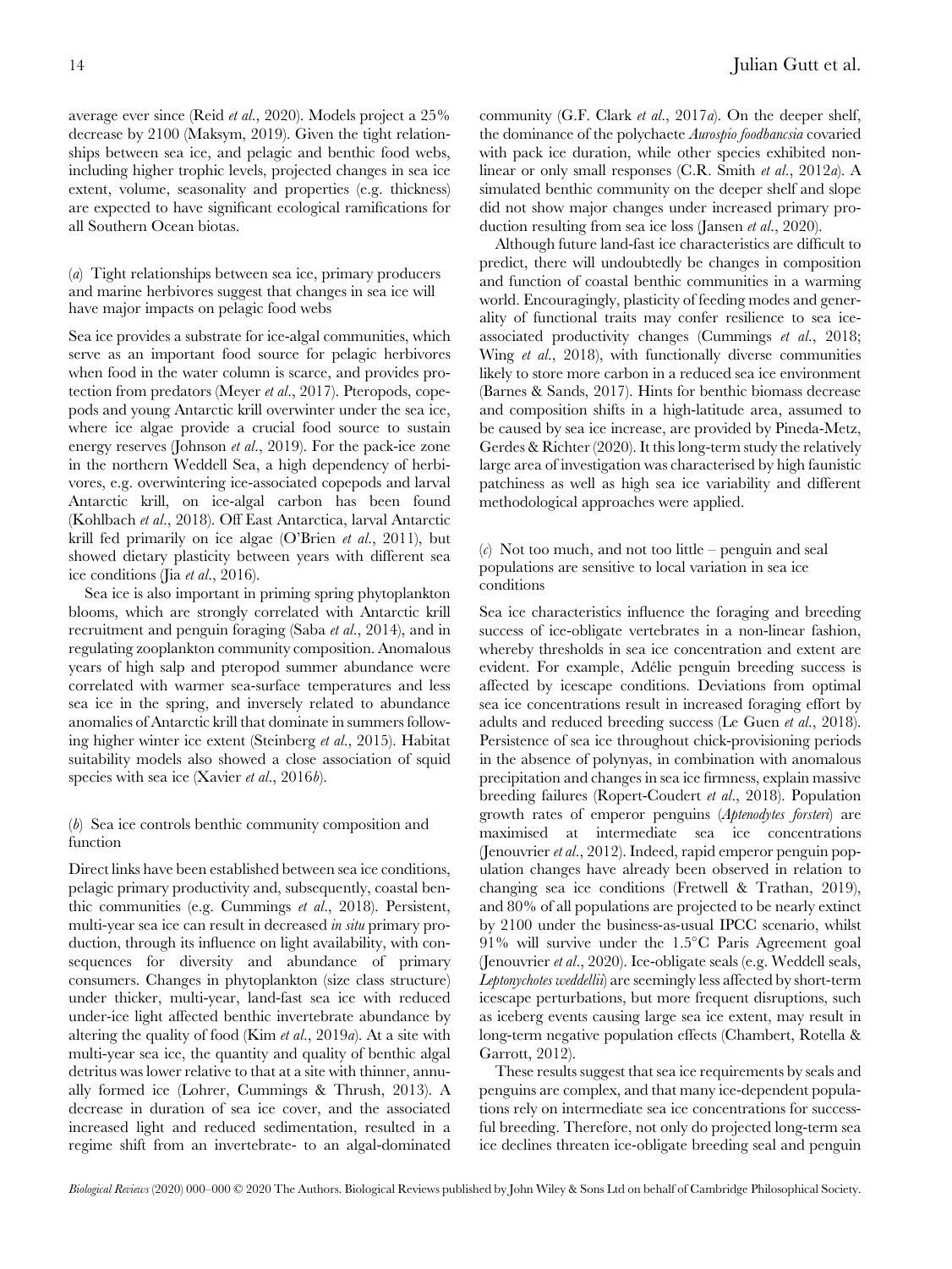average ever since (Reid *et al.*, 2020). Models project a 25% decrease by 2100 (Maksym, 2019). Given the tight relationships between sea ice, and pelagic and benthic food webs, including higher trophic levels, projected changes in sea ice extent, volume, seasonality and properties (e.g. thickness) are expected to have significant ecological ramifications for all Southern Ocean biotas.

### (*a*) Tight relationships between sea ice, primary producers and marine herbivores suggest that changes in sea ice will have major impacts on pelagic food webs

Sea ice provides a substrate for ice-algal communities, which serve as an important food source for pelagic herbivores when food in the water column is scarce, and provides protection from predators (Meyer *et al.*, 2017). Pteropods, copepods and young Antarctic krill overwinter under the sea ice, where ice algae provide a crucial food source to sustain energy reserves (Johnson *et al.*, 2019). For the pack-ice zone in the northern Weddell Sea, a high dependency of herbivores, e.g. overwintering ice-associated copepods and larval Antarctic krill, on ice-algal carbon has been found (Kohlbach *et al.*, 2018). Off East Antarctica, larval Antarctic krill fed primarily on ice algae (O'Brien *et al.*, 2011), but showed dietary plasticity between years with different sea ice conditions (Jia *et al.*, 2016).

Sea ice is also important in priming spring phytoplankton blooms, which are strongly correlated with Antarctic krill recruitment and penguin foraging (Saba *et al.*, 2014), and in regulating zooplankton community composition. Anomalous years of high salp and pteropod summer abundance were correlated with warmer sea-surface temperatures and less sea ice in the spring, and inversely related to abundance anomalies of Antarctic krill that dominate in summers following higher winter ice extent (Steinberg *et al.*, 2015). Habitat suitability models also showed a close association of squid species with sea ice (Xavier *et al.*, 2016*b*).

### (*b*) Sea ice controls benthic community composition and function

Direct links have been established between sea ice conditions, pelagic primary productivity and, subsequently, coastal benthic communities (e.g. Cummings *et al.*, 2018). Persistent, multi-year sea ice can result in decreased *in situ* primary production, through its influence on light availability, with consequences for diversity and abundance of primary consumers. Changes in phytoplankton (size class structure) under thicker, multi-year, land-fast sea ice with reduced under-ice light affected benthic invertebrate abundance by altering the quality of food (Kim *et al.*, 2019*a*). At a site with multi-year sea ice, the quantity and quality of benthic algal detritus was lower relative to that at a site with thinner, annually formed ice (Lohrer, Cummings & Thrush, 2013). A decrease in duration of sea ice cover, and the associated increased light and reduced sedimentation, resulted in a regime shift from an invertebrate- to an algal-dominated community (G.F. Clark *et al.*, 2017*a*). On the deeper shelf, the dominance of the polychaete *Aurospio foodbancsia* covaried with pack ice duration, while other species exhibited nonlinear or only small responses (C.R. Smith *et al.*, 2012*a*). A simulated benthic community on the deeper shelf and slope did not show major changes under increased primary production resulting from sea ice loss (Jansen *et al.*, 2020).

Although future land-fast ice characteristics are difficult to predict, there will undoubtedly be changes in composition and function of coastal benthic communities in a warming world. Encouragingly, plasticity of feeding modes and generality of functional traits may confer resilience to sea ice-associated productivity changes (Cummings *et al.*, 2018; Wing *et al.*, 2018), with functionally diverse communities likely to store more carbon in a reduced sea ice environment (Barnes & Sands, 2017). Hints for benthic biomass decrease and composition shifts in a high-latitude area, assumed to be caused by sea ice increase, are provided by Pineda-Metz, Gerdes & Richter (2020). It this long-term study the relatively large area of investigation was characterised by high faunistic patchiness as well as high sea ice variability and different methodological approaches were applied.

### (*c*) Not too much, and not too little – penguin and seal populations are sensitive to local variation in sea ice conditions

Sea ice characteristics influence the foraging and breeding success of ice-obligate vertebrates in a non-linear fashion, whereby thresholds in sea ice concentration and extent are evident. For example, Adélie penguin breeding success is affected by icescape conditions. Deviations from optimal sea ice concentrations result in increased foraging effort by adults and reduced breeding success (Le Guen *et al.*, 2018). Persistence of sea ice throughout chick-provisioning periods in the absence of polynyas, in combination with anomalous precipitation and changes in sea ice firmness, explain massive breeding failures (Ropert-Coudert *et al.*, 2018). Population growth rates of emperor penguins (*Aptenodytes forsteri*) are maximised at intermediate sea ice concentrations (Jenouvrier *et al.*, 2012). Indeed, rapid emperor penguin population changes have already been observed in relation to changing sea ice conditions (Fretwell & Trathan, 2019), and 80% of all populations are projected to be nearly extinct by 2100 under the business-as-usual IPCC scenario, whilst 91% will survive under the 1.5°C Paris Agreement goal (Jenouvrier *et al.*, 2020). Ice-obligate seals (e.g. Weddell seals, *Leptonychotes weddellii*) are seemingly less affected by short-term icescape perturbations, but more frequent disruptions, such as iceberg events causing large sea ice extent, may result in long-term negative population effects (Chambert, Rotella & Garrott, 2012).

These results suggest that sea ice requirements by seals and penguins are complex, and that many ice-dependent populations rely on intermediate sea ice concentrations for successful breeding. Therefore, not only do projected long-term sea ice declines threaten ice-obligate breeding seal and penguin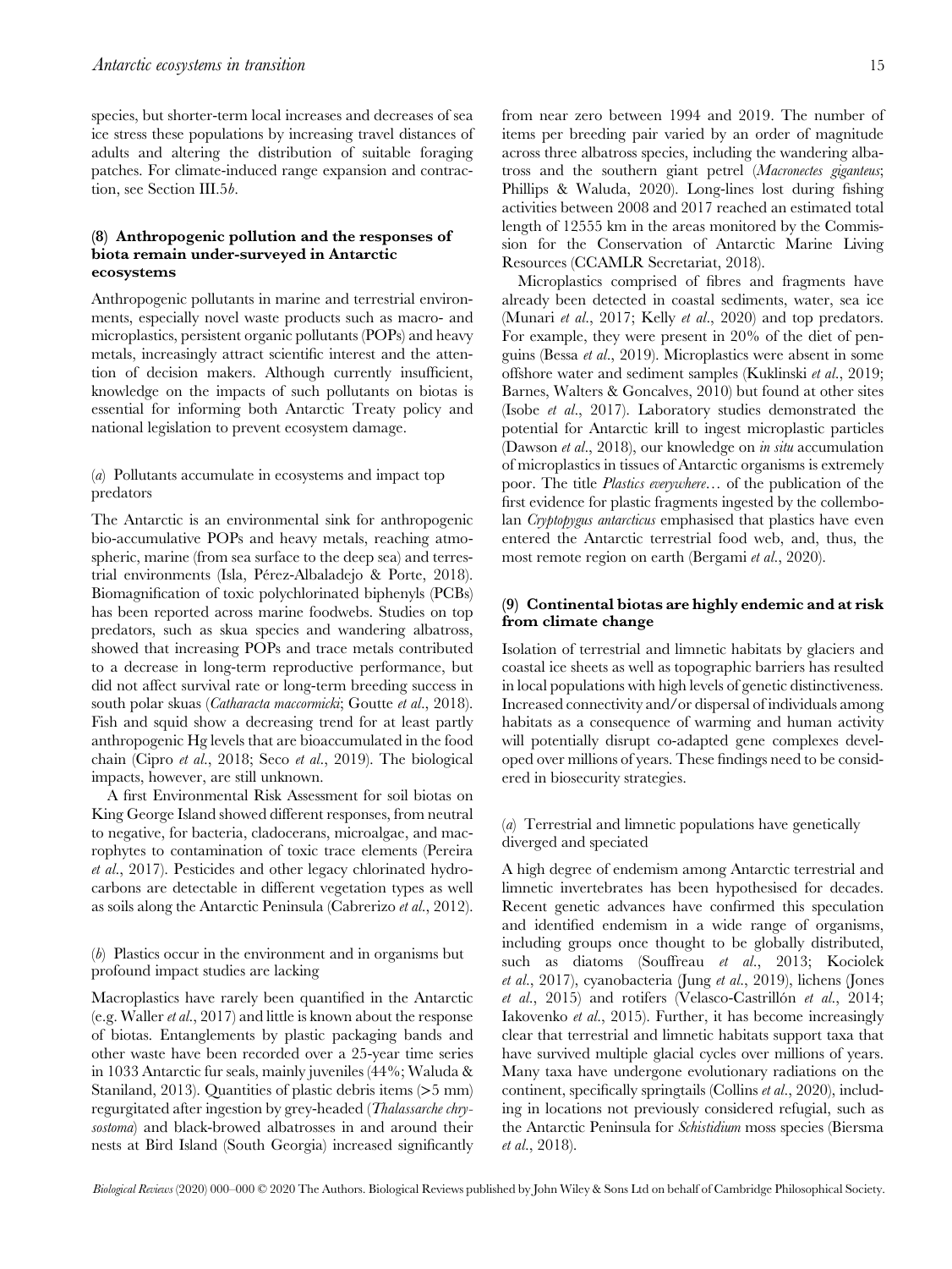species, but shorter-term local increases and decreases of sea ice stress these populations by increasing travel distances of adults and altering the distribution of suitable foraging patches. For climate-induced range expansion and contraction, see Section III.5*b*.

### (8) Anthropogenic pollution and the responses of biota remain under-surveyed in Antarctic ecosystems

Anthropogenic pollutants in marine and terrestrial environments, especially novel waste products such as macro- and microplastics, persistent organic pollutants (POPs) and heavy metals, increasingly attract scientific interest and the attention of decision makers. Although currently insufficient, knowledge on the impacts of such pollutants on biotas is essential for informing both Antarctic Treaty policy and national legislation to prevent ecosystem damage.

#### (*a*) Pollutants accumulate in ecosystems and impact top predators

The Antarctic is an environmental sink for anthropogenic bio-accumulative POPs and heavy metals, reaching atmospheric, marine (from sea surface to the deep sea) and terrestrial environments (Isla, Pérez-Albaladejo & Porte, 2018). Biomagnification of toxic polychlorinated biphenyls (PCBs) has been reported across marine foodwebs. Studies on top predators, such as skua species and wandering albatross, showed that increasing POPs and trace metals contributed to a decrease in long-term reproductive performance, but did not affect survival rate or long-term breeding success in south polar skuas (*Catharacta maccormicki*; Goutte *et al*., 2018). Fish and squid show a decreasing trend for at least partly anthropogenic Hg levels that are bioaccumulated in the food chain (Cipro *et al*., 2018; Seco *et al*., 2019). The biological impacts, however, are still unknown.

A first Environmental Risk Assessment for soil biotas on King George Island showed different responses, from neutral to negative, for bacteria, cladocerans, microalgae, and macrophytes to contamination of toxic trace elements (Pereira *et al*., 2017). Pesticides and other legacy chlorinated hydrocarbons are detectable in different vegetation types as well as soils along the Antarctic Peninsula (Cabrerizo *et al*., 2012).

#### (*b*) Plastics occur in the environment and in organisms but profound impact studies are lacking

Macroplastics have rarely been quantified in the Antarctic (e.g. Waller *et al*., 2017) and little is known about the response of biotas. Entanglements by plastic packaging bands and other waste have been recorded over a 25-year time series in 1033 Antarctic fur seals, mainly juveniles (44%; Waluda & Staniland, 2013). Quantities of plastic debris items (>5 mm) regurgitated after ingestion by grey-headed (*Thalassarche chrysostoma*) and black-browed albatrosses in and around their nests at Bird Island (South Georgia) increased significantly from near zero between 1994 and 2019. The number of items per breeding pair varied by an order of magnitude across three albatross species, including the wandering albatross and the southern giant petrel (*Macronectes giganteus*; Phillips & Waluda, 2020). Long-lines lost during fishing activities between 2008 and 2017 reached an estimated total length of 12555 km in the areas monitored by the Commission for the Conservation of Antarctic Marine Living Resources (CCAMLR Secretariat, 2018).

Microplastics comprised of fibres and fragments have already been detected in coastal sediments, water, sea ice (Munari *et al*., 2017; Kelly *et al*., 2020) and top predators. For example, they were present in 20% of the diet of penguins (Bessa *et al*., 2019). Microplastics were absent in some offshore water and sediment samples (Kuklinski *et al*., 2019; Barnes, Walters & Goncalves, 2010) but found at other sites (Isobe *et al*., 2017). Laboratory studies demonstrated the potential for Antarctic krill to ingest microplastic particles (Dawson *et al*., 2018), our knowledge on *in situ* accumulation of microplastics in tissues of Antarctic organisms is extremely poor. The title *Plastics everywhere…* of the publication of the first evidence for plastic fragments ingested by the collembolan *Cryptopygus antarcticus* emphasised that plastics have even entered the Antarctic terrestrial food web, and, thus, the most remote region on earth (Bergami *et al*., 2020).

### (9) Continental biotas are highly endemic and at risk from climate change

Isolation of terrestrial and limnetic habitats by glaciers and coastal ice sheets as well as topographic barriers has resulted in local populations with high levels of genetic distinctiveness. Increased connectivity and/or dispersal of individuals among habitats as a consequence of warming and human activity will potentially disrupt co-adapted gene complexes developed over millions of years. These findings need to be considered in biosecurity strategies.

#### (*a*) Terrestrial and limnetic populations have genetically diverged and speciated

A high degree of endemism among Antarctic terrestrial and limnetic invertebrates has been hypothesised for decades. Recent genetic advances have confirmed this speculation and identified endemism in a wide range of organisms, including groups once thought to be globally distributed, such as diatoms (Souffreau *et al*., 2013; Kociolek *et al*., 2017), cyanobacteria (Jung *et al*., 2019), lichens (Jones *et al*., 2015) and rotifers (Velasco-Castrillón *et al*., 2014; Iakovenko *et al*., 2015). Further, it has become increasingly clear that terrestrial and limnetic habitats support taxa that have survived multiple glacial cycles over millions of years. Many taxa have undergone evolutionary radiations on the continent, specifically springtails (Collins *et al*., 2020), including in locations not previously considered refugial, such as the Antarctic Peninsula for *Schistidium* moss species (Biersma *et al*., 2018).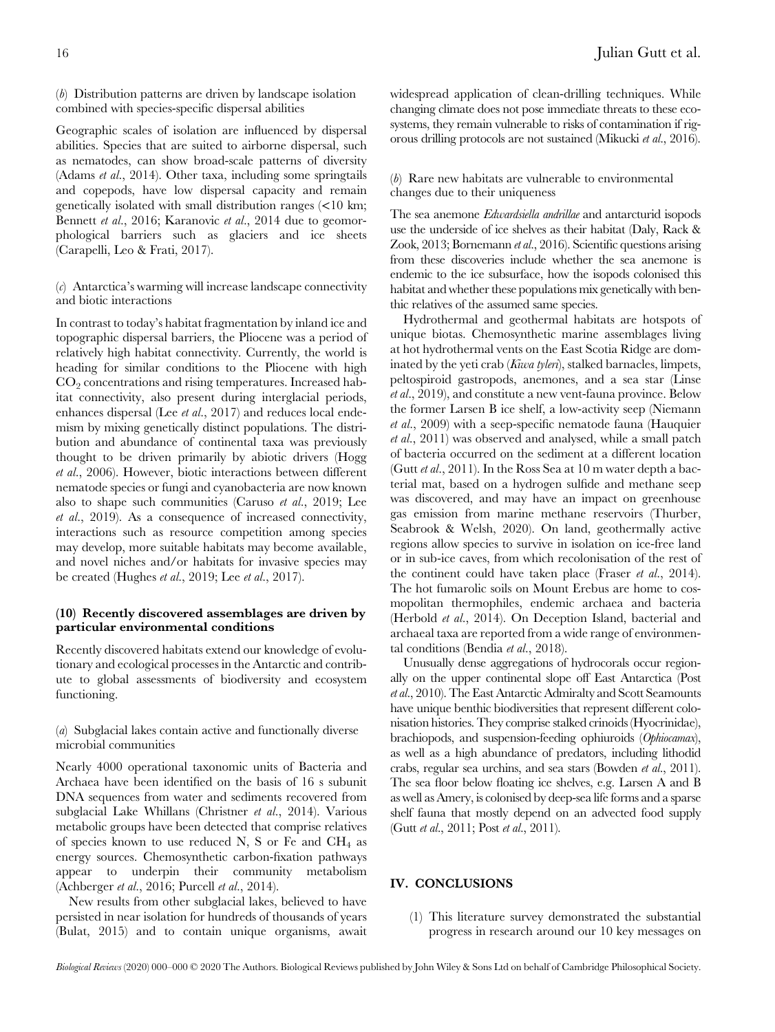(*b*) Distribution patterns are driven by landscape isolation combined with species-specific dispersal abilities

Geographic scales of isolation are influenced by dispersal abilities. Species that are suited to airborne dispersal, such as nematodes, can show broad-scale patterns of diversity (Adams *et al.*, 2014). Other taxa, including some springtails and copepods, have low dispersal capacity and remain genetically isolated with small distribution ranges (<10 km; Bennett *et al.*, 2016; Karanovic *et al.*, 2014 due to geomorphological barriers such as glaciers and ice sheets (Carapelli, Leo & Frati, 2017).

(*c*) Antarctica's warming will increase landscape connectivity and biotic interactions

In contrast to today's habitat fragmentation by inland ice and topographic dispersal barriers, the Pliocene was a period of relatively high habitat connectivity. Currently, the world is heading for similar conditions to the Pliocene with high $CO_2$ concentrations and rising temperatures. Increased habitat connectivity, also present during interglacial periods, enhances dispersal (Lee *et al.*, 2017) and reduces local endemism by mixing genetically distinct populations. The distribution and abundance of continental taxa was previously thought to be driven primarily by abiotic drivers (Hogg *et al.*, 2006). However, biotic interactions between different nematode species or fungi and cyanobacteria are now known also to shape such communities (Caruso *et al.*, 2019; Lee *et al.*, 2019). As a consequence of increased connectivity, interactions such as resource competition among species may develop, more suitable habitats may become available, and novel niches and/or habitats for invasive species may be created (Hughes *et al.*, 2019; Lee *et al.*, 2017).

### (10) Recently discovered assemblages are driven by particular environmental conditions

Recently discovered habitats extend our knowledge of evolutionary and ecological processes in the Antarctic and contribute to global assessments of biodiversity and ecosystem functioning.

(*a*) Subglacial lakes contain active and functionally diverse microbial communities

Nearly 4000 operational taxonomic units of Bacteria and Archaea have been identified on the basis of 16 s subunit DNA sequences from water and sediments recovered from subglacial Lake Whillans (Christner *et al.*, 2014). Various metabolic groups have been detected that comprise relatives of species known to use reduced N, S or Fe and $CH_4$ as energy sources. Chemosynthetic carbon-fixation pathways appear to underpin their community metabolism (Achberger *et al.*, 2016; Purcell *et al.*, 2014).

New results from other subglacial lakes, believed to have persisted in near isolation for hundreds of thousands of years (Bulat, 2015) and to contain unique organisms, await widespread application of clean-drilling techniques. While changing climate does not pose immediate threats to these ecosystems, they remain vulnerable to risks of contamination if rigorous drilling protocols are not sustained (Mikucki *et al.*, 2016).

(*b*) Rare new habitats are vulnerable to environmental changes due to their uniqueness

The sea anemone *Edwardsiella andrillae* and antarcturid isopods use the underside of ice shelves as their habitat (Daly, Rack & Zook, 2013; Bornemann *et al.*, 2016). Scientific questions arising from these discoveries include whether the sea anemone is endemic to the ice subsurface, how the isopods colonised this habitat and whether these populations mix genetically with benthic relatives of the assumed same species.

Hydrothermal and geothermal habitats are hotspots of unique biotas. Chemosynthetic marine assemblages living at hot hydrothermal vents on the East Scotia Ridge are dominated by the yeti crab (*Kiwa tyleri*), stalked barnacles, limpets, peltospiroid gastropods, anemones, and a sea star (Linse *et al.*, 2019), and constitute a new vent-fauna province. Below the former Larsen B ice shelf, a low-activity seep (Niemann *et al.*, 2009) with a seep-specific nematode fauna (Hauquier *et al.*, 2011) was observed and analysed, while a small patch of bacteria occurred on the sediment at a different location (Gutt *et al.*, 2011). In the Ross Sea at 10 m water depth a bacterial mat, based on a hydrogen sulfide and methane seep was discovered, and may have an impact on greenhouse gas emission from marine methane reservoirs (Thurber, Seabrook & Welsh, 2020). On land, geothermally active regions allow species to survive in isolation on ice-free land or in sub-ice caves, from which recolonisation of the rest of the continent could have taken place (Fraser *et al.*, 2014). The hot fumarolic soils on Mount Erebus are home to cosmopolitan thermophiles, endemic archaea and bacteria (Herbold *et al.*, 2014). On Deception Island, bacterial and archaeal taxa are reported from a wide range of environmental conditions (Bendia *et al.*, 2018).

Unusually dense aggregations of hydrocorals occur regionally on the upper continental slope off East Antarctica (Post *et al.*, 2010). The East Antarctic Admiralty and Scott Seamounts have unique benthic biodiversities that represent different colonisation histories. They comprise stalked crinoids (Hyocrinidae), brachiopods, and suspension-feeding ophiuroids (*Ophiocamax*), as well as a high abundance of predators, including lithodid crabs, regular sea urchins, and sea stars (Bowden *et al.*, 2011). The sea floor below floating ice shelves, e.g. Larsen A and B as well as Amery, is colonised by deep-sea life forms and a sparse shelf fauna that mostly depend on an advected food supply (Gutt *et al.*, 2011; Post *et al.*, 2011).

## IV. CONCLUSIONS

(1) This literature survey demonstrated the substantial progress in research around our 10 key messages on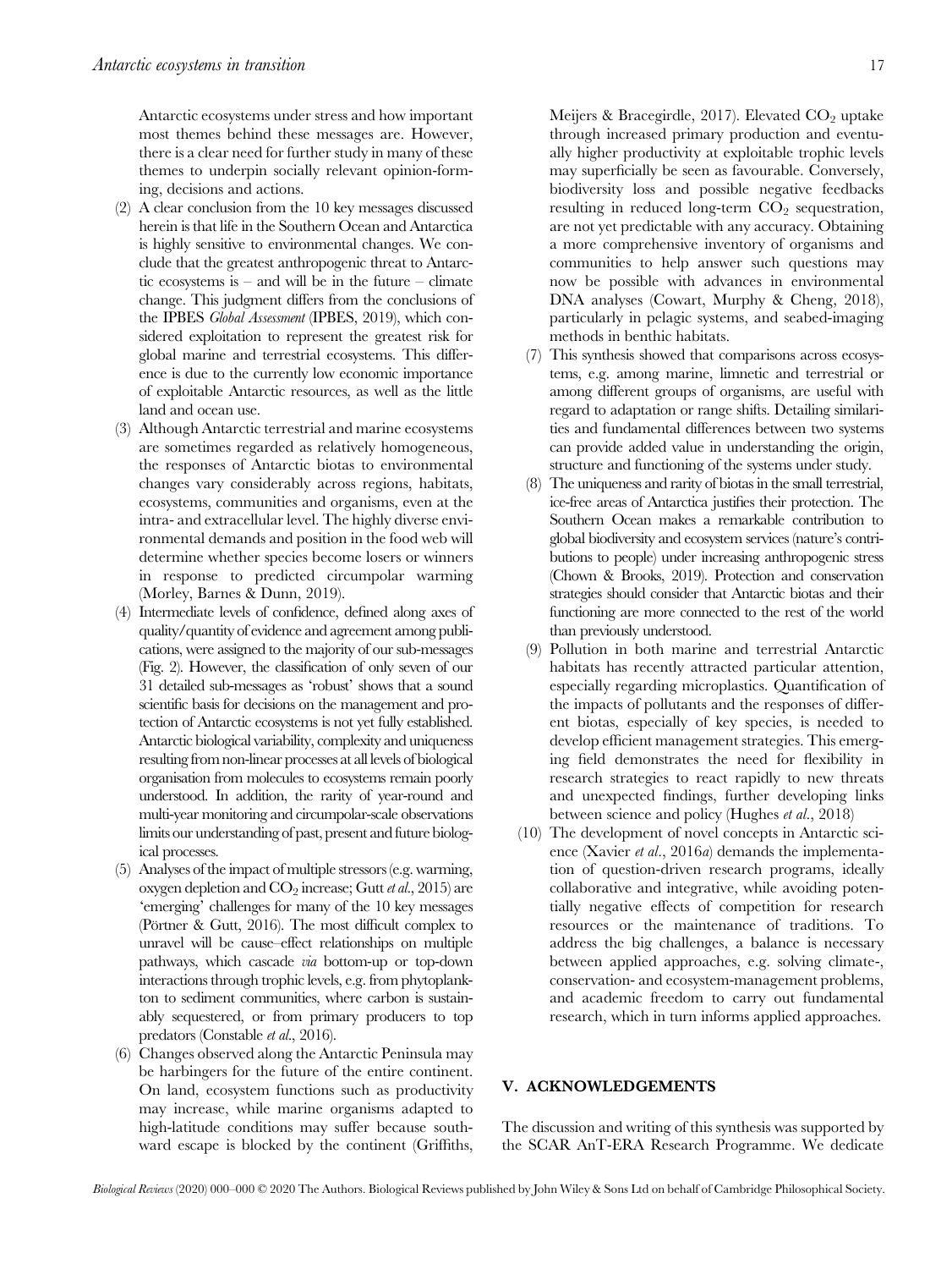Antarctic ecosystems under stress and how important most themes behind these messages are. However, there is a clear need for further study in many of these themes to underpin socially relevant opinion-forming, decisions and actions.

(2) A clear conclusion from the 10 key messages discussed herein is that life in the Southern Ocean and Antarctica is highly sensitive to environmental changes. We conclude that the greatest anthropogenic threat to Antarctic ecosystems is – and will be in the future – climate change. This judgment differs from the conclusions of the IPBES *Global Assessment* (IPBES, 2019), which considered exploitation to represent the greatest risk for global marine and terrestrial ecosystems. This difference is due to the currently low economic importance of exploitable Antarctic resources, as well as the little land and ocean use.

(3) Although Antarctic terrestrial and marine ecosystems are sometimes regarded as relatively homogeneous, the responses of Antarctic biotas to environmental changes vary considerably across regions, habitats, ecosystems, communities and organisms, even at the intra- and extracellular level. The highly diverse environmental demands and position in the food web will determine whether species become losers or winners in response to predicted circumpolar warming (Morley, Barnes & Dunn, 2019).

(4) Intermediate levels of confidence, defined along axes of quality/quantity of evidence and agreement among publications, were assigned to the majority of our sub-messages (Fig. 2). However, the classification of only seven of our 31 detailed sub-messages as 'robust' shows that a sound scientific basis for decisions on the management and protection of Antarctic ecosystems is not yet fully established. Antarctic biological variability, complexity and uniqueness resulting from non-linear processes at all levels of biological organisation from molecules to ecosystems remain poorly understood. In addition, the rarity of year-round and multi-year monitoring and circumpolar-scale observations limits our understanding of past, present and future biological processes.

(5) Analyses of the impact of multiple stressors (e.g. warming, oxygen depletion and $CO_2$ increase; Gutt *et al*., 2015) are 'emerging' challenges for many of the 10 key messages (Pörtner & Gutt, 2016). The most difficult complex to unravel will be cause–effect relationships on multiple pathways, which cascade *via* bottom-up or top-down interactions through trophic levels, e.g. from phytoplankton to sediment communities, where carbon is sustainably sequestered, or from primary producers to top predators (Constable *et al*., 2016).

(6) Changes observed along the Antarctic Peninsula may be harbingers for the future of the entire continent. On land, ecosystem functions such as productivity may increase, while marine organisms adapted to high-latitude conditions may suffer because southward escape is blocked by the continent (Griffiths, Meijers & Bracegirdle, 2017). Elevated $CO_2$ uptake through increased primary production and eventually higher productivity at exploitable trophic levels may superficially be seen as favourable. Conversely, biodiversity loss and possible negative feedbacks resulting in reduced long-term $CO_2$ sequestration, are not yet predictable with any accuracy. Obtaining a more comprehensive inventory of organisms and communities to help answer such questions may now be possible with advances in environmental DNA analyses (Cowart, Murphy & Cheng, 2018), particularly in pelagic systems, and seabed-imaging methods in benthic habitats.

(7) This synthesis showed that comparisons across ecosystems, e.g. among marine, limnetic and terrestrial or among different groups of organisms, are useful with regard to adaptation or range shifts. Detailing similarities and fundamental differences between two systems can provide added value in understanding the origin, structure and functioning of the systems under study.

(8) The uniqueness and rarity of biotas in the small terrestrial, ice-free areas of Antarctica justifies their protection. The Southern Ocean makes a remarkable contribution to global biodiversity and ecosystem services (nature's contributions to people) under increasing anthropogenic stress (Chown & Brooks, 2019). Protection and conservation strategies should consider that Antarctic biotas and their functioning are more connected to the rest of the world than previously understood.

(9) Pollution in both marine and terrestrial Antarctic habitats has recently attracted particular attention, especially regarding microplastics. Quantification of the impacts of pollutants and the responses of different biotas, especially of key species, is needed to develop efficient management strategies. This emerging field demonstrates the need for flexibility in research strategies to react rapidly to new threats and unexpected findings, further developing links between science and policy (Hughes *et al*., 2018)

(10) The development of novel concepts in Antarctic science (Xavier *et al*., 2016*a*) demands the implementation of question-driven research programs, ideally collaborative and integrative, while avoiding potentially negative effects of competition for research resources or the maintenance of traditions. To address the big challenges, a balance is necessary between applied approaches, e.g. solving climate-, conservation- and ecosystem-management problems, and academic freedom to carry out fundamental research, which in turn informs applied approaches.

## V. ACKNOWLEDGEMENTS

The discussion and writing of this synthesis was supported by the SCAR AnT-ERA Research Programme. We dedicate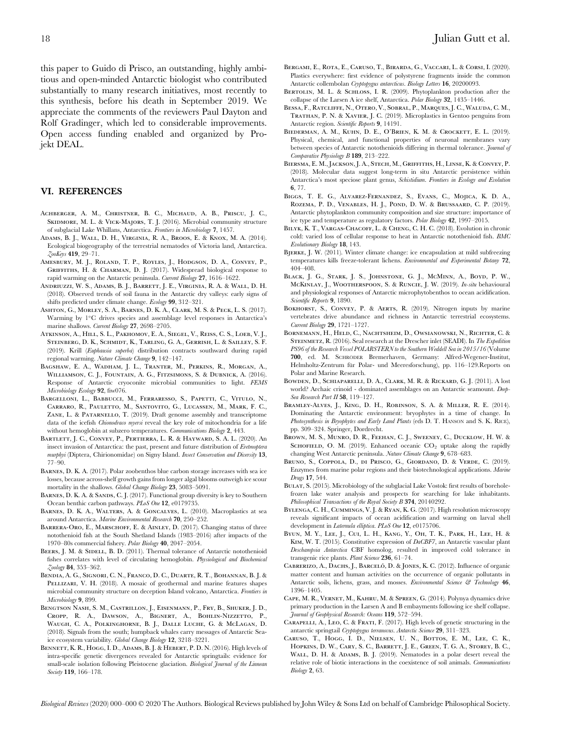this paper to Guido di Prisco, an outstanding, highly ambitious and open-minded Antarctic biologist who contributed substantially to many research initiatives, most recently to this synthesis, before his death in September 2019. We appreciate the comments of the reviewers Paul Dayton and Rolf Gradinger, which led to considerable improvements. Open access funding enabled and organized by Projekt DEAL.

## VI. REFERENCES

Achberger, A. M., Christner, B. C., Michaud, A. B., Priscu, J. C., Skidmore, M. L. & Vick-Majors, T. J. (2016). Microbial community structure of subglacial Lake Whillans, Antarctica. *Frontiers in Microbiology* **7**, 1457.

Adams, B. J., Wall, D. H., Virginia, R. A., Broos, E. & Knox, M. A. (2014). Ecological biogeography of the terrestrial nematodes of Victoria land, Antarctica. *ZooKeys* **419**, 29–71.

Amesbury, M. J., Roland, T. P., Royles, J., Hodgson, D. A., Convey, P., Griffiths, H. & Charman, D. J. (2017). Widespread biological response to rapid warming on the Antarctic peninsula. *Current Biology* **27**, 1616–1622.

Andriuzzi, W. S., Adams, B. J., Barrett, J. E., Virginia, R. A. & Wall, D. H. (2018). Observed trends of soil fauna in the Antarctic dry valleys: early signs of shifts predicted under climate change. *Ecology* **99**, 312–321.

Ashton, G., Morley, S. A., Barnes, D. K. A., Clark, M. S. & Peck, L. S. (2017). Warming by 1°C drives species and assemblage level responses in Antarctica's marine shallows. *Current Biology* **27**, 2698–2705.

Atkinson, A., Hill, S. L., Pakhomov, E. A., Siegel, V., Reiss, C. S., Loeb, V. J., Steinberg, D. K., Schmidt, K., Tarling, G. A., Gerrish, L. & Sailley, S. F. (2019). Krill (*Euphausia superba*) distribution contracts southward during rapid regional warming. *Nature Climate Change* **9**, 142–147.

Bagshaw, E. A., Wadham, J. L., Tranter, M., Perkins, R., Morgan, A., Williamson, C. J., Fountain, A. G., Fitzsimons, S. & Dubnick, A. (2016). Response of Antarctic cryoconite microbial communities to light. *FEMS Microbiology Ecology* **92**, fiw076.

Bargelloni, L., Babbucci, M., Ferraresso, S., Papetti, C., Vitulo, N., Carraro, R., Pauletto, M., Santovito, G., Lucassen, M., Mark, F. C., Zane, L. & Patarnello, T. (2019). Draft genome assembly and transcriptome data of the icefish *Chionodraco myersi* reveal the key role of mitochondria for a life without hemoglobin at subzero temperatures. *Communications Biology* **2**, 443.

Bartlett, J. C., Convey, P., Pertierra, L. R. & Hayward, S. A. L. (2020). An insect invasion of Antarctica: the past, present and future distribution of *Eretmoptera murphyi* (Diptera, Chirionomidae) on Signy Island. *Insect Conservation and Diversity* **13**, 77–90.

Barnes, D. K. A. (2017). Polar zoobenthos blue carbon storage increases with sea ice losses, because across-shelf growth gains from longer algal blooms outweigh ice scour mortality in the shallows. *Global Change Biology* **23**, 5083–5091.

Barnes, D. K. A. & Sands, C. J. (2017). Functional group diversity is key to Southern Ocean benthic carbon pathways. *PLoS One* **12**, e0179735.

Barnes, D. K. A., Walters, A. & Goncalves, L. (2010). Macroplastics at sea around Antarctica. *Marine Environmental Research* **70**, 250–252.

Barrera-Oro, E., Marschoff, E. & Ainley, D. (2017). Changing status of three notothenioid fish at the South Shetland Islands (1983–2016) after impacts of the 1970–80s commercial fishery. *Polar Biology* **40**, 2047–2054.

Beers, J. M. & Sidell, B. D. (2011). Thermal tolerance of Antarctic notothenioid fishes correlates with level of circulating hemoglobin. *Physiological and Biochemical Zoology* **84**, 353–362.

Bendia, A. G., Signori, C. N., Franco, D. C., Duarte, R. T., Bohannan, B. J. & Pellizari, V. H. (2018). A mosaic of geothermal and marine features shapes microbial community structure on deception Island volcano, Antarctica. *Frontiers in Microbiology* **9**, 899.

Bengtson Nash, S. M., Castrillon, J., Eisenmann, P., Fry, B., Shuker, J. D., Cropp, R. A., Dawson, A., Bignert, A., Bohlin-Nizzetto, P., Waugh, C. A., Polkinghorne, B. J., Dalle Luche, G. & McLagan, D. (2018). Signals from the south; humpback whales carry messages of Antarctic Sea-ice ecosystem variability. *Global Change Biology* **12**, 3218–3221.

Bennett, K. R., Hogg, I. D., Adams, B. J. & Hebert, P. D. N. (2016). High levels of intra-specific genetic divergences revealed for Antarctic springtails: evidence for small-scale isolation following Pleistocene glaciation. *Biological Journal of the Linnean Society* **119**, 166–178.

Bergami, E., Rota, E., Caruso, T., Birarda, G., Vaccari, L. & Corsi, I. (2020). Plastics everywhere: first evidence of polystyrene fragments inside the common Antarctic collembolan *Cryptopygus antarcticus*. *Biology Letters* **16**, 20200093.

Bertolin, M. L. & Schloss, I. R. (2009). Phytoplankton production after the collapse of the Larsen A ice shelf, Antarctica. *Polar Biology* **32**, 1435–1446.

Bessa, F., Ratcliffe, N., Otero, V., Sobral, P., Marques, J. C., Waluda, C. M., Trathan, P. N. & Xavier, J. C. (2019). Microplastics in Gentoo penguins from Antarctic region. *Scientific Reports* **9**, 14191.

Biederman, A. M., Kuhn, D. E., O'Brien, K. M. & Crockett, E. L. (2019). Physical, chemical, and functional properties of neuronal membranes vary between species of Antarctic notothenioids differing in thermal tolerance. *Journal of Comparative Physiology B* **189**, 213–222.

Biersma, E. M., Jackson, J. A., Stech, M., Griffiths, H., Linse, K. & Convey, P. (2018). Molecular data suggest long-term in situ Antarctic persistence within Antarctica's most speciose plant genus, *Schistidium*. *Frontiers in Ecology and Evolution* **6**, 77.

Biggs, T. E. G., Alvarez-Fernandez, S., Evans, C., Mojica, K. D. A., Rozema, P. D., Venables, H. J., Pond, D. W. & Brussaard, C. P. (2019). Antarctic phytoplankton community composition and size structure: importance of ice type and temperature as regulatory factors. *Polar Biology* **42**, 1997–2015.

Bilyk, K. T., Vargas-Chacoff, L. & Cheng, C. H. C. (2018). Evolution in chronic cold: varied loss of cellular response to heat in Antarctic notothenioid fish. *BMC Evolutionary Biology* **18**, 143.

Bjerke, J. W. (2011). Winter climate change: ice encapsulation at mild subfreezing temperatures kills freeze-tolerant lichens. *Environmental and Experimental Botany* **72**, 404–408.

Black, J. G., Stark, J. S., Johnstone, G. J., McMinn, A., Boyd, P. W., McKinlay, J., Wootherspoon, S. & Runcie, J. W. (2019). *In-situ* behavioural and physiological responses of Antarctic microphytobenthos to ocean acidification. *Scientific Reports* **9**, 1890.

Bokhorst, S., Convey, P. & Aerts, R. (2019). Nitrogen inputs by marine vertebrates drive abundance and richness in Antarctic terrestrial ecosystems. *Current Biology* **29**, 1721–1727.

Bornemann, H., Held, C., Nachtsheim, D., Owsianowski, N., Richter, C. & Steinmetz, R. (2016). Seal research at the Drescher inlet (SEADI). In *The Expedition PS96 of the Research Vessel POLARSTERN to the Southern Weddell Sea in 2015/16* (Volume **700**, ed. M. Schröder Bremerhaven, Germany: Alfred-Wegener-Institut, Helmholtz-Zentrum für Polar- und Meeresforschung), pp. 116–129.Reports on Polar and Marine Research.

Bowden, D., Schiaparelli, D. A., Clark, M. R. & Rickard, G. J. (2011). A lost world? Archaic crinoid - dominated assemblages on an Antarctic seamount. *Deep-Sea Research Part II* **58**, 119–127.

Bramley-Alves, J., King, D. H., Robinson, S. A. & Miller, R. E. (2014). Dominating the Antarctic environment: bryophytes in a time of change. In *Photosynthesis in Bryophytes and Early Land Plants* (eds D. T. Hanson and S. K. Rice), pp. 309–324. Springer, Dordrecht.

Brown, M. S., Munro, D. R., Feehan, C. J., Sweeney, C., Ducklow, H. W. & Schofield, O. M. (2019). Enhanced oceanic $CO_2$ uptake along the rapidly changing West Antarctic peninsula. *Nature Climate Change* **9**, 678–683.

Bruno, S., Coppola, D., di Prisco, G., Giordano, D. & Verde, C. (2019). Enzymes from marine polar regions and their biotechnological applications. *Marine Drugs* **17**, 544.

Bulat, S. (2015). Microbiology of the subglacial Lake Vostok: first results of borehole-frozen lake water analysis and prospects for searching for lake inhabitants. *Philosophical Transactions of the Royal Society B* **374**, 20140292.

Bylenga, C. H., Cummings, V. J. & Ryan, K. G. (2017). High resolution microscopy reveals significant impacts of ocean acidification and warming on larval shell development in *Laternula elliptica*. *PLoS One* **12**, e0175706.

Byun, M. Y., Lee, J., Cui, L. H., Kang, Y., Oh, T. K., Park, H., Lee, H. & Kim, W. T. (2015). Constitutive expression of *DaCBF7*, an Antarctic vascular plant *Deschampsia Antarctica* CBF homolog, resulted in improved cold tolerance in transgenic rice plants. *Plant Science* **236**, 61–74.

Cabrerizo, A., Dachs, J., Barceló, D. & Jones, K. C. (2012). Influence of organic matter content and human activities on the occurrence of organic pollutants in Antarctic soils, lichens, grass, and mosses. *Environmental Science & Technology* **46**, 1396–1405.

Cape, M. R., Vernet, M., Kahru, M. & Spreen, G. (2014). Polynya dynamics drive primary production in the Larsen A and B embayments following ice shelf collapse. *Journal of Geophysical Research: Oceans* **119**, 572–594.

Carapelli, A., Leo, C. & Frati, F. (2017). High levels of genetic structuring in the antarctic springtail *Cryptopygus terranovus*. *Antarctic Science* **29**, 311–323.

Caruso, T., Hogg, I. D., Nielsen, U. N., Bottos, E. M., Lee, C. K., Hopkins, D. W., Cary, S. C., Barrett, J. E., Green, T. G. A., Storey, B. C., Wall, D. H. & Adams, B. J. (2019). Nematodes in a polar desert reveal the relative role of biotic interactions in the coexistence of soil animals. *Communications Biology* **2**, 63.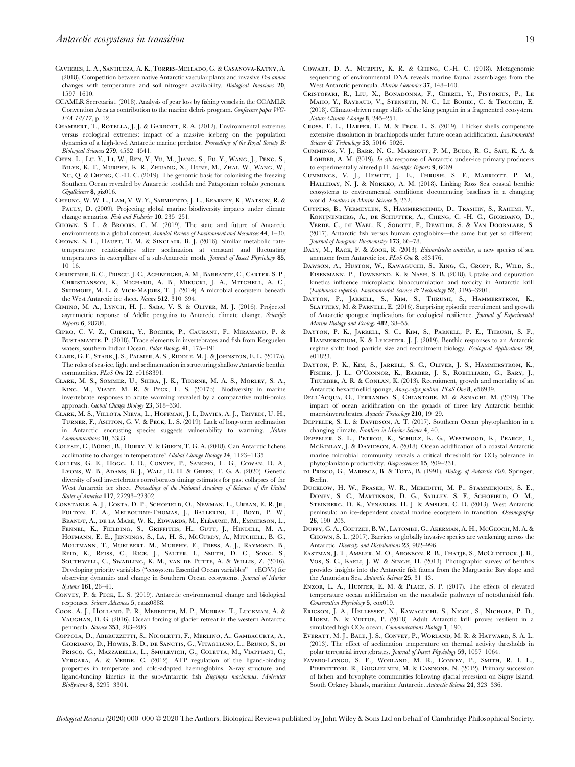Cavieres, L. A., Sanhueza, A. K., Torres-Mellado, G. & Casanova-Katny, A. (2018). Competition between native Antarctic vascular plants and invasive *Poa annua* changes with temperature and soil nitrogen availability. *Biological Invasions* **20**, 1597–1610.

CCAMLR Secretariat. (2018). Analysis of gear loss by fishing vessels in the CCAMLR Convention Area as contribution to the marine debris program. *Conference paper WG-FSA-18/17*, p. 12.

Chambert, T., Rotella, J. J. & Garrott, R. A. (2012). Environmental extremes versus ecological extremes: impact of a massive iceberg on the population dynamics of a high-level Antarctic marine predator. *Proceedings of the Royal Society B: Biological Sciences* **279**, 4532–4541.

Chen, L., Lu, Y., Li, W., Ren, Y., Yu, M., Jiang, S., Fu, Y., Wang, J., Peng, S., Bilyk, K. T., Murphy, K. R., Zhuang, X., Hune, M., Zhai, W., Wang, W., Xu, Q. & Cheng, C.-H. C. (2019). The genomic basis for colonizing the freezing Southern Ocean revealed by Antarctic toothfish and Patagonian robalo genomes. *GigaScience* **8**, giz016.

Cheung, W. W. L., Lam, V. W. Y., Sarmiento, J. L., Kearney, K., Watson, R. & Pauly, D. (2009). Projecting global marine biodiversity impacts under climate change scenarios. *Fish and Fisheries* **10**, 235–251.

Chown, S. L. & Brooks, C. M. (2019). The state and future of Antarctic environments in a global context. *Annual Review of Environment and Resources* **44**, 1–30.

Chown, S. L., Haupt, T. M. & Sinclair, B. J. (2016). Similar metabolic rate-temperature relationships after acclimation at constant and fluctuating temperatures in caterpillars of a sub-Antarctic moth. *Journal of Insect Physiology* **85**, 10–16.

Christner, B. C., Priscu, J. C., Achberger, A. M., Barbante, C., Carter, S. P., Christianson, K., Michaud, A. B., Mikucki, J. A., Mitchell, A. C., Skidmore, M. L. & Vick-Majors, T. J. (2014). A microbial ecosystem beneath the West Antarctic ice sheet. *Nature* **512**, 310–394.

Cimino, M. A., Lynch, H. J., Saba, V. S. & Oliver, M. J. (2016). Projected asymmetric response of Adélie penguins to Antarctic climate change. *Scientific Reports* **6**, 28786.

Cipro, C. V. Z., Cherel, Y., Bocher, P., Caurant, F., Miramand, P. & Bustamante, P. (2018). Trace elements in invertebrates and fish from Kerguelen waters, southern Indian Ocean. *Polar Biology* **41**, 175–191.

Clark, G. F., Stark, J. S., Palmer, A. S., Riddle, M. J. & Johnston, E. L. (2017a). The roles of sea-ice, light and sedimentation in structuring shallow Antarctic benthic communities. *PLoS One* **12**, e0168391.

Clark, M. S., Sommer, U., Sihra, J. K., Thorne, M. A. S., Morley, S. A., King, M., Viant, M. R. & Peck, L. S. (2017b). Biodiversity in marine invertebrate responses to acute warming revealed by a comparative multi-omics approach. *Global Change Biology* **23**, 318–330.

Clark, M. S., Villota Nieva, L., Hoffman, J. I., Davies, A. J., Trivedi, U. H., Turner, F., Ashton, G. V. & Peck, L. S. (2019). Lack of long-term acclimation in Antarctic encrusting species suggests vulnerability to warming. *Nature Communications* **10**, 3383.

Colesie, C., Büdel, B., Hurry, V. & Green, T. G. A. (2018). Can Antarctic lichens acclimatize to changes in temperature? *Global Change Biology* **24**, 1123–1135.

Collins, G. E., Hogg, I. D., Convey, P., Sancho, L. G., Cowan, D. A., Lyons, W. B., Adams, B. J., Wall, D. H. & Green, T. G. A. (2020). Genetic diversity of soil invertebrates corroborates timing estimates for past collapses of the West Antarctic ice sheet. *Proceedings of the National Academy of Sciences of the United States of America* **117**, 22293–22302.

Constable, A. J., Costa, D. P., Schofield, O., Newman, L., Urban, E. R. Jr., Fulton, E. A., Melbourne-Thomas, J., Ballerini, T., Boyd, P. W., Brandt, A., de la Mare, W. K., Edwards, M., Eléaume, M., Emmerson, L., Fennel, K., Fielding, S., Griffiths, H., Gutt, J., Hindell, M. A., Hofmann, E. E., Jennings, S., La, H. S., McCurdy, A., Mitchell, B. G., Moltmann, T., Muelbert, M., Murphy, E., Press, A. J., Raymond, B., Reid, K., Reiss, C., Rice, J., Salter, I., Smith, D. C., Song, S., Southwell, C., Swadling, K. M., van de Putte, A. & Willis, Z. (2016). Developing priority variables ("ecosystem Essential Ocean variables" – eEOVs) for observing dynamics and change in Southern Ocean ecosystems. *Journal of Marine Systems* **161**, 26–41.

Convey, P. & Peck, L. S. (2019). Antarctic environmental change and biological responses. *Science Advances* **5**, eaaz0888.

Cook, A. J., Holland, P. R., Meredith, M. P., Murray, T., Luckman, A. & Vaughan, D. G. (2016). Ocean forcing of glacier retreat in the western Antarctic peninsula. *Science* **353**, 283–286.

Coppola, D., Abbruzzetti, S., Nicoletti, F., Merlino, A., Gambacurta, A., Giordano, D., Howes, B. D., de Sanctis, G., Vitagliano, L., Bruno, S., di Prisco, G., Mazzarella, L., Smulevich, G., Coletta, M., Viappiani, C., Vergara, A. & Verde, C. (2012). ATP regulation of the ligand-binding properties in temperate and cold-adapted haemoglobins. X-ray structure and ligand-binding kinetics in the sub-Antarctic fish *Eleginops maclovinus*. *Molecular BioSystems* **8**, 3295–3304.

Cowart, D. A., Murphy, K. R. & Cheng, C.-H. C. (2018). Metagenomic sequencing of environmental DNA reveals marine faunal assemblages from the West Antarctic peninsula. *Marine Genomics* **37**, 148–160.

Cristofari, R., Liu, X., Bonadonna, F., Cherel, Y., Pistorius, P., Le Maho, Y., Raybaud, V., Stenseth, N. C., Le Bohec, C. & Trucchi, E. (2018). Climate-driven range shifts of the king penguin in a fragmented ecosystem. *Nature Climate Change* **8**, 245–251.

Cross, E. L., Harper, E. M. & Peck, L. S. (2019). Thicker shells compensate extensive dissolution in brachiopods under future ocean acidification. *Environmental Science & Technology* **53**, 5016–5026.

Cummings, V. J., Barr, N. G., Marriott, P. M., Budd, R. G., Safi, K. A. & Lohrer, A. M. (2019). *In situ* response of Antarctic under-ice primary producers to experimentally altered pH. *Scientific Reports* **9**, 6069.

Cummings, V. J., Hewitt, J. E., Thrush, S. F., Marriott, P. M., Halliday, N. J. & Norkko, A. M. (2018). Linking Ross Sea coastal benthic ecosystems to environmental conditions: documenting baselines in a changing world. *Frontiers in Marine Science* **5**, 232.

Cuypers, B., Vermeylen, S., Hammerschmid, D., Trashin, S., Rahemi, V., Konijnenberg, A., de Schutter, A., Cheng, C. -H. C., Giordano, D., Verde, C., de Wael, K., Sobott, F., Dewilde, S. & Van Doorslaer, S. (2017). Antarctic fish versus human cytoglobins—the same but yet so different. *Journal of Inorganic Biochemistry* **173**, 66–78.

Daly, M., Rack, F. & Zook, R. (2013). *Edwardsiella andrillae*, a new species of sea anemone from Antarctic ice. *PLoS One* **8**, e83476.

Dawson, A., Huston, W., Kawaguchi, S., King, C., Cropp, R., Wild, S., Eisenmann, P., Townsend, K. & Nash, S. B. (2018). Uptake and depuration kinetics influence microplastic bioaccumulation and toxicity in Antarctic krill (*Euphausia superba*). *Environmental Science & Technology* **52**, 3195–3201.

Dayton, P., Jarrell, S., Kim, S., Thrush, S., Hammerstrom, K., Slattery, M. & Parnell, E. (2016). Surprising episodic recruitment and growth of Antarctic sponges: implications for ecological resilience. *Journal of Experimental Marine Biology and Ecology* **482**, 38–55.

Dayton, P. K., Jarrell, S. C., Kim, S., Parnell, P. E., Thrush, S. F., Hammerstrom, K. & Leichter, J. J. (2019). Benthic responses to an Antarctic regime shift: food particle size and recruitment biology. *Ecological Applications* **29**, e01823.

Dayton, P. K., Kim, S., Jarrell, S. C., Oliver, J. S., Hammerstrom, K., Fisher, J. L., O'Connor, K., Barber, J. S., Robilliard, G., Bary, J., Thurber, A. R. & Conlan, K. (2013). Recruitment, growth and mortality of an Antarctic hexactinellid sponge, *Anoxycalyx joubini*. *PLoS One* **8**, e56939.

Dell'Acqua, O., Ferrando, S., Chiantore, M. & Asnaghi, M. (2019). The impact of ocean acidification on the gonads of three key Antarctic benthic macroinvertebrates. *Aquatic Toxicology* **210**, 19–29.

Deppeler, S. L. & Davidson, A. T. (2017). Southern Ocean phytoplankton in a changing climate. *Frontiers in Marine Science* **4**, 40.

Deppeler, S. L., Petrou, K., Schulz, K. G., Westwood, K., Pearce, I., McKinlay, J. & Davidson, A. T. (2018). Ocean acidification of a coastal Antarctic marine microbial community reveals a critical threshold for $CO_2$ tolerance in phytoplankton productivity. *Biogeosciences* **15**, 209–231.

di Prisco, G., Maresca, B. & Tota, B. (1991). *Biology of Antarctic Fish*. Springer, Berlin.

Ducklow, H. W., Fraser, W. R., Meredith, M. P., Stammerjohn, S. E., Doney, S. C., Martinson, D. G., Sailley, S. F., Schofield, O. M., Steinberg, D. K., Venables, H. J. & Amsler, C. D. (2013). West Antarctic peninsula: an ice-dependent coastal marine ecosystem in transition. *Oceanography* **26**, 190–203.

Duffy, G. A., Coetzee, B. W., Latombe, G., Akerman, A. H., McGeoch, M. A. & Chown, S. L. (2017). Barriers to globally invasive species are weakening across the Antarctic. *Diversity and Distributions* **23**, 982–996.

Eastman, J. T., Amsler, M. O., Aronson, R. B., Thatje, S., McClintock, J. B., Vos, S. C., Kaeli, J. W. & Singh, H. (2013). Photographic survey of benthos provides insights into the Antarctic fish fauna from the Marguerite Bay slope and the Amundsen Sea. *Antarctic Science* **25**, 31–43.

Enzor, L. A., Hunter, E. M. & Place, S. P. (2017). The effects of elevated temperature ocean acidification on the metabolic pathways of notothenioid fish. *Conservation Physiology* **5**, cox019.

Ericson, J. A., Hellessey, N., Kawaguchi, S., Nicol, S., Nichols, P. D., Hoem, N. & Virtue, P. (2018). Adult Antarctic krill proves resilient in a simulated high $CO_2$ ocean. *Communications Biology* **1**, 190.

Everatt, M. J., Bale, J. S., Convey, P., Worland, M. R. & Hayward, S. A. L. (2013). The effect of acclimation temperature on thermal activity thresholds in polar terrestrial invertebrates. *Journal of Insect Physiology* **59**, 1057–1064.

Favero-Longo, S. E., Worland, M. R., Convey, P., Smith, R. I. L., Piervittori, R., Guglielmin, M. & Cannone, N. (2012). Primary succession of lichen and bryophyte communities following glacial recession on Signy Island, South Orkney Islands, maritime Antarctic. *Antarctic Science* **24**, 323–336.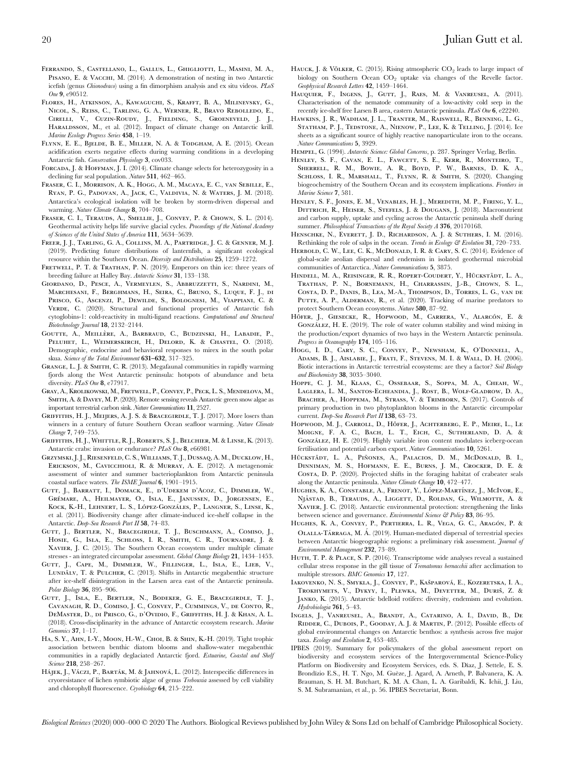Ferrando, S., Castellano, L., Gallus, L., Ghigliotti, L., Masini, M. A., Pisano, E. & Vacchi, M. (2014). A demonstration of nesting in two Antarctic icefish (genus *Chionodraco*) using a fin dimorphism analysis and ex situ videos. *PLoS One* **9**, e90512.

Flores, H., Atkinson, A., Kawaguchi, S., Krafft, B. A., Milinevsky, G., Nicol, S., Reiss, C., Tarling, G. A., Werner, R., Bravo Rebolledo, E., Cirelli, V., Cuzin-Roudy, J., Fielding, S., Groeneveld, J. J., Haraldsson, M., et al. (2012). Impact of climate change on Antarctic krill. *Marine Ecology Progress Series* **458**, 1–19.

Flynn, E. E., Bjelde, B. E., Miller, N. A. & Todgham, A. E. (2015). Ocean acidification exerts negative effects during warming conditions in a developing Antarctic fish. *Conservation Physiology* **3**, cov033.

Forcada, J. & Hoffman, J. I. (2014). Climate change selects for heterozygosity in a declining fur seal population. *Nature* **511**, 462–465.

Fraser, C. I., Morrison, A. K., Hogg, A. M., Macaya, E. C., van Sebille, E., Ryan, P. G., Padovan, A., Jack, C., Valdivia, N. & Waters, J. M. (2018). Antarctica's ecological isolation will be broken by storm-driven dispersal and warming. *Nature Climate Change* **8**, 704–708.

Fraser, C. I., Terauds, A., Smellie, J., Convey, P. & Chown, S. L. (2014). Geothermal activity helps life survive glacial cycles. *Proceedings of the National Academy of Sciences of the United States of America* **111**, 5634–5639.

Freer, J. J., Tarling, G. A., Collins, M. A., Partridge, J. C. & Genner, M. J. (2019). Predicting future distributions of lanternfish, a significant ecological resource within the Southern Ocean. *Diversity and Distributions* **25**, 1259–1272.

Fretwell, P. T. & Trathan, P. N. (2019). Emperors on thin ice: three years of breeding failure at Halley Bay. *Antarctic Science* **31**, 133–138.

Giordano, D., Pesce, A., Vermeylen, S., Abbruzzetti, S., Nardini, M., Marchesani, F., Berghmans, H., Seira, C., Bruno, S., Luque, F. J., di Prisco, G., Ascenzi, P., Dewilde, S., Bolognesi, M., Viappiani, C. & Verde, C. (2020). Structural and functional properties of Antarctic fish cytoglobins-1: cold-reactivity in multi-ligand reactions. *Computational and Structural Biotechnology Journal* **18**, 2132–2144.

Goutte, A., Meillère, A., Barbraud, C., Budzinski, H., Labadie, P., Peluhet, L., Weimerskirch, H., Delord, K. & Chastel, O. (2018). Demographic, endocrine and behavioral responses to mirex in the south polar skua. *Science of the Total Environment* **631–632**, 317–325.

Grange, L. J. & Smith, C. R. (2013). Megafaunal communities in rapidly warming fjords along the West Antarctic peninsula: hotspots of abundance and beta diversity. *PLoS One* **8**, e77917.

Gray, A., Krolikowski, M., Fretwell, P., Convey, P., Peck, L. S., Mendelova, M., Smith, A. & Davey, M. P. (2020). Remote sensing reveals Antarctic green snow algae as important terrestrial carbon sink. *Nature Communications* **11**, 2527.

Griffiths, H. J., Meijers, A. J. S. & Bracegirdle, T. J. (2017). More losers than winners in a century of future Southern Ocean seafloor warming. *Nature Climate Change* **7**, 749–755.

Griffiths, H. J., Whittle, R. J., Roberts, S. J., Belchier, M. & Linse, K. (2013). Antarctic crabs: invasion or endurance? *PLoS One* **8**, e66981.

Grzymski, J. J., Riesenfeld, C. S., Williams, T. J., Dussaq, A. M., Ducklow, H., Erickson, M., Cavicchioli, R. & Murray, A. E. (2012). A metagenomic assessment of winter and summer bacterioplankton from Antarctic peninsula coastal surface waters. *The ISME Journal* **6**, 1901–1915.

Gutt, J., Barratt, I., Domack, E., d'Udekem d'Acoz, C., Dimmler, W., Grémare, A., Heilmayer, O., Isla, E., Janussen, D., Jorgensen, E., Kock, K.-H., Lehnert, L. S., López-Gonzáles, P., Langner, S., Linse, K., et al. (2011). Biodiversity change after climate-induced ice-shelf collapse in the Antarctic. *Deep-Sea Research Part II* **58**, 74–83.

Gutt, J., Bertler, N., Bracegirdle, T. J., Buschmann, A., Comiso, J., Hosie, G., Isla, E., Schloss, I. R., Smith, C. R., Tournadre, J. & Xavier, J. C. (2015). The Southern Ocean ecosystem under multiple climate stresses - an integrated circumpolar assessment. *Global Change Biology* **21**, 1434–1453.

Gutt, J., Cape, M., Dimmler, W., Fillinger, L., Isla, E., Lieb, V., Lundälv, T. & Pulcher, C. (2013). Shifts in Antarctic megabenthic structure after ice-shelf disintegration in the Larsen area east of the Antarctic peninsula. *Polar Biology* **36**, 895–906.

Gutt, J., Isla, E., Bertler, N., Bodeker, G. E., Bracegirdle, T. J., Cavanagh, R. D., Comiso, J. C., Convey, P., Cummings, V., de Conto, R., DeMaster, D., di Prisco, G., d'Ovidio, F., Griffiths, H. J. & Khan, A. L. (2018). Cross-disciplinarity in the advance of Antarctic ecosystem research. *Marine Genomics* **37**, 1–17.

Ha, S. Y., Ahn, I.-Y., Moon, H.-W., Choi, B. & Shin, K.-H. (2019). Tight trophic association between benthic diatom blooms and shallow-water megabenthic communities in a rapidly deglaciated Antarctic fjord. *Estuarine, Coastal and Shelf Science* **218**, 258–267.

Hájek, J., Váczi, P., Barták, M. & Jahnová, L. (2012). Interspecific differences in cryoresistance of lichen symbiotic algae of genus *Trebouxia* assessed by cell viability and chlorophyll fluorescence. *Cryobiology* **64**, 215–222.

Hauck, J. & Völker, C. (2015). Rising atmospheric $CO_2$ leads to large impact of biology on Southern Ocean $CO_2$ uptake via changes of the Revelle factor. *Geophysical Research Letters* **42**, 1459–1464.

Hauquier, F., Ingens, J., Gutt, J., Raes, M. & Vanreusel, A. (2011). Characterisation of the nematode community of a low-activity cold seep in the recently ice-shelf free Larsen B area, eastern Antarctic peninsula. *PLoS One* **6**, e22240.

Hawkins, J. R., Wadham, J. L., Tranter, M., Raiswell, R., Benning, L. G., Statham, P. J., Tedstone, A., Nienow, P., Lee, K. & Telling, J. (2014). Ice sheets as a significant source of highly reactive nanoparticulate iron to the oceans. *Nature Communications* **5**, 3929.

Hempel, G. (1994). *Antarctic Science: Global Concerns*, p. 287. Springer Verlag, Berlin.

Henley, S. F., Cavan, E. L., Fawcett, S. E., Kerr, R., Monteiro, T., Sherrell, R. M., Bowie, A. R., Boyd, P. W., Barnes, D. K. A., Schloss, I. R., Marshall, T., Flynn, R. & Smith, S. (2020). Changing biogeochemistry of the Southern Ocean and its ecosystem implications. *Frontiers in Marine Science* **7**, 581.

Henley, S. F., Jones, E. M., Venables, H. J., Meredith, M. P., Firing, Y. L., Dittrich, R., Heiser, S., Stefels, J. & Dougans, J. (2018). Macronutrient and carbon supply, uptake and cycling across the Antarctic peninsula shelf during summer. *Philosophical Transactions of the Royal Society A* **376**, 20170168.

Henschke, N., Everett, J. D., Richardson, A. J. & Suthers, I. M. (2016). Rethinking the role of salps in the ocean. *Trends in Ecology & Evolution* **31**, 720–733.

Herbold, C. W., Lee, C. K., McDonald, I. R. & Cary, S. C. (2014). Evidence of global-scale aeolian dispersal and endemism in isolated geothermal microbial communities of Antarctica. *Nature Communications* **5**, 3875.

Hindell, M. A., Reisinger, R. R., Ropert-Coudert, Y., Hückstädt, L. A., Trathan, P. N., Bornemann, H., Charrassin, J.-B., Chown, S. L., Costa, D. P., Danis, B., Lea, M.-A., Thompson, D., Torres, L. G., van de Putte, A. P., Alderman, R., et al. (2020). Tracking of marine predators to protect Southern Ocean ecosystems. *Nature* **580**, 87–92.

Höfer, J., Giesecke, R., Hopwood, M., Carrera, V., Alarcón, E. & González, H. E. (2019). The role of water column stability and wind mixing in the production/export dynamics of two bays in the Western Antarctic peninsula. *Progress in Oceanography* **174**, 105–116.

Hogg, I. D., Cary, S. C., Convey, P., Newsham, K., O'Donnell, A., Adams, B. J., Aislabie, J., Frati, F., Stevens, M. I. & Wall, D. H. (2006). Biotic interactions in Antarctic terrestrial ecosystems: are they a factor? *Soil Biology and Biochemistry* **38**, 3035–3040.

Hoppe, C. J. M., Klaas, C., Ossebaar, S., Soppa, M. A., Cheah, W., Laglera, L. M., Santos-Echeandia, J., Rost, B., Wolf-Gladrow, D. A., Bracher, A., Hoppema, M., Strass, V. & Trimborn, S. (2017). Controls of primary production in two phytoplankton blooms in the Antarctic circumpolar current. *Deep-Sea Research Part II* **138**, 63–73.

Hopwood, M. J., Carroll, D., Höfer, J., Achterberg, E. P., Meire, L., Le Moigne, F. A. C., Bach, L. T., Eich, C., Sutherland, D. A. & González, H. E. (2019). Highly variable iron content modulates iceberg-ocean fertilisation and potential carbon export. *Nature Communications* **10**, 5261.

Hückstädt, L. A., Piñones, A., Palacios, D. M., McDonald, B. I., Dinniman, M. S., Hofmann, E. E., Burns, J. M., Crocker, D. E. & Costa, D. P. (2020). Projected shifts in the foraging habitat of crabeater seals along the Antarctic peninsula. *Nature Climate Change* **10**, 472–477.

Hughes, K. A., Constable, A., Frenot, Y., López-Martínez, J., McIvor, E., Njåstad, B., Terauds, A., Liggett, D., Roldan, G., Wilmotte, A. & Xavier, J. C. (2018). Antarctic environmental protection: strengthening the links between science and governance. *Environmental Science & Policy* **83**, 86–95.

Hughes, K. A., Convey, P., Pertierra, L. R., Vega, G. C., Aragón, P. & Olalla-Tárraga, M. Á. (2019). Human-mediated dispersal of terrestrial species between Antarctic biogeographic regions: a preliminary risk assessment. *Journal of Environmental Management* **232**, 73–89.

Huth, T. P. & Place, S. P. (2016). Transcriptome wide analyses reveal a sustained cellular stress response in the gill tissue of *Trematomus bernacchii* after acclimation to multiple stressors. *BMC Genomics* **17**, 127.

Iakovenko, N. S., Smykla, J., Convey, P., Kašparová, E., Kozeretska, I. A., Trokhymets, V., Dykyy, I., Plewka, M., Devetter, M., Duriš, Z. & Janko, K. (2015). Antarctic bdelloid rotifers: diversity, endemism and evolution. *Hydrobiologia* **761**, 5–43.

Ingels, J., Vanreusel, A., Brandt, A., Catarino, A. I., David, B., De Ridder, C., Dubois, P., Gooday, A. J. & Martin, P. (2012). Possible effects of global environmental changes on Antarctic benthos: a synthesis across five major taxa. *Ecology and Evolution* **2**, 453–485.

IPBES (2019). Summary for policymakers of the global assessment report on biodiversity and ecosystem services of the Intergovernmental Science-Policy Platform on Biodiversity and Ecosystem Services, eds. S. Díaz, J. Settele, E. S. Brondízio E.S., H. T. Ngo, M. Guèze, J. Agard, A. Arneth, P. Balvanera, K. A. Brauman, S. H. M. Butchart, K. M. A. Chan, L. A. Garibaldi, K. Ichii, J. Liu, S. M. Subramanian, et al., p. 56. IPBES Secretariat, Bonn.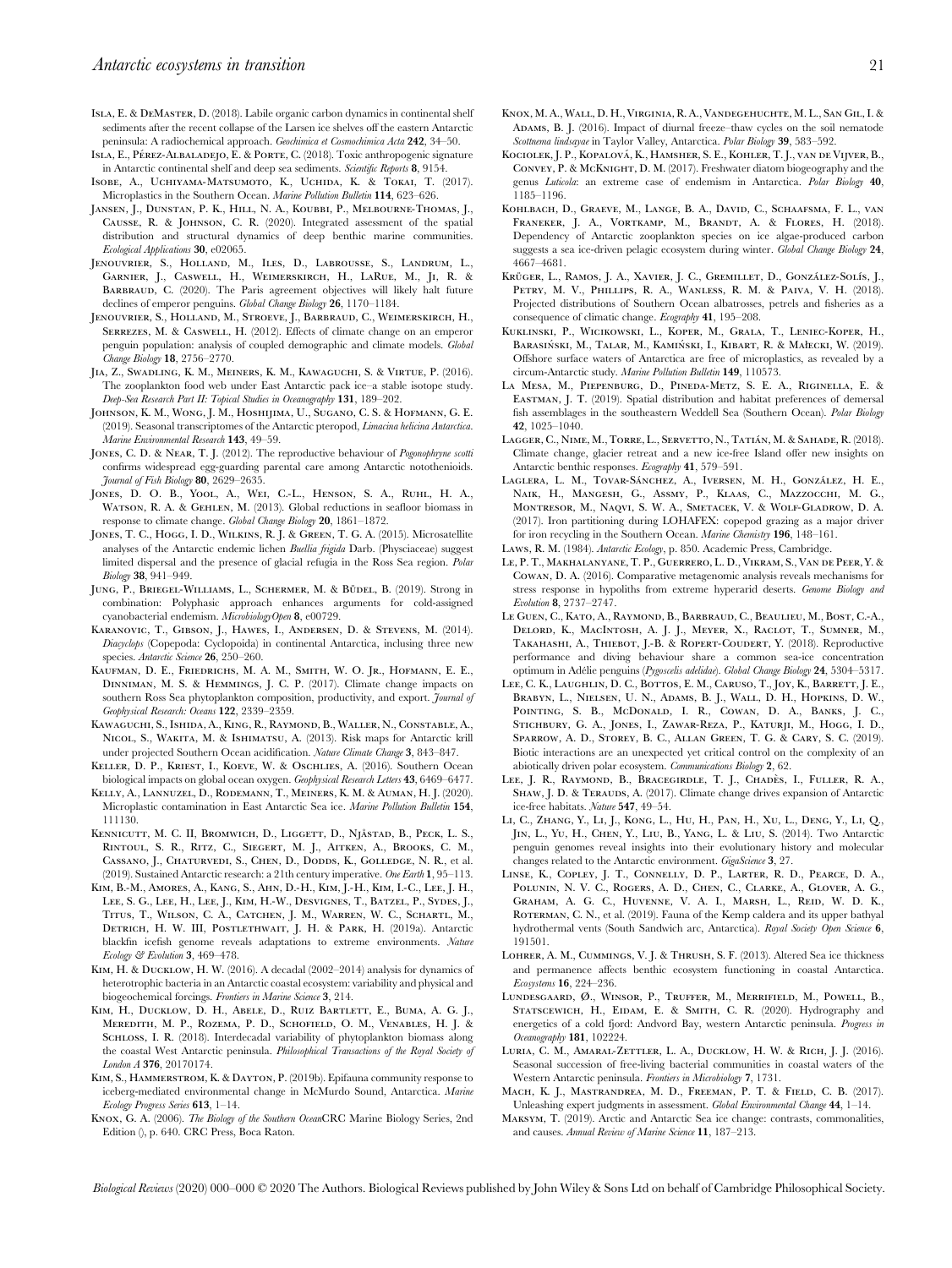Isla, E. & DeMaster, D. (2018). Labile organic carbon dynamics in continental shelf sediments after the recent collapse of the Larsen ice shelves off the eastern Antarctic peninsula: A radiochemical approach. *Geochimica et Cosmochimica Acta* **242**, 34–50.

Isla, E., Pérez-Albaladejo, E. & Porte, C. (2018). Toxic anthropogenic signature in Antarctic continental shelf and deep sea sediments. *Scientific Reports* **8**, 9154.

Isobe, A., Uchiyama-Matsumoto, K., Uchida, K. & Tokai, T. (2017). Microplastics in the Southern Ocean. *Marine Pollution Bulletin* **114**, 623–626.

Jansen, J., Dunstan, P. K., Hill, N. A., Koubbi, P., Melbourne-Thomas, J., Causse, R. & Johnson, C. R. (2020). Integrated assessment of the spatial distribution and structural dynamics of deep benthic marine communities. *Ecological Applications* **30**, e02065.

Jenouvrier, S., Holland, M., Iles, D., Labrousse, S., Landrum, L., Garnier, J., Caswell, H., Weimerskirch, H., LaRue, M., Ji, R. & Barbraud, C. (2020). The Paris agreement objectives will likely halt future declines of emperor penguins. *Global Change Biology* **26**, 1170–1184.

Jenouvrier, S., Holland, M., Stroeve, J., Barbraud, C., Weimerskirch, H., Serrezes, M. & Caswell, H. (2012). Effects of climate change on an emperor penguin population: analysis of coupled demographic and climate models. *Global Change Biology* **18**, 2756–2770.

Jia, Z., Swadling, K. M., Meiners, K. M., Kawaguchi, S. & Virtue, P. (2016). The zooplankton food web under East Antarctic pack ice–a stable isotope study. *Deep-Sea Research Part II: Topical Studies in Oceanography* **131**, 189–202.

Johnson, K. M., Wong, J. M., Hoshijima, U., Sugano, C. S. & Hofmann, G. E. (2019). Seasonal transcriptomes of the Antarctic pteropod, *Limacina helicina Antarctica*. *Marine Environmental Research* **143**, 49–59.

Jones, C. D. & Near, T. J. (2012). The reproductive behaviour of *Pogonophryne scotti* confirms widespread egg-guarding parental care among Antarctic notothenioids. *Journal of Fish Biology* **80**, 2629–2635.

Jones, D. O. B., Yool, A., Wei, C.-L., Henson, S. A., Ruhl, H. A., Watson, R. A. & Gehlen, M. (2013). Global reductions in seafloor biomass in response to climate change. *Global Change Biology* **20**, 1861–1872.

Jones, T. C., Hogg, I. D., Wilkins, R. J. & Green, T. G. A. (2015). Microsatellite analyses of the Antarctic endemic lichen *Buellia frigida* Darb. (Physciaceae) suggest limited dispersal and the presence of glacial refugia in the Ross Sea region. *Polar Biology* **38**, 941–949.

Jung, P., Briegel-Williams, L., Schermer, M. & Büdel, B. (2019). Strong in combination: Polyphasic approach enhances arguments for cold-assigned cyanobacterial endemism. *MicrobiologyOpen* **8**, e00729.

Karanovic, T., Gibson, J., Hawes, I., Andersen, D. & Stevens, M. (2014). *Diacyclops* (Copepoda: Cyclopoida) in continental Antarctica, including three new species. *Antarctic Science* **26**, 250–260.

Kaufman, D. E., Friedrichs, M. A. M., Smith, W. O. Jr., Hofmann, E. E., Dinniman, M. S. & Hemmings, J. C. P. (2017). Climate change impacts on southern Ross Sea phytoplankton composition, productivity, and export. *Journal of Geophysical Research: Oceans* **122**, 2339–2359.

Kawaguchi, S., Ishida, A., King, R., Raymond, B., Waller, N., Constable, A., Nicol, S., Wakita, M. & Ishimatsu, A. (2013). Risk maps for Antarctic krill under projected Southern Ocean acidification. *Nature Climate Change* **3**, 843–847.

Keller, D. P., Kriest, I., Koeve, W. & Oschlies, A. (2016). Southern Ocean biological impacts on global ocean oxygen. *Geophysical Research Letters* **43**, 6469–6477.

Kelly, A., Lannuzel, D., Rodemann, T., Meiners, K. M. & Auman, H. J. (2020). Microplastic contamination in East Antarctic Sea ice. *Marine Pollution Bulletin* **154**, 111130.

Kennicutt, M. C. II, Bromwich, D., Liggett, D., Njåstad, B., Peck, L. S., Rintoul, S. R., Ritz, C., Siegert, M. J., Aitken, A., Brooks, C. M., Cassano, J., Chaturvedi, S., Chen, D., Dodds, K., Golledge, N. R., et al. (2019). Sustained Antarctic research: a 21th century imperative. *One Earth* **1**, 95–113.

Kim, B.-M., Amores, A., Kang, S., Ahn, D.-H., Kim, J.-H., Kim, I.-C., Lee, J. H., Lee, S. G., Lee, H., Lee, J., Kim, H.-W., Desvignes, T., Batzel, P., Sydes, J., Titus, T., Wilson, C. A., Catchen, J. M., Warren, W. C., Schartl, M., Detrich, H. W. III, Postlethwait, J. H. & Park, H. (2019a). Antarctic blackfin icefish genome reveals adaptations to extreme environments. *Nature Ecology & Evolution* **3**, 469–478.

Kim, H. & Ducklow, H. W. (2016). A decadal (2002–2014) analysis for dynamics of heterotrophic bacteria in an Antarctic coastal ecosystem: variability and physical and biogeochemical forcings. *Frontiers in Marine Science* **3**, 214.

Kim, H., Ducklow, D. H., Abele, D., Ruiz Bartlett, E., Buma, A. G. J., Meredith, M. P., Rozema, P. D., Schofield, O. M., Venables, H. J. & Schloss, I. R. (2018). Interdecadal variability of phytoplankton biomass along the coastal West Antarctic peninsula. *Philosophical Transactions of the Royal Society of London A* **376**, 20170174.

Kim, S., Hammerstrom, K. & Dayton, P. (2019b). Epifauna community response to iceberg-mediated environmental change in McMurdo Sound, Antarctica. *Marine Ecology Progress Series* **613**, 1–14.

Knox, G. A. (2006). *The Biology of the Southern Ocean*CRC Marine Biology Series, 2nd Edition (), p. 640. CRC Press, Boca Raton.

Knox, M. A., Wall, D. H., Virginia, R. A., Vandegehuchte, M. L., San Gil, I. & Adams, B. J. (2016). Impact of diurnal freeze–thaw cycles on the soil nematode *Scottnema lindsayae* in Taylor Valley, Antarctica. *Polar Biology* **39**, 583–592.

Kociolek, J. P., Kopalová, K., Hamsher, S. E., Kohler, T. J., van de Vijver, B., Convey, P. & McKnight, D. M. (2017). Freshwater diatom biogeography and the genus *Luticola*: an extreme case of endemism in Antarctica. *Polar Biology* **40**, 1185–1196.

Kohlbach, D., Graeve, M., Lange, B. A., David, C., Schaafsma, F. L., van Franeker, J. A., Vortkamp, M., Brandt, A. & Flores, H. (2018). Dependency of Antarctic zooplankton species on ice algae-produced carbon suggests a sea ice-driven pelagic ecosystem during winter. *Global Change Biology* **24**, 4667–4681.

Krüger, L., Ramos, J. A., Xavier, J. C., Gremillet, D., González-Solís, J., Petry, M. V., Phillips, R. A., Wanless, R. M. & Paiva, V. H. (2018). Projected distributions of Southern Ocean albatrosses, petrels and fisheries as a consequence of climatic change. *Ecography* **41**, 195–208.

Kuklinski, P., Wicikowski, L., Koper, M., Grala, T., Leniec-Koper, H., Barasiński, M., Talar, M., Kamiński, I., Kibart, R. & Małecki, W. (2019). Offshore surface waters of Antarctica are free of microplastics, as revealed by a circum-Antarctic study. *Marine Pollution Bulletin* **149**, 110573.

La Mesa, M., Piepenburg, D., Pineda-Metz, S. E. A., Riginella, E. & Eastman, J. T. (2019). Spatial distribution and habitat preferences of demersal fish assemblages in the southeastern Weddell Sea (Southern Ocean). *Polar Biology* **42**, 1025–1040.

Lagger, C., Nime, M., Torre, L., Servetto, N., Tatián, M. & Sahade, R. (2018). Climate change, glacier retreat and a new ice-free Island offer new insights on Antarctic benthic responses. *Ecography* **41**, 579–591.

Laglera, L. M., Tovar-Sánchez, A., Iversen, M. H., González, H. E., Naik, H., Mangesh, G., Assmy, P., Klaas, C., Mazzocchi, M. G., Montresor, M., Naqvi, S. W. A., Smetacek, V. & Wolf-Gladrow, D. A. (2017). Iron partitioning during LOHAFEX: copepod grazing as a major driver for iron recycling in the Southern Ocean. *Marine Chemistry* **196**, 148–161.

Laws, R. M. (1984). *Antarctic Ecology*, p. 850. Academic Press, Cambridge.

Le, P. T., Makhalanyane, T. P., Guerrero, L. D., Vikram, S., Van de Peer, Y. & Cowan, D. A. (2016). Comparative metagenomic analysis reveals mechanisms for stress response in hypoliths from extreme hyperarid deserts. *Genome Biology and Evolution* **8**, 2737–2747.

Le Guen, C., Kato, A., Raymond, B., Barbraud, C., Beaulieu, M., Bost, C.-A., Delord, K., MacIntosh, A. J. J., Meyer, X., Raclot, T., Sumner, M., Takahashi, A., Thiebot, J.-B. & Ropert-Coudert, Y. (2018). Reproductive performance and diving behaviour share a common sea-ice concentration optimum in Adélie penguins (*Pygoscelis adeliae*). *Global Change Biology* **24**, 5304–5317.

Lee, C. K., Laughlin, D. C., Bottos, E. M., Caruso, T., Joy, K., Barrett, J. E., Brabyn, L., Nielsen, U. N., Adams, B. J., Wall, D. H., Hopkins, D. W., Pointing, S. B., McDonald, I. R., Cowan, D. A., Banks, J. C., Stichbury, G. A., Jones, I., Zawar-Reza, P., Katurji, M., Hogg, I. D., Sparrow, A. D., Storey, B. C., Allan Green, T. G. & Cary, S. C. (2019). Biotic interactions are an unexpected yet critical control on the complexity of an abiotically driven polar ecosystem. *Communications Biology* **2**, 62.

Lee, J. R., Raymond, B., Bracegirdle, T. J., Chadès, I., Fuller, R. A., Shaw, J. D. & Terauds, A. (2017). Climate change drives expansion of Antarctic ice-free habitats. *Nature* **547**, 49–54.

Li, C., Zhang, Y., Li, J., Kong, L., Hu, H., Pan, H., Xu, L., Deng, Y., Li, Q., Jin, L., Yu, H., Chen, Y., Liu, B., Yang, L. & Liu, S. (2014). Two Antarctic penguin genomes reveal insights into their evolutionary history and molecular changes related to the Antarctic environment. *GigaScience* **3**, 27.

Linse, K., Copley, J. T., Connelly, D. P., Larter, R. D., Pearce, D. A., Polunin, N. V. C., Rogers, A. D., Chen, C., Clarke, A., Glover, A. G., Graham, A. G. C., Huvenne, V. A. I., Marsh, L., Reid, W. D. K., Roterman, C. N., et al. (2019). Fauna of the Kemp caldera and its upper bathyal hydrothermal vents (South Sandwich arc, Antarctica). *Royal Society Open Science* **6**, 191501.

Lohrer, A. M., Cummings, V. J. & Thrush, S. F. (2013). Altered Sea ice thickness and permanence affects benthic ecosystem functioning in coastal Antarctica. *Ecosystems* **16**, 224–236.

Lundesgaard, Ø., Winsor, P., Truffer, M., Merrifield, M., Powell, B., Statscewich, H., Eidam, E. & Smith, C. R. (2020). Hydrography and energetics of a cold fjord: Andvord Bay, western Antarctic peninsula. *Progress in Oceanography* **181**, 102224.

Luria, C. M., Amaral-Zettler, L. A., Ducklow, H. W. & Rich, J. J. (2016). Seasonal succession of free-living bacterial communities in coastal waters of the Western Antarctic peninsula. *Frontiers in Microbiology* **7**, 1731.

Mach, K. J., Mastrandrea, M. D., Freeman, P. T. & Field, C. B. (2017). Unleashing expert judgments in assessment. *Global Environmental Change* **44**, 1–14.

Maksym, T. (2019). Arctic and Antarctic Sea ice change: contrasts, commonalities, and causes. *Annual Review of Marine Science* **11**, 187–213.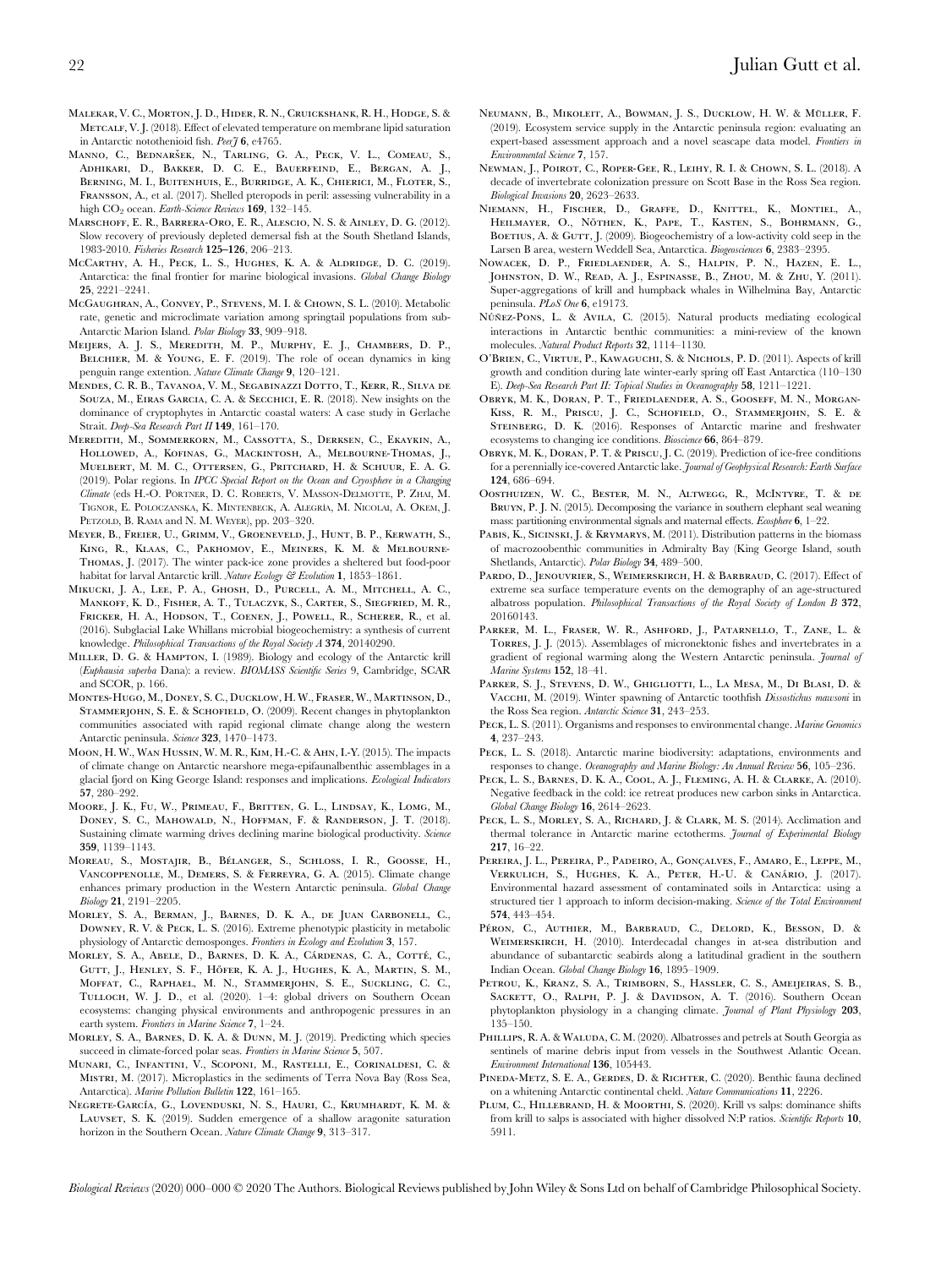Malekar, V. C., Morton, J. D., Hider, R. N., Cruickshank, R. H., Hodge, S. & Metcalf, V. J. (2018). Effect of elevated temperature on membrane lipid saturation in Antarctic notothenioid fish. *PeerJ* **6**, e4765.

Manno, C., Bednaršek, N., Tarling, G. A., Peck, V. L., Comeau, S., Adhikari, D., Bakker, D. C. E., Bauerfeind, E., Bergan, A. J., Berning, M. I., Buitenhuis, E., Burridge, A. K., Chierici, M., Floter, S., Fransson, A., et al. (2017). Shelled pteropods in peril: assessing vulnerability in a high $CO_2$ ocean. *Earth-Science Reviews* **169**, 132–145.

Marschoff, E. R., Barrera-Oro, E. R., Alescio, N. S. & Ainley, D. G. (2012). Slow recovery of previously depleted demersal fish at the South Shetland Islands, 1983-2010. *Fisheries Research* **125–126**, 206–213.

McCarthy, A. H., Peck, L. S., Hughes, K. A. & Aldridge, D. C. (2019). Antarctica: the final frontier for marine biological invasions. *Global Change Biology* **25**, 2221–2241.

McGaughran, A., Convey, P., Stevens, M. I. & Chown, S. L. (2010). Metabolic rate, genetic and microclimate variation among springtail populations from sub-Antarctic Marion Island. *Polar Biology* **33**, 909–918.

Meijers, A. J. S., Meredith, M. P., Murphy, E. J., Chambers, D. P., Belchier, M. & Young, E. F. (2019). The role of ocean dynamics in king penguin range extention. *Nature Climate Change* **9**, 120–121.

Mendes, C. R. B., Tavanoa, V. M., Segabinazzi Dotto, T., Kerr, R., Silva de Souza, M., Eiras Garcia, C. A. & Secchici, E. R. (2018). New insights on the dominance of cryptophytes in Antarctic coastal waters: A case study in Gerlache Strait. *Deep-Sea Research Part II* **149**, 161–170.

Meredith, M., Sommerkorn, M., Cassotta, S., Derksen, C., Ekaykin, A., Hollowed, A., Kofinas, G., Mackintosh, A., Melbourne-Thomas, J., Muelbert, M. M. C., Ottersen, G., Pritchard, H. & Schuur, E. A. G. (2019). Polar regions. In *IPCC Special Report on the Ocean and Cryosphere in a Changing Climate* (eds H.-O. Pörtner, D. C. Roberts, V. Masson-Delmotte, P. Zhai, M. Tignor, E. Poloczanska, K. Mintenbeck, A. Alegría, M. Nicolai, A. Okem, J. Petzold, B. Rama and N. M. Weyer), pp. 203–320.

Meyer, B., Freier, U., Grimm, V., Groeneveld, J., Hunt, B. P., Kerwath, S., King, R., Klaas, C., Pakhomov, E., Meiners, K. M. & Melbourne-Thomas, J. (2017). The winter pack-ice zone provides a sheltered but food-poor habitat for larval Antarctic krill. *Nature Ecology & Evolution* **1**, 1853–1861.

Mikucki, J. A., Lee, P. A., Ghosh, D., Purcell, A. M., Mitchell, A. C., Mankoff, K. D., Fisher, A. T., Tulaczyk, S., Carter, S., Siegfried, M. R., Fricker, H. A., Hodson, T., Coenen, J., Powell, R., Scherer, R., et al. (2016). Subglacial Lake Whillans microbial biogeochemistry: a synthesis of current knowledge. *Philosophical Transactions of the Royal Society A* **374**, 20140290.

Miller, D. G. & Hampton, I. (1989). Biology and ecology of the Antarctic krill (*Euphausia superba* Dana): a review. *BIOMASS Scientific Series* 9, Cambridge, SCAR and SCOR, p. 166.

Montes-Hugo, M., Doney, S. C., Ducklow, H. W., Fraser, W., Martinson, D., Stammerjohn, S. E. & Schofield, O. (2009). Recent changes in phytoplankton communities associated with rapid regional climate change along the western Antarctic peninsula. *Science* **323**, 1470–1473.

Moon, H. W., Wan Hussin, W. M. R., Kim, H.-C. & Ahn, I.-Y. (2015). The impacts of climate change on Antarctic nearshore mega-epifaunalbenthic assemblages in a glacial fjord on King George Island: responses and implications. *Ecological Indicators* **57**, 280–292.

Moore, J. K., Fu, W., Primeau, F., Britten, G. L., Lindsay, K., Lomg, M., Doney, S. C., Mahowald, N., Hoffman, F. & Randerson, J. T. (2018). Sustaining climate warming drives declining marine biological productivity. *Science* **359**, 1139–1143.

Moreau, S., Mostajir, B., Bélanger, S., Schloss, I. R., Goosse, H., Vancoppenolle, M., Demers, S. & Ferreyra, G. A. (2015). Climate change enhances primary production in the Western Antarctic peninsula. *Global Change Biology* **21**, 2191–2205.

Morley, S. A., Berman, J., Barnes, D. K. A., de Juan Carbonell, C., Downey, R. V. & Peck, L. S. (2016). Extreme phenotypic plasticity in metabolic physiology of Antarctic demosponges. *Frontiers in Ecology and Evolution* **3**, 157.

Morley, S. A., Abele, D., Barnes, D. K. A., Cárdenas, C. A., Cotté, C., Gutt, J., Henley, S. F., Höfer, K. A. J., Hughes, K. A., Martin, S. M., Moffat, C., Raphael, M. N., Stammerjohn, S. E., Suckling, C. C., Tulloch, W. J. D., et al. (2020). 1–4: global drivers on Southern Ocean ecosystems: changing physical environments and anthropogenic pressures in an earth system. *Frontiers in Marine Science* **7**, 1–24.

Morley, S. A., Barnes, D. K. A. & Dunn, M. J. (2019). Predicting which species succeed in climate-forced polar seas. *Frontiers in Marine Science* **5**, 507.

Munari, C., Infantini, V., Scoponi, M., Rastelli, E., Corinaldesi, C. & Mistri, M. (2017). Microplastics in the sediments of Terra Nova Bay (Ross Sea, Antarctica). *Marine Pollution Bulletin* **122**, 161–165.

Negrete-García, G., Lovenduski, N. S., Hauri, C., Krumhardt, K. M. & Lauvset, S. K. (2019). Sudden emergence of a shallow aragonite saturation horizon in the Southern Ocean. *Nature Climate Change* **9**, 313–317.

Neumann, B., Mikoleit, A., Bowman, J. S., Ducklow, H. W. & Müller, F. (2019). Ecosystem service supply in the Antarctic peninsula region: evaluating an expert-based assessment approach and a novel seascape data model. *Frontiers in Environmental Science* **7**, 157.

Newman, J., Poirot, C., Roper-Gee, R., Leihy, R. I. & Chown, S. L. (2018). A decade of invertebrate colonization pressure on Scott Base in the Ross Sea region. *Biological Invasions* **20**, 2623–2633.

Niemann, H., Fischer, D., Graffe, D., Knittel, K., Montiel, A., Heilmayer, O., Nöthen, K., Pape, T., Kasten, S., Bohrmann, G., Boetius, A. & Gutt, J. (2009). Biogeochemistry of a low-activity cold seep in the Larsen B area, western Weddell Sea, Antarctica. *Biogeosciences* **6**, 2383–2395.

Nowacek, D. P., Friedlaender, A. S., Halpin, P. N., Hazen, E. L., Johnston, D. W., Read, A. J., Espinasse, B., Zhou, M. & Zhu, Y. (2011). Super-aggregations of krill and humpback whales in Wilhelmina Bay, Antarctic peninsula. *PLoS One* **6**, e19173.

Núñez-Pons, L. & Avila, C. (2015). Natural products mediating ecological interactions in Antarctic benthic communities: a mini-review of the known molecules. *Natural Product Reports* **32**, 1114–1130.

O'Brien, C., Virtue, P., Kawaguchi, S. & Nichols, P. D. (2011). Aspects of krill growth and condition during late winter-early spring off East Antarctica (110–130 E). *Deep-Sea Research Part II: Topical Studies in Oceanography* **58**, 1211–1221.

Obryk, M. K., Doran, P. T., Friedlaender, A. S., Gooseff, M. N., Morgan-Kiss, R. M., Priscu, J. C., Schofield, O., Stammerjohn, S. E. & Steinberg, D. K. (2016). Responses of Antarctic marine and freshwater ecosystems to changing ice conditions. *Bioscience* **66**, 864–879.

Obryk, M. K., Doran, P. T. & Priscu, J. C. (2019). Prediction of ice-free conditions for a perennially ice-covered Antarctic lake. *Journal of Geophysical Research: Earth Surface* **124**, 686–694.

Oosthuizen, W. C., Bester, M. N., Altwegg, R., McIntyre, T. & de Bruyn, P. J. N. (2015). Decomposing the variance in southern elephant seal weaning mass: partitioning environmental signals and maternal effects. *Ecosphere* **6**, 1–22.

Pabis, K., Sicinski, J. & Krymarys, M. (2011). Distribution patterns in the biomass of macrozoobenthic communities in Admiralty Bay (King George Island, south Shetlands, Antarctic). *Polar Biology* **34**, 489–500.

Pardo, D., Jenouvrier, S., Weimerskirch, H. & Barbraud, C. (2017). Effect of extreme sea surface temperature events on the demography of an age-structured albatross population. *Philosophical Transactions of the Royal Society of London B* **372**, 20160143.

Parker, M. L., Fraser, W. R., Ashford, J., Patarnello, T., Zane, L. & Torres, J. J. (2015). Assemblages of micronektonic fishes and invertebrates in a gradient of regional warming along the Western Antarctic peninsula. *Journal of Marine Systems* **152**, 18–41.

Parker, S. J., Stevens, D. W., Ghigliotti, L., La Mesa, M., Di Blasi, D. & Vacchi, M. (2019). Winter spawning of Antarctic toothfish *Dissostichus mawsoni* in the Ross Sea region. *Antarctic Science* **31**, 243–253.

Peck, L. S. (2011). Organisms and responses to environmental change. *Marine Genomics* **4**, 237–243.

Peck, L. S. (2018). Antarctic marine biodiversity: adaptations, environments and responses to change. *Oceanography and Marine Biology: An Annual Review* **56**, 105–236.

Peck, L. S., Barnes, D. K. A., Cool, A. J., Fleming, A. H. & Clarke, A. (2010). Negative feedback in the cold: ice retreat produces new carbon sinks in Antarctica. *Global Change Biology* **16**, 2614–2623.

Peck, L. S., Morley, S. A., Richard, J. & Clark, M. S. (2014). Acclimation and thermal tolerance in Antarctic marine ectotherms. *Journal of Experimental Biology* **217**, 16–22.

Pereira, J. L., Pereira, P., Padeiro, A., Gonçalves, F., Amaro, E., Leppe, M., Verkulich, S., Hughes, K. A., Peter, H.-U. & Canário, J. (2017). Environmental hazard assessment of contaminated soils in Antarctica: using a structured tier 1 approach to inform decision-making. *Science of the Total Environment* **574**, 443–454.

Péron, C., Authier, M., Barbraud, C., Delord, K., Besson, D. & Weimerskirch, H. (2010). Interdecadal changes in at-sea distribution and abundance of subantarctic seabirds along a latitudinal gradient in the southern Indian Ocean. *Global Change Biology* **16**, 1895–1909.

Petrou, K., Kranz, S. A., Trimborn, S., Hassler, C. S., Ameijeiras, S. B., Sackett, O., Ralph, P. J. & Davidson, A. T. (2016). Southern Ocean phytoplankton physiology in a changing climate. *Journal of Plant Physiology* **203**, 135–150.

Phillips, R. A. & Waluda, C. M. (2020). Albatrosses and petrels at South Georgia as sentinels of marine debris input from vessels in the Southwest Atlantic Ocean. *Environment International* **136**, 105443.

Pineda-Metz, S. E. A., Gerdes, D. & Richter, C. (2020). Benthic fauna declined on a whitening Antarctic continental cheld. *Nature Communications* **11**, 2226.

Plum, C., Hillebrand, H. & Moorthi, S. (2020). Krill vs salps: dominance shifts from krill to salps is associated with higher dissolved N:P ratios. *Scientific Reports* **10**, 5911.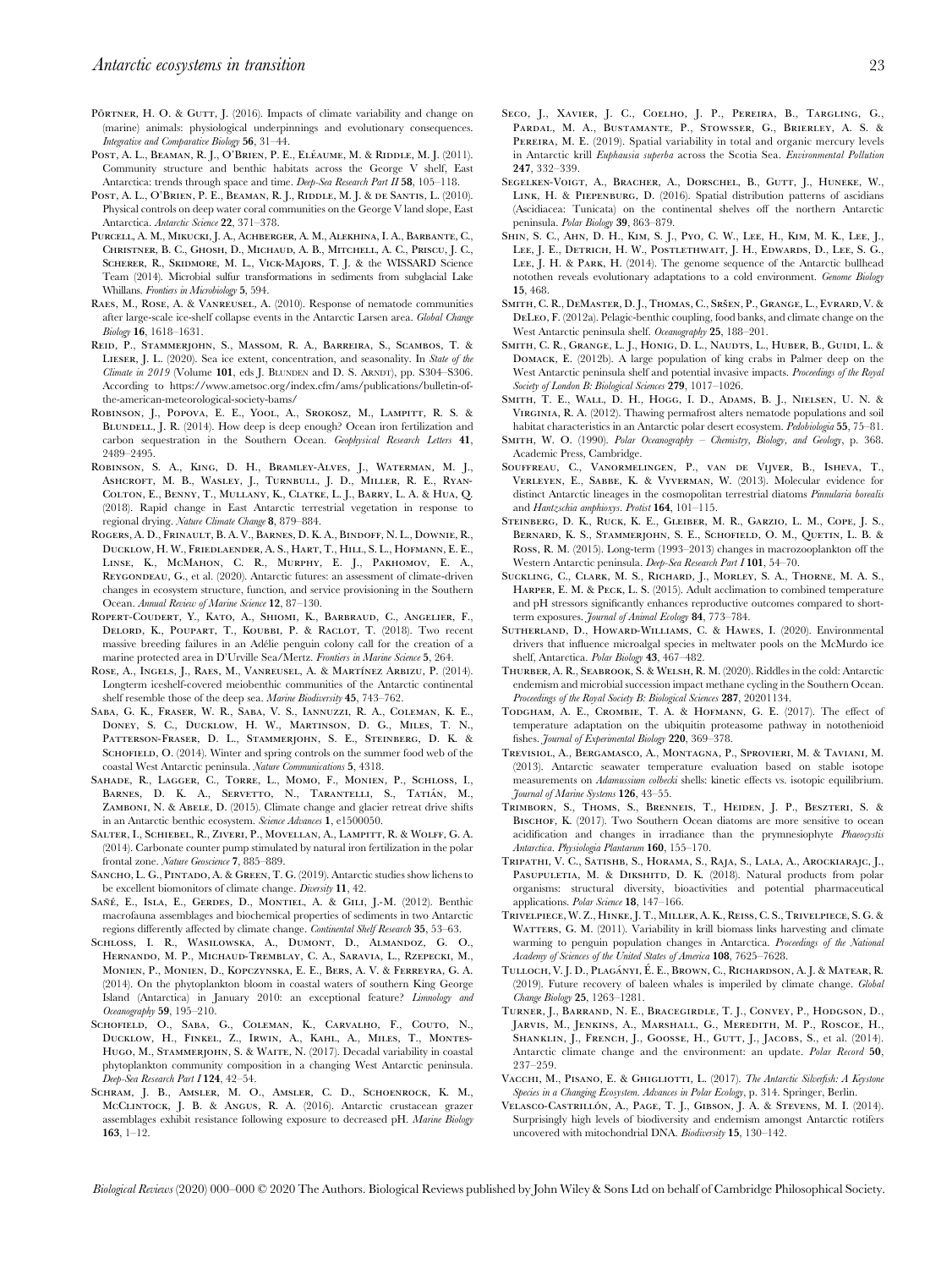Pörtner, H. O. & Gutt, J. (2016). Impacts of climate variability and change on (marine) animals: physiological underpinnings and evolutionary consequences. *Integrative and Comparative Biology* **56**, 31–44.

Post, A. L., Beaman, R. J., O'Brien, P. E., Eléaume, M. & Riddle, M. J. (2011). Community structure and benthic habitats across the George V shelf, East Antarctica: trends through space and time. *Deep-Sea Research Part II* **58**, 105–118.

Post, A. L., O'Brien, P. E., Beaman, R. J., Riddle, M. J. & de Santis, L. (2010). Physical controls on deep water coral communities on the George V land slope, East Antarctica. *Antarctic Science* **22**, 371–378.

Purcell, A. M., Mikucki, J. A., Achberger, A. M., Alekhina, I. A., Barbante, C., Christner, B. C., Ghosh, D., Michaud, A. B., Mitchell, A. C., Priscu, J. C., Scherer, R., Skidmore, M. L., Vick-Majors, T. J. & the WISSARD Science Team (2014). Microbial sulfur transformations in sediments from subglacial Lake Whillans. *Frontiers in Microbiology* **5**, 594.

Raes, M., Rose, A. & Vanreusel, A. (2010). Response of nematode communities after large-scale ice-shelf collapse events in the Antarctic Larsen area. *Global Change Biology* **16**, 1618–1631.

Reid, P., Stammerjohn, S., Massom, R. A., Barreira, S., Scambos, T. & Lieser, J. L. (2020). Sea ice extent, concentration, and seasonality. In *State of the Climate in 2019* (Volume **101**, eds J. Blunden and D. S. Arndt), pp. S304–S306. According to https://www.ametsoc.org/index.cfm/ams/publications/bulletin-of-the-american-meteorological-society-bams/

Robinson, J., Popova, E. E., Yool, A., Srokosz, M., Lampitt, R. S. & Blundell, J. R. (2014). How deep is deep enough? Ocean iron fertilization and carbon sequestration in the Southern Ocean. *Geophysical Research Letters* **41**, 2489–2495.

Robinson, S. A., King, D. H., Bramley-Alves, J., Waterman, M. J., Ashcroft, M. B., Wasley, J., Turnbull, J. D., Miller, R. E., Ryan-Colton, E., Benny, T., Mullany, K., Clatke, L. J., Barry, L. A. & Hua, Q. (2018). Rapid change in East Antarctic terrestrial vegetation in response to regional drying. *Nature Climate Change* **8**, 879–884.

Rogers, A. D., Frinault, B. A. V., Barnes, D. K. A., Bindoff, N. L., Downie, R., Ducklow, H. W., Friedlaender, A. S., Hart, T., Hill, S. L., Hofmann, E. E., Linse, K., McMahon, C. R., Murphy, E. J., Pakhomov, E. A., Reygondeau, G., et al. (2020). Antarctic futures: an assessment of climate-driven changes in ecosystem structure, function, and service provisioning in the Southern Ocean. *Annual Review of Marine Science* **12**, 87–130.

Ropert-Coudert, Y., Kato, A., Shiomi, K., Barbraud, C., Angelier, F., Delord, K., Poupart, T., Koubbi, P. & Raclot, T. (2018). Two recent massive breeding failures in an Adélie penguin colony call for the creation of a marine protected area in D'Urville Sea/Mertz. *Frontiers in Marine Science* **5**, 264.

Rose, A., Ingels, J., Raes, M., Vanreusel, A. & Martínez Arbizu, P. (2014). Longterm iceshelf-covered meiobenthic communities of the Antarctic continental shelf resemble those of the deep sea. *Marine Biodiversity* **45**, 743–762.

Saba, G. K., Fraser, W. R., Saba, V. S., Iannuzzi, R. A., Coleman, K. E., Doney, S. C., Ducklow, H. W., Martinson, D. G., Miles, T. N., Patterson-Fraser, D. L., Stammerjohn, S. E., Steinberg, D. K. & Schofield, O. (2014). Winter and spring controls on the summer food web of the coastal West Antarctic peninsula. *Nature Communications* **5**, 4318.

Sahade, R., Lagger, C., Torre, L., Momo, F., Monien, P., Schloss, I., Barnes, D. K. A., Servetto, N., Tarantelli, S., Tatián, M., Zamboni, N. & Abele, D. (2015). Climate change and glacier retreat drive shifts in an Antarctic benthic ecosystem. *Science Advances* **1**, e1500050.

Salter, I., Schiebel, R., Ziveri, P., Movellan, A., Lampitt, R. & Wolff, G. A. (2014). Carbonate counter pump stimulated by natural iron fertilization in the polar frontal zone. *Nature Geoscience* **7**, 885–889.

Sancho, L. G., Pintado, A. & Green, T. G. (2019). Antarctic studies show lichens to be excellent biomonitors of climate change. *Diversity* **11**, 42.

Sañé, E., Isla, E., Gerdes, D., Montiel, A. & Gili, J.-M. (2012). Benthic macrofauna assemblages and biochemical properties of sediments in two Antarctic regions differently affected by climate change. *Continental Shelf Research* **35**, 53–63.

Schloss, I. R., Wasilowska, A., Dumont, D., Almandoz, G. O., Hernando, M. P., Michaud-Tremblay, C. A., Saravia, L., Rzepecki, M., Monien, P., Monien, D., Kopczynska, E. E., Bers, A. V. & Ferreyra, G. A. (2014). On the phytoplankton bloom in coastal waters of southern King George Island (Antarctica) in January 2010: an exceptional feature? *Limnology and Oceanography* **59**, 195–210.

Schofield, O., Saba, G., Coleman, K., Carvalho, F., Couto, N., Ducklow, H., Finkel, Z., Irwin, A., Kahl, A., Miles, T., Montes-Hugo, M., Stammerjohn, S. & Waite, N. (2017). Decadal variability in coastal phytoplankton community composition in a changing West Antarctic peninsula. *Deep-Sea Research Part I* **124**, 42–54.

Schram, J. B., Amsler, M. O., Amsler, C. D., Schoenrock, K. M., McClintock, J. B. & Angus, R. A. (2016). Antarctic crustacean grazer assemblages exhibit resistance following exposure to decreased pH. *Marine Biology* **163**, 1–12.

Seco, J., Xavier, J. C., Coelho, J. P., Pereira, B., Targling, G., Pardal, M. A., Bustamante, P., Stowsser, G., Brierley, A. S. & Pereira, M. E. (2019). Spatial variability in total and organic mercury levels in Antarctic krill *Euphausia superba* across the Scotia Sea. *Environmental Pollution* **247**, 332–339.

Segelken-Voigt, A., Bracher, A., Dorschel, B., Gutt, J., Huneke, W., Link, H. & Piepenburg, D. (2016). Spatial distribution patterns of ascidians (Ascidiacea: Tunicata) on the continental shelves off the northern Antarctic peninsula. *Polar Biology* **39**, 863–879.

Shin, S. C., Ahn, D. H., Kim, S. J., Pyo, C. W., Lee, H., Kim, M. K., Lee, J., Lee, J. E., Detrich, H. W., Postlethwait, J. H., Edwards, D., Lee, S. G., Lee, J. H. & Park, H. (2014). The genome sequence of the Antarctic bullhead notothen reveals evolutionary adaptations to a cold environment. *Genome Biology* **15**, 468.

Smith, C. R., DeMaster, D. J., Thomas, C., Sršen, P., Grange, L., Evrard, V. & DeLeo, F. (2012a). Pelagic-benthic coupling, food banks, and climate change on the West Antarctic peninsula shelf. *Oceanography* **25**, 188–201.

Smith, C. R., Grange, L. J., Honig, D. L., Naudts, L., Huber, B., Guidi, L. & Domack, E. (2012b). A large population of king crabs in Palmer deep on the West Antarctic peninsula shelf and potential invasive impacts. *Proceedings of the Royal Society of London B: Biological Sciences* **279**, 1017–1026.

Smith, T. E., Wall, D. H., Hogg, I. D., Adams, B. J., Nielsen, U. N. & Virginia, R. A. (2012). Thawing permafrost alters nematode populations and soil habitat characteristics in an Antarctic polar desert ecosystem. *Pedobiologia* **55**, 75–81.

Smith, W. O. (1990). *Polar Oceanography – Chemistry, Biology, and Geology*, p. 368. Academic Press, Cambridge.

Souffreau, C., Vanormelingen, P., van de Vijver, B., Isheva, T., Verleyen, E., Sabbe, K. & Vyverman, W. (2013). Molecular evidence for distinct Antarctic lineages in the cosmopolitan terrestrial diatoms *Pinnularia borealis* and *Hantzschia amphioxys*. *Protist* **164**, 101–115.

Steinberg, D. K., Ruck, K. E., Gleiber, M. R., Garzio, L. M., Cope, J. S., Bernard, K. S., Stammerjohn, S. E., Schofield, O. M., Quetin, L. B. & Ross, R. M. (2015). Long-term (1993–2013) changes in macrozooplankton off the Western Antarctic peninsula. *Deep-Sea Research Part I* **101**, 54–70.

Suckling, C., Clark, M. S., Richard, J., Morley, S. A., Thorne, M. A. S., Harper, E. M. & Peck, L. S. (2015). Adult acclimation to combined temperature and pH stressors significantly enhances reproductive outcomes compared to short-term exposures. *Journal of Animal Ecology* **84**, 773–784.

Sutherland, D., Howard-Williams, C. & Hawes, I. (2020). Environmental drivers that influence microalgal species in meltwater pools on the McMurdo ice shelf, Antarctica. *Polar Biology* **43**, 467–482.

Thurber, A. R., Seabrook, S. & Welsh, R. M. (2020). Riddles in the cold: Antarctic endemism and microbial succession impact methane cycling in the Southern Ocean. *Proceedings of the Royal Society B: Biological Sciences* **287**, 20201134.

Todgham, A. E., Crombie, T. A. & Hofmann, G. E. (2017). The effect of temperature adaptation on the ubiquitin proteasome pathway in notothenioid fishes. *Journal of Experimental Biology* **220**, 369–378.

Trevisiol, A., Bergamasco, A., Montagna, P., Sprovieri, M. & Taviani, M. (2013). Antarctic seawater temperature evaluation based on stable isotope measurements on *Adamussium colbecki* shells: kinetic effects vs. isotopic equilibrium. *Journal of Marine Systems* **126**, 43–55.

Trimborn, S., Thoms, S., Brenneis, T., Heiden, J. P., Beszteri, S. & Bischof, K. (2017). Two Southern Ocean diatoms are more sensitive to ocean acidification and changes in irradiance than the prymnesiophyte *Phaeocystis Antarctica*. *Physiologia Plantarum* **160**, 155–170.

Tripathi, V. C., Satishb, S., Horama, S., Raja, S., Lala, A., Arockiarajc, J., Pasupuletia, M. & Dikshitd, D. K. (2018). Natural products from polar organisms: structural diversity, bioactivities and potential pharmaceutical applications. *Polar Science* **18**, 147–166.

Trivelpiece, W. Z., Hinke, J. T., Miller, A. K., Reiss, C. S., Trivelpiece, S. G. & Watters, G. M. (2011). Variability in krill biomass links harvesting and climate warming to penguin population changes in Antarctica. *Proceedings of the National Academy of Sciences of the United States of America* **108**, 7625–7628.

Tulloch, V. J. D., Plagányi, É. E., Brown, C., Richardson, A. J. & Matear, R. (2019). Future recovery of baleen whales is imperiled by climate change. *Global Change Biology* **25**, 1263–1281.

Turner, J., Barrand, N. E., Bracegirdle, T. J., Convey, P., Hodgson, D., Jarvis, M., Jenkins, A., Marshall, G., Meredith, M. P., Roscoe, H., Shanklin, J., French, J., Goosse, H., Gutt, J., Jacobs, S., et al. (2014). Antarctic climate change and the environment: an update. *Polar Record* **50**, 237–259.

Vacchi, M., Pisano, E. & Ghigliotti, L. (2017). *The Antarctic Silverfish: A Keystone Species in a Changing Ecosystem. Advances in Polar Ecology*, p. 314. Springer, Berlin.

Velasco-Castrillón, A., Page, T. J., Gibson, J. A. & Stevens, M. I. (2014). Surprisingly high levels of biodiversity and endemism amongst Antarctic rotifers uncovered with mitochondrial DNA. *Biodiversity* **15**, 130–142.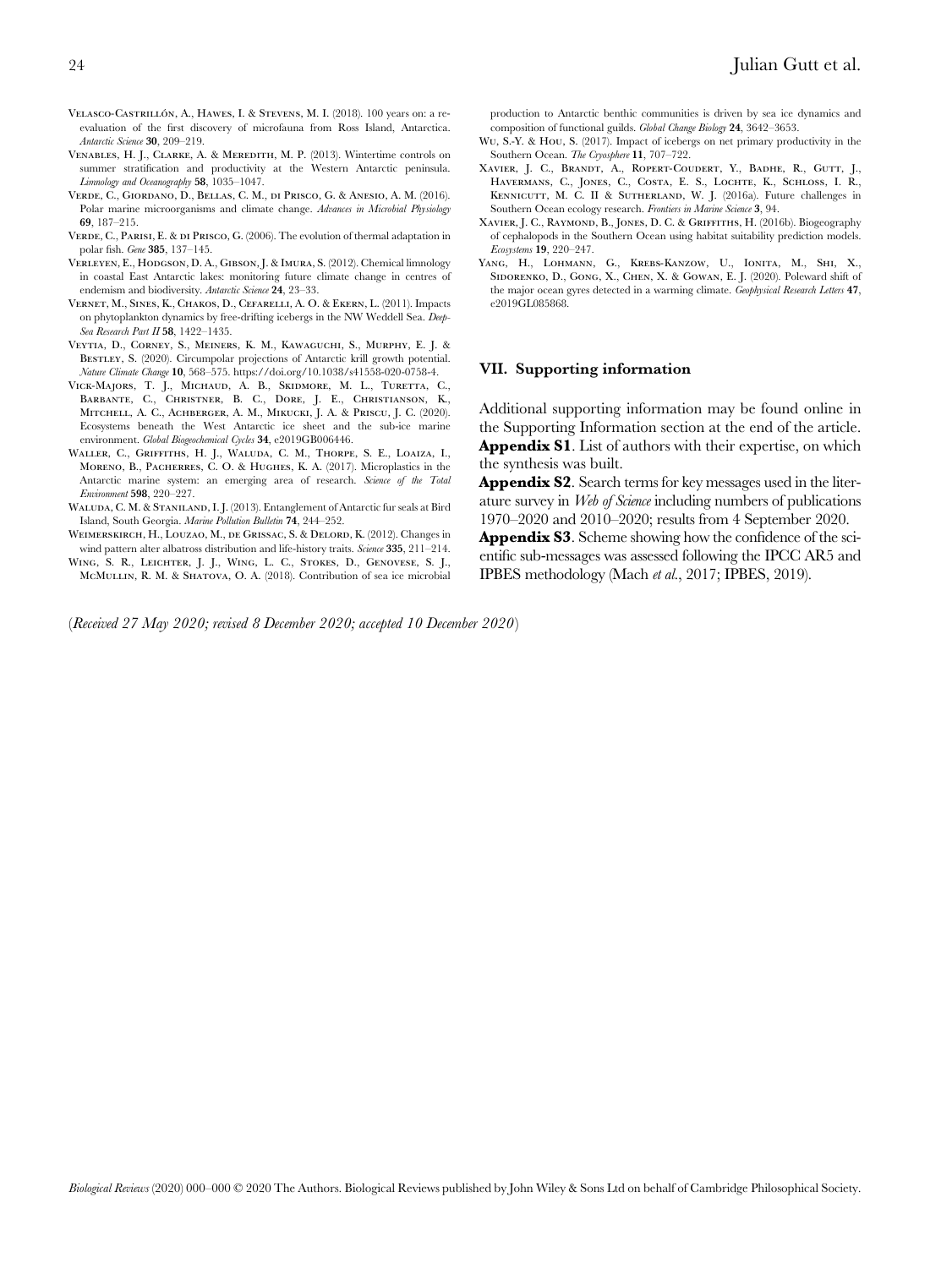Velasco-Castrillón, A., Hawes, I. & Stevens, M. I. (2018). 100 years on: a re-evaluation of the first discovery of microfauna from Ross Island, Antarctica. *Antarctic Science* **30**, 209–219.

Venables, H. J., Clarke, A. & Meredith, M. P. (2013). Wintertime controls on summer stratification and productivity at the Western Antarctic peninsula. *Limnology and Oceanography* **58**, 1035–1047.

Verde, C., Giordano, D., Bellas, C. M., di Prisco, G. & Anesio, A. M. (2016). Polar marine microorganisms and climate change. *Advances in Microbial Physiology* **69**, 187–215.

Verde, C., Parisi, E. & di Prisco, G. (2006). The evolution of thermal adaptation in polar fish. *Gene* **385**, 137–145.

Verleyen, E., Hodgson, D. A., Gibson, J. & Imura, S. (2012). Chemical limnology in coastal East Antarctic lakes: monitoring future climate change in centres of endemism and biodiversity. *Antarctic Science* **24**, 23–33.

Vernet, M., Sines, K., Chakos, D., Cefarelli, A. O. & Ekern, L. (2011). Impacts on phytoplankton dynamics by free-drifting icebergs in the NW Weddell Sea. *Deep-Sea Research Part II* **58**, 1422–1435.

Veytia, D., Corney, S., Meiners, K. M., Kawaguchi, S., Murphy, E. J. & Bestley, S. (2020). Circumpolar projections of Antarctic krill growth potential. *Nature Climate Change* **10**, 568–575. https://doi.org/10.1038/s41558-020-0758-4.

Vick-Majors, T. J., Michaud, A. B., Skidmore, M. L., Turetta, C., Barbante, C., Christner, B. C., Dore, J. E., Christianson, K., Mitchell, A. C., Achberger, A. M., Mikucki, J. A. & Priscu, J. C. (2020). Ecosystems beneath the West Antarctic ice sheet and the sub-ice marine environment. *Global Biogeochemical Cycles* **34**, e2019GB006446.

Waller, C., Griffiths, H. J., Waluda, C. M., Thorpe, S. E., Loaiza, I., Moreno, B., Pacherres, C. O. & Hughes, K. A. (2017). Microplastics in the Antarctic marine system: an emerging area of research. *Science of the Total Environment* **598**, 220–227.

Waluda, C. M. & Staniland, I. J. (2013). Entanglement of Antarctic fur seals at Bird Island, South Georgia. *Marine Pollution Bulletin* **74**, 244–252.

Weimerskirch, H., Louzao, M., de Grissac, S. & Delord, K. (2012). Changes in wind pattern alter albatross distribution and life-history traits. *Science* **335**, 211–214.

Wing, S. R., Leichter, J. J., Wing, L. C., Stokes, D., Genovese, S. J., McMullin, R. M. & Shatova, O. A. (2018). Contribution of sea ice microbial production to Antarctic benthic communities is driven by sea ice dynamics and composition of functional guilds. *Global Change Biology* **24**, 3642–3653.

Wu, S.-Y. & Hou, S. (2017). Impact of icebergs on net primary productivity in the Southern Ocean. *The Cryosphere* **11**, 707–722.

Xavier, J. C., Brandt, A., Ropert-Coudert, Y., Badhe, R., Gutt, J., Havermans, C., Jones, C., Costa, E. S., Lochte, K., Schloss, I. R., Kennicutt, M. C. II & Sutherland, W. J. (2016a). Future challenges in Southern Ocean ecology research. *Frontiers in Marine Science* **3**, 94.

Xavier, J. C., Raymond, B., Jones, D. C. & Griffiths, H. (2016b). Biogeography of cephalopods in the Southern Ocean using habitat suitability prediction models. *Ecosystems* **19**, 220–247.

Yang, H., Lohmann, G., Krebs-Kanzow, U., Ionita, M., Shi, X., Sidorenko, D., Gong, X., Chen, X. & Gowan, E. J. (2020). Poleward shift of the major ocean gyres detected in a warming climate. *Geophysical Research Letters* **47**, e2019GL085868.

## VII. Supporting information

Additional supporting information may be found online in the Supporting Information section at the end of the article.

**Appendix S1**. List of authors with their expertise, on which the synthesis was built.

**Appendix S2**. Search terms for key messages used in the literature survey in *Web of Science* including numbers of publications 1970–2020 and 2010–2020; results from 4 September 2020.

**Appendix S3**. Scheme showing how the confidence of the scientific sub-messages was assessed following the IPCC AR5 and IPBES methodology (Mach *et al.*, 2017; IPBES, 2019).

(*Received 27 May 2020; revised 8 December 2020; accepted 10 December 2020*)